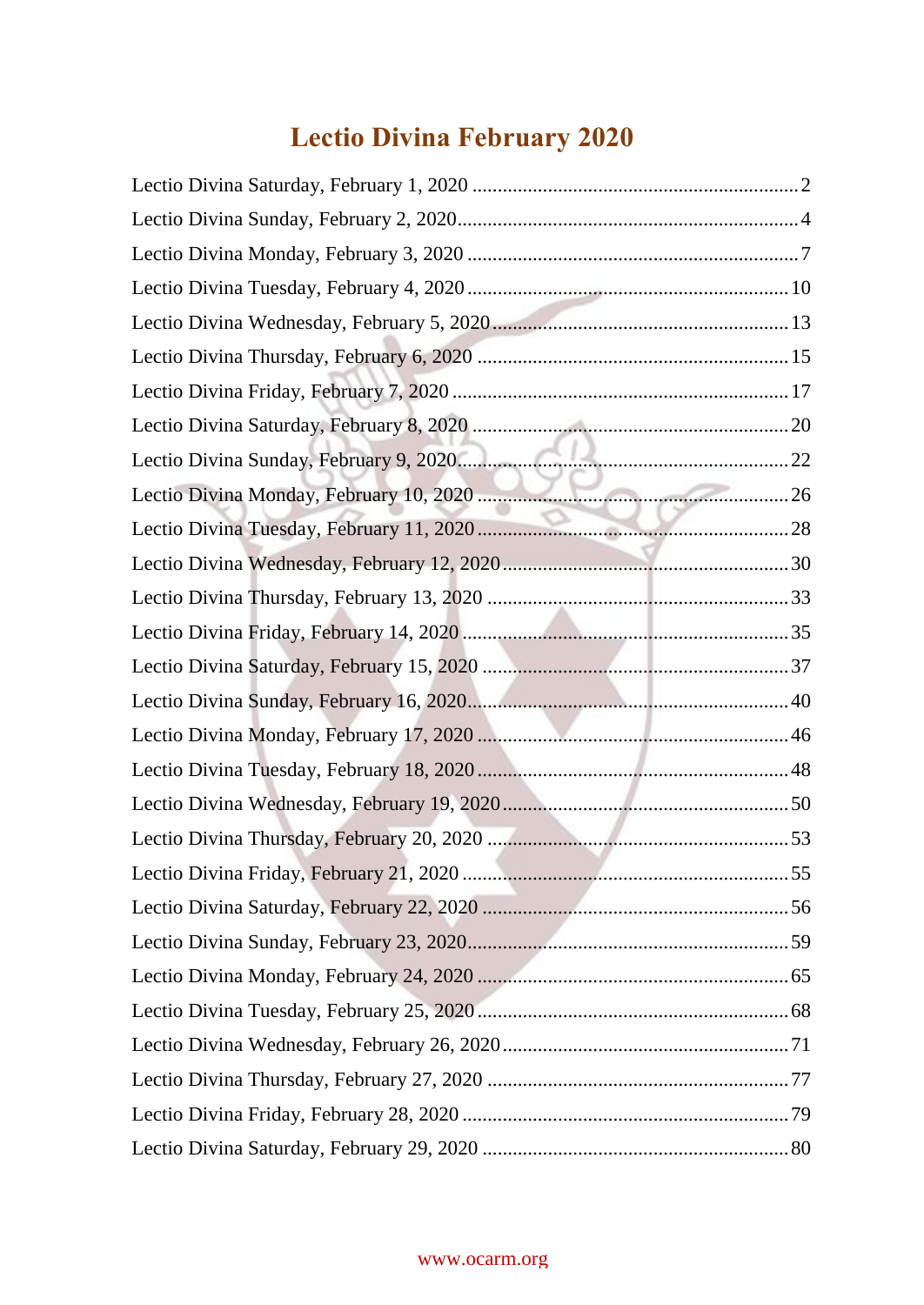# Lectio Divina February 2020

Lectio Divina Saturday, February 1, 2020 .......... 2
Lectio Divina Sunday, February 2, 2020 .......... 4
Lectio Divina Monday, February 3, 2020 .......... 7
Lectio Divina Tuesday, February 4, 2020 .......... 10
Lectio Divina Wednesday, February 5, 2020 .......... 13
Lectio Divina Thursday, February 6, 2020 .......... 15
Lectio Divina Friday, February 7, 2020 .......... 17
Lectio Divina Saturday, February 8, 2020 .......... 20
Lectio Divina Sunday, February 9, 2020 .......... 22
Lectio Divina Monday, February 10, 2020 .......... 26
Lectio Divina Tuesday, February 11, 2020 .......... 28
Lectio Divina Wednesday, February 12, 2020 .......... 30
Lectio Divina Thursday, February 13, 2020 .......... 33
Lectio Divina Friday, February 14, 2020 .......... 35
Lectio Divina Saturday, February 15, 2020 .......... 37
Lectio Divina Sunday, February 16, 2020 .......... 40
Lectio Divina Monday, February 17, 2020 .......... 46
Lectio Divina Tuesday, February 18, 2020 .......... 48
Lectio Divina Wednesday, February 19, 2020 .......... 50
Lectio Divina Thursday, February 20, 2020 .......... 53
Lectio Divina Friday, February 21, 2020 .......... 55
Lectio Divina Saturday, February 22, 2020 .......... 56
Lectio Divina Sunday, February 23, 2020 .......... 59
Lectio Divina Monday, February 24, 2020 .......... 65
Lectio Divina Tuesday, February 25, 2020 .......... 68
Lectio Divina Wednesday, February 26, 2020 .......... 71
Lectio Divina Thursday, February 27, 2020 .......... 77
Lectio Divina Friday, February 28, 2020 .......... 79
Lectio Divina Saturday, February 29, 2020 .......... 80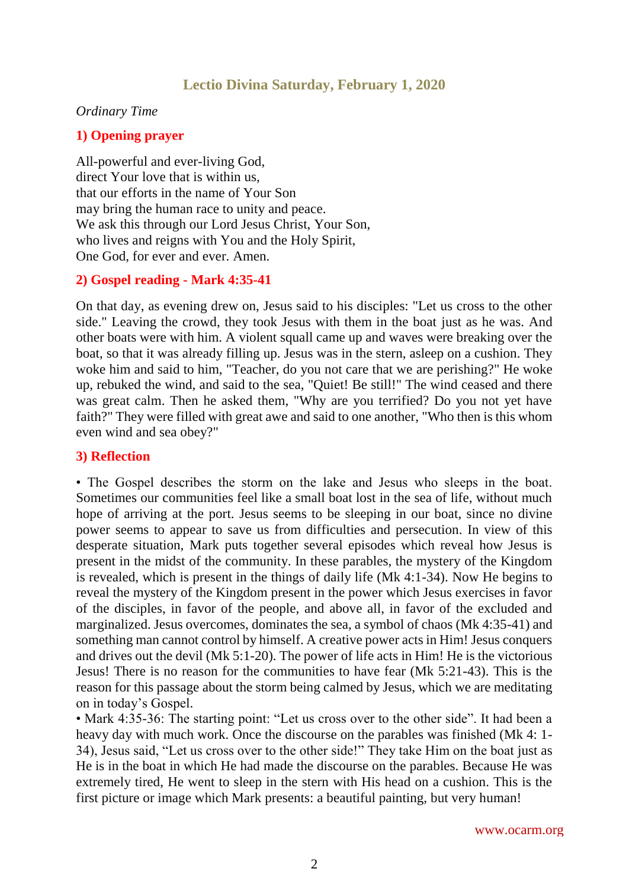## Lectio Divina Saturday, February 1, 2020

*Ordinary Time*

### 1) Opening prayer

All-powerful and ever-living God,
direct Your love that is within us,
that our efforts in the name of Your Son
may bring the human race to unity and peace.
We ask this through our Lord Jesus Christ, Your Son,
who lives and reigns with You and the Holy Spirit,
One God, for ever and ever. Amen.

### 2) Gospel reading - Mark 4:35-41

On that day, as evening drew on, Jesus said to his disciples: "Let us cross to the other side." Leaving the crowd, they took Jesus with them in the boat just as he was. And other boats were with him. A violent squall came up and waves were breaking over the boat, so that it was already filling up. Jesus was in the stern, asleep on a cushion. They woke him and said to him, "Teacher, do you not care that we are perishing?" He woke up, rebuked the wind, and said to the sea, "Quiet! Be still!" The wind ceased and there was great calm. Then he asked them, "Why are you terrified? Do you not yet have faith?" They were filled with great awe and said to one another, "Who then is this whom even wind and sea obey?"

### 3) Reflection

• The Gospel describes the storm on the lake and Jesus who sleeps in the boat. Sometimes our communities feel like a small boat lost in the sea of life, without much hope of arriving at the port. Jesus seems to be sleeping in our boat, since no divine power seems to appear to save us from difficulties and persecution. In view of this desperate situation, Mark puts together several episodes which reveal how Jesus is present in the midst of the community. In these parables, the mystery of the Kingdom is revealed, which is present in the things of daily life (Mk 4:1-34). Now He begins to reveal the mystery of the Kingdom present in the power which Jesus exercises in favor of the disciples, in favor of the people, and above all, in favor of the excluded and marginalized. Jesus overcomes, dominates the sea, a symbol of chaos (Mk 4:35-41) and something man cannot control by himself. A creative power acts in Him! Jesus conquers and drives out the devil (Mk 5:1-20). The power of life acts in Him! He is the victorious Jesus! There is no reason for the communities to have fear (Mk 5:21-43). This is the reason for this passage about the storm being calmed by Jesus, which we are meditating on in today's Gospel.

• Mark 4:35-36: The starting point: "Let us cross over to the other side". It had been a heavy day with much work. Once the discourse on the parables was finished (Mk 4: 1-34), Jesus said, "Let us cross over to the other side!" They take Him on the boat just as He is in the boat in which He had made the discourse on the parables. Because He was extremely tired, He went to sleep in the stern with His head on a cushion. This is the first picture or image which Mark presents: a beautiful painting, but very human!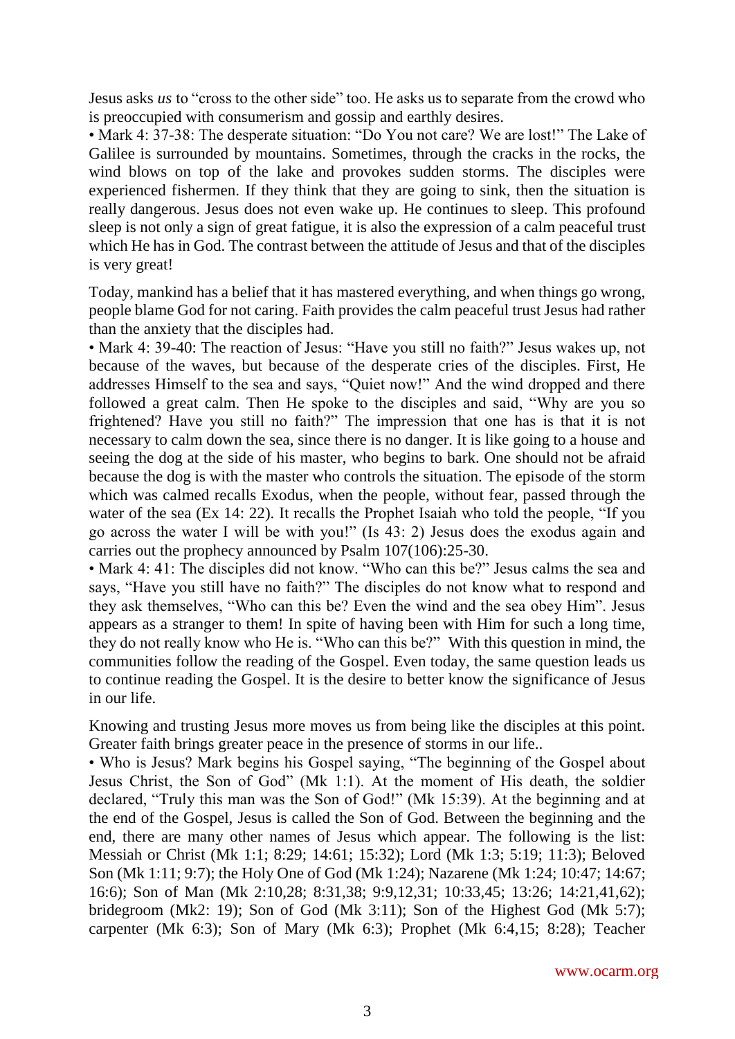Jesus asks *us* to "cross to the other side" too. He asks us to separate from the crowd who is preoccupied with consumerism and gossip and earthly desires.

• Mark 4: 37-38: The desperate situation: "Do You not care? We are lost!" The Lake of Galilee is surrounded by mountains. Sometimes, through the cracks in the rocks, the wind blows on top of the lake and provokes sudden storms. The disciples were experienced fishermen. If they think that they are going to sink, then the situation is really dangerous. Jesus does not even wake up. He continues to sleep. This profound sleep is not only a sign of great fatigue, it is also the expression of a calm peaceful trust which He has in God. The contrast between the attitude of Jesus and that of the disciples is very great!

Today, mankind has a belief that it has mastered everything, and when things go wrong, people blame God for not caring. Faith provides the calm peaceful trust Jesus had rather than the anxiety that the disciples had.

• Mark 4: 39-40: The reaction of Jesus: "Have you still no faith?" Jesus wakes up, not because of the waves, but because of the desperate cries of the disciples. First, He addresses Himself to the sea and says, "Quiet now!" And the wind dropped and there followed a great calm. Then He spoke to the disciples and said, "Why are you so frightened? Have you still no faith?" The impression that one has is that it is not necessary to calm down the sea, since there is no danger. It is like going to a house and seeing the dog at the side of his master, who begins to bark. One should not be afraid because the dog is with the master who controls the situation. The episode of the storm which was calmed recalls Exodus, when the people, without fear, passed through the water of the sea (Ex 14: 22). It recalls the Prophet Isaiah who told the people, "If you go across the water I will be with you!" (Is 43: 2) Jesus does the exodus again and carries out the prophecy announced by Psalm 107(106):25-30.

• Mark 4: 41: The disciples did not know. "Who can this be?" Jesus calms the sea and says, "Have you still have no faith?" The disciples do not know what to respond and they ask themselves, "Who can this be? Even the wind and the sea obey Him". Jesus appears as a stranger to them! In spite of having been with Him for such a long time, they do not really know who He is. "Who can this be?" With this question in mind, the communities follow the reading of the Gospel. Even today, the same question leads us to continue reading the Gospel. It is the desire to better know the significance of Jesus in our life.

Knowing and trusting Jesus more moves us from being like the disciples at this point. Greater faith brings greater peace in the presence of storms in our life..

• Who is Jesus? Mark begins his Gospel saying, "The beginning of the Gospel about Jesus Christ, the Son of God" (Mk 1:1). At the moment of His death, the soldier declared, "Truly this man was the Son of God!" (Mk 15:39). At the beginning and at the end of the Gospel, Jesus is called the Son of God. Between the beginning and the end, there are many other names of Jesus which appear. The following is the list: Messiah or Christ (Mk 1:1; 8:29; 14:61; 15:32); Lord (Mk 1:3; 5:19; 11:3); Beloved Son (Mk 1:11; 9:7); the Holy One of God (Mk 1:24); Nazarene (Mk 1:24; 10:47; 14:67; 16:6); Son of Man (Mk 2:10,28; 8:31,38; 9:9,12,31; 10:33,45; 13:26; 14:21,41,62); bridegroom (Mk2: 19); Son of God (Mk 3:11); Son of the Highest God (Mk 5:7); carpenter (Mk 6:3); Son of Mary (Mk 6:3); Prophet (Mk 6:4,15; 8:28); Teacher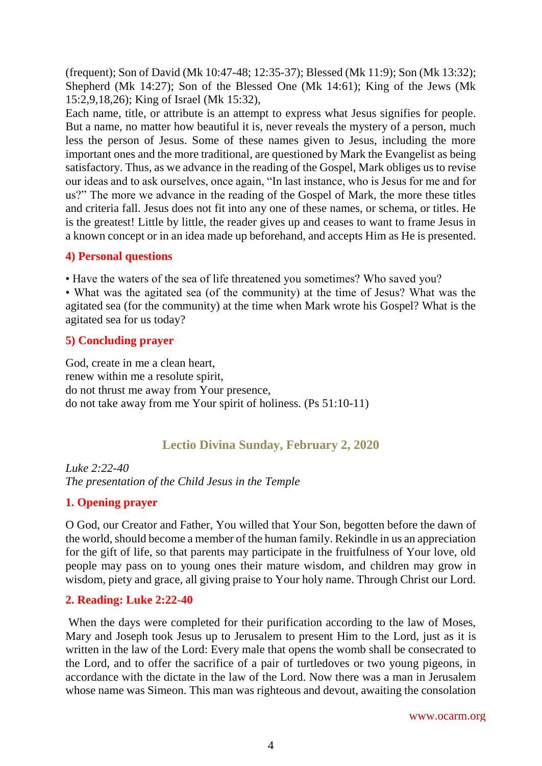(frequent); Son of David (Mk 10:47-48; 12:35-37); Blessed (Mk 11:9); Son (Mk 13:32); Shepherd (Mk 14:27); Son of the Blessed One (Mk 14:61); King of the Jews (Mk 15:2,9,18,26); King of Israel (Mk 15:32),

Each name, title, or attribute is an attempt to express what Jesus signifies for people. But a name, no matter how beautiful it is, never reveals the mystery of a person, much less the person of Jesus. Some of these names given to Jesus, including the more important ones and the more traditional, are questioned by Mark the Evangelist as being satisfactory. Thus, as we advance in the reading of the Gospel, Mark obliges us to revise our ideas and to ask ourselves, once again, "In last instance, who is Jesus for me and for us?" The more we advance in the reading of the Gospel of Mark, the more these titles and criteria fall. Jesus does not fit into any one of these names, or schema, or titles. He is the greatest! Little by little, the reader gives up and ceases to want to frame Jesus in a known concept or in an idea made up beforehand, and accepts Him as He is presented.

### 4) Personal questions

• Have the waters of the sea of life threatened you sometimes? Who saved you?
• What was the agitated sea (of the community) at the time of Jesus? What was the agitated sea (for the community) at the time when Mark wrote his Gospel? What is the agitated sea for us today?

### 5) Concluding prayer

God, create in me a clean heart,
renew within me a resolute spirit,
do not thrust me away from Your presence,
do not take away from me Your spirit of holiness. (Ps 51:10-11)

## Lectio Divina Sunday, February 2, 2020

*Luke 2:22-40*
*The presentation of the Child Jesus in the Temple*

### 1. Opening prayer

O God, our Creator and Father, You willed that Your Son, begotten before the dawn of the world, should become a member of the human family. Rekindle in us an appreciation for the gift of life, so that parents may participate in the fruitfulness of Your love, old people may pass on to young ones their mature wisdom, and children may grow in wisdom, piety and grace, all giving praise to Your holy name. Through Christ our Lord.

### 2. Reading: Luke 2:22-40

When the days were completed for their purification according to the law of Moses, Mary and Joseph took Jesus up to Jerusalem to present Him to the Lord, just as it is written in the law of the Lord: Every male that opens the womb shall be consecrated to the Lord, and to offer the sacrifice of a pair of turtledoves or two young pigeons, in accordance with the dictate in the law of the Lord. Now there was a man in Jerusalem whose name was Simeon. This man was righteous and devout, awaiting the consolation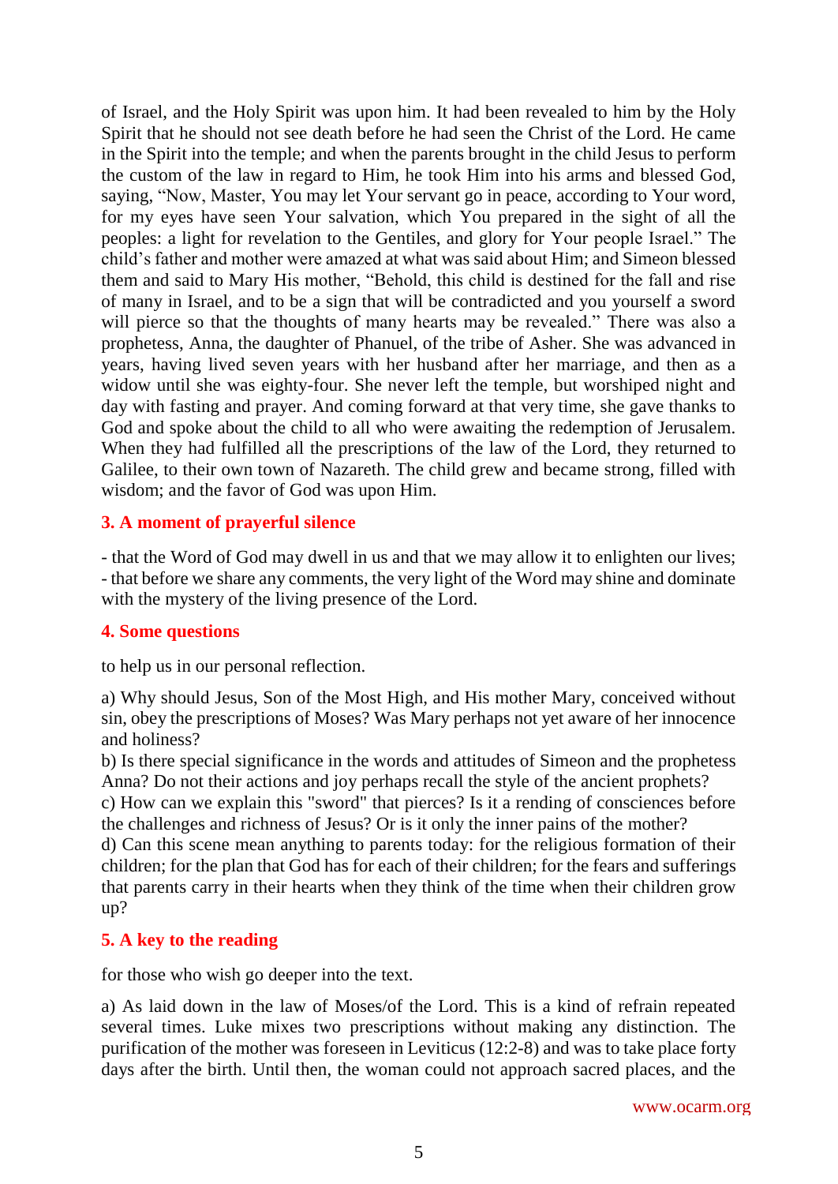of Israel, and the Holy Spirit was upon him. It had been revealed to him by the Holy Spirit that he should not see death before he had seen the Christ of the Lord. He came in the Spirit into the temple; and when the parents brought in the child Jesus to perform the custom of the law in regard to Him, he took Him into his arms and blessed God, saying, "Now, Master, You may let Your servant go in peace, according to Your word, for my eyes have seen Your salvation, which You prepared in the sight of all the peoples: a light for revelation to the Gentiles, and glory for Your people Israel." The child's father and mother were amazed at what was said about Him; and Simeon blessed them and said to Mary His mother, "Behold, this child is destined for the fall and rise of many in Israel, and to be a sign that will be contradicted and you yourself a sword will pierce so that the thoughts of many hearts may be revealed." There was also a prophetess, Anna, the daughter of Phanuel, of the tribe of Asher. She was advanced in years, having lived seven years with her husband after her marriage, and then as a widow until she was eighty-four. She never left the temple, but worshiped night and day with fasting and prayer. And coming forward at that very time, she gave thanks to God and spoke about the child to all who were awaiting the redemption of Jerusalem. When they had fulfilled all the prescriptions of the law of the Lord, they returned to Galilee, to their own town of Nazareth. The child grew and became strong, filled with wisdom; and the favor of God was upon Him.

## 3. A moment of prayerful silence

- that the Word of God may dwell in us and that we may allow it to enlighten our lives;
- that before we share any comments, the very light of the Word may shine and dominate with the mystery of the living presence of the Lord.

## 4. Some questions

to help us in our personal reflection.

a) Why should Jesus, Son of the Most High, and His mother Mary, conceived without sin, obey the prescriptions of Moses? Was Mary perhaps not yet aware of her innocence and holiness?
b) Is there special significance in the words and attitudes of Simeon and the prophetess Anna? Do not their actions and joy perhaps recall the style of the ancient prophets?
c) How can we explain this "sword" that pierces? Is it a rending of consciences before the challenges and richness of Jesus? Or is it only the inner pains of the mother?
d) Can this scene mean anything to parents today: for the religious formation of their children; for the plan that God has for each of their children; for the fears and sufferings that parents carry in their hearts when they think of the time when their children grow up?

## 5. A key to the reading

for those who wish go deeper into the text.

a) As laid down in the law of Moses/of the Lord. This is a kind of refrain repeated several times. Luke mixes two prescriptions without making any distinction. The purification of the mother was foreseen in Leviticus (12:2-8) and was to take place forty days after the birth. Until then, the woman could not approach sacred places, and the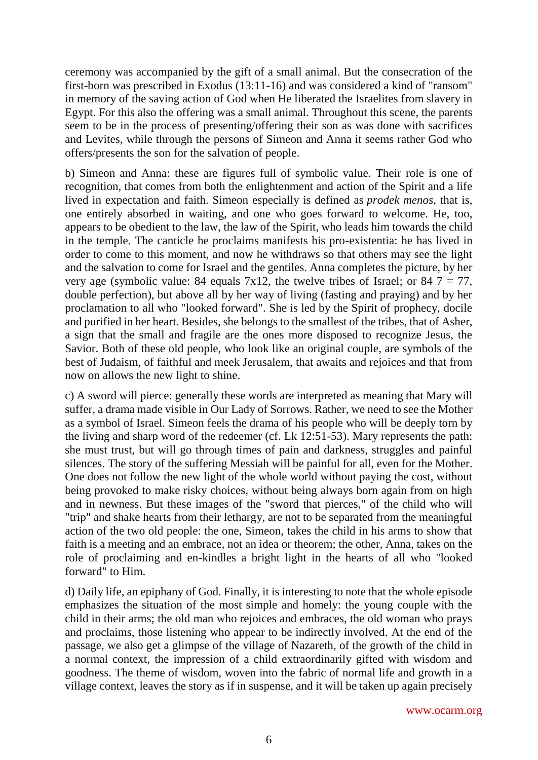ceremony was accompanied by the gift of a small animal. But the consecration of the first-born was prescribed in Exodus (13:11-16) and was considered a kind of "ransom" in memory of the saving action of God when He liberated the Israelites from slavery in Egypt. For this also the offering was a small animal. Throughout this scene, the parents seem to be in the process of presenting/offering their son as was done with sacrifices and Levites, while through the persons of Simeon and Anna it seems rather God who offers/presents the son for the salvation of people.

b) Simeon and Anna: these are figures full of symbolic value. Their role is one of recognition, that comes from both the enlightenment and action of the Spirit and a life lived in expectation and faith. Simeon especially is defined as *prodek menos*, that is, one entirely absorbed in waiting, and one who goes forward to welcome. He, too, appears to be obedient to the law, the law of the Spirit, who leads him towards the child in the temple. The canticle he proclaims manifests his pro-existentia: he has lived in order to come to this moment, and now he withdraws so that others may see the light and the salvation to come for Israel and the gentiles. Anna completes the picture, by her very age (symbolic value: 84 equals 7x12, the twelve tribes of Israel; or 84 7 = 77, double perfection), but above all by her way of living (fasting and praying) and by her proclamation to all who "looked forward". She is led by the Spirit of prophecy, docile and purified in her heart. Besides, she belongs to the smallest of the tribes, that of Asher, a sign that the small and fragile are the ones more disposed to recognize Jesus, the Savior. Both of these old people, who look like an original couple, are symbols of the best of Judaism, of faithful and meek Jerusalem, that awaits and rejoices and that from now on allows the new light to shine.

c) A sword will pierce: generally these words are interpreted as meaning that Mary will suffer, a drama made visible in Our Lady of Sorrows. Rather, we need to see the Mother as a symbol of Israel. Simeon feels the drama of his people who will be deeply torn by the living and sharp word of the redeemer (cf. Lk 12:51-53). Mary represents the path: she must trust, but will go through times of pain and darkness, struggles and painful silences. The story of the suffering Messiah will be painful for all, even for the Mother. One does not follow the new light of the whole world without paying the cost, without being provoked to make risky choices, without being always born again from on high and in newness. But these images of the "sword that pierces," of the child who will "trip" and shake hearts from their lethargy, are not to be separated from the meaningful action of the two old people: the one, Simeon, takes the child in his arms to show that faith is a meeting and an embrace, not an idea or theorem; the other, Anna, takes on the role of proclaiming and en-kindles a bright light in the hearts of all who "looked forward" to Him.

d) Daily life, an epiphany of God. Finally, it is interesting to note that the whole episode emphasizes the situation of the most simple and homely: the young couple with the child in their arms; the old man who rejoices and embraces, the old woman who prays and proclaims, those listening who appear to be indirectly involved. At the end of the passage, we also get a glimpse of the village of Nazareth, of the growth of the child in a normal context, the impression of a child extraordinarily gifted with wisdom and goodness. The theme of wisdom, woven into the fabric of normal life and growth in a village context, leaves the story as if in suspense, and it will be taken up again precisely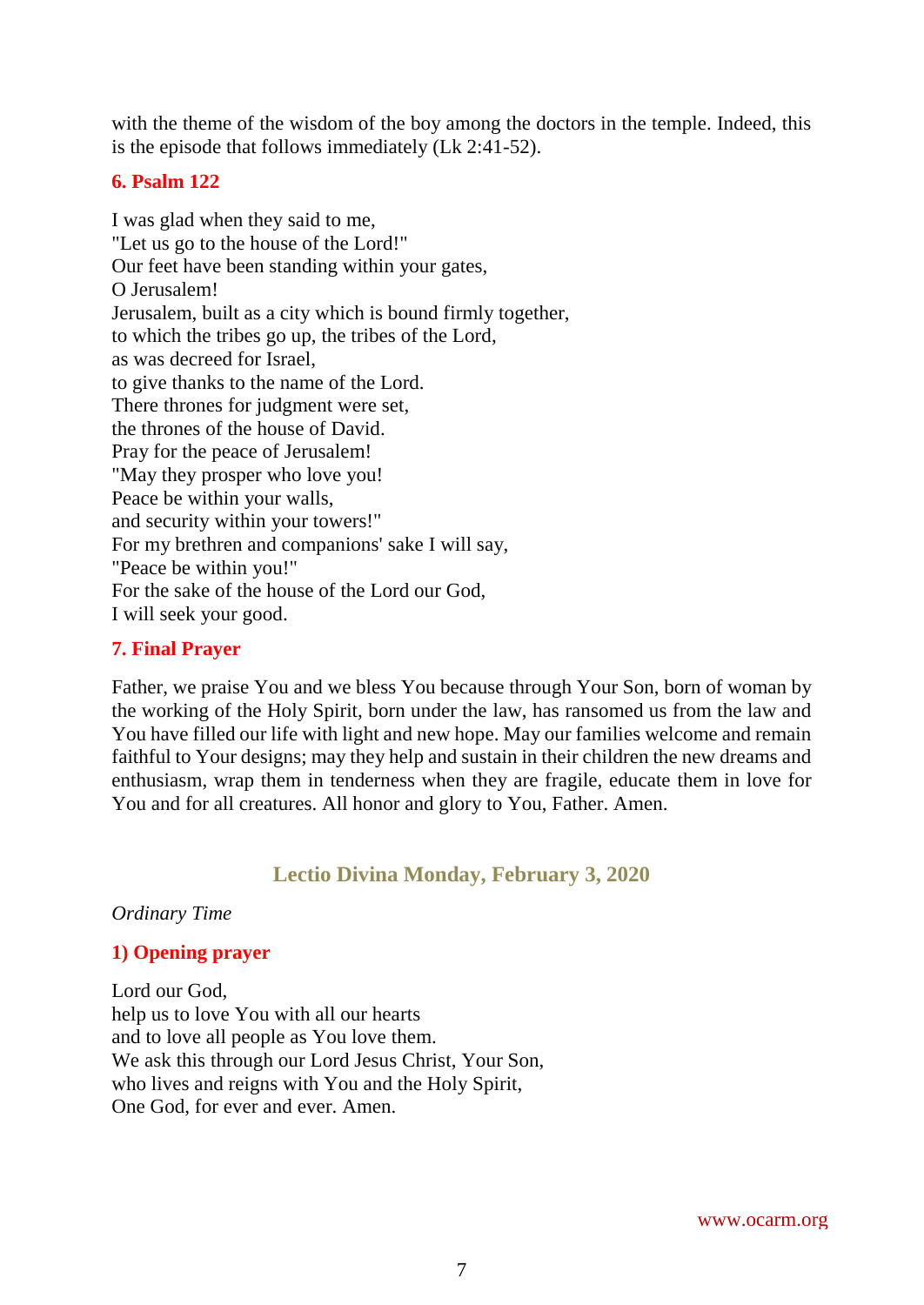with the theme of the wisdom of the boy among the doctors in the temple. Indeed, this is the episode that follows immediately (Lk 2:41-52).

### 6. Psalm 122

I was glad when they said to me,
"Let us go to the house of the Lord!"
Our feet have been standing within your gates,
O Jerusalem!
Jerusalem, built as a city which is bound firmly together,
to which the tribes go up, the tribes of the Lord,
as was decreed for Israel,
to give thanks to the name of the Lord.
There thrones for judgment were set,
the thrones of the house of David.
Pray for the peace of Jerusalem!
"May they prosper who love you!
Peace be within your walls,
and security within your towers!"
For my brethren and companions' sake I will say,
"Peace be within you!"
For the sake of the house of the Lord our God,
I will seek your good.

### 7. Final Prayer

Father, we praise You and we bless You because through Your Son, born of woman by the working of the Holy Spirit, born under the law, has ransomed us from the law and You have filled our life with light and new hope. May our families welcome and remain faithful to Your designs; may they help and sustain in their children the new dreams and enthusiasm, wrap them in tenderness when they are fragile, educate them in love for You and for all creatures. All honor and glory to You, Father. Amen.

## Lectio Divina Monday, February 3, 2020

*Ordinary Time*

### 1) Opening prayer

Lord our God,
help us to love You with all our hearts
and to love all people as You love them.
We ask this through our Lord Jesus Christ, Your Son,
who lives and reigns with You and the Holy Spirit,
One God, for ever and ever. Amen.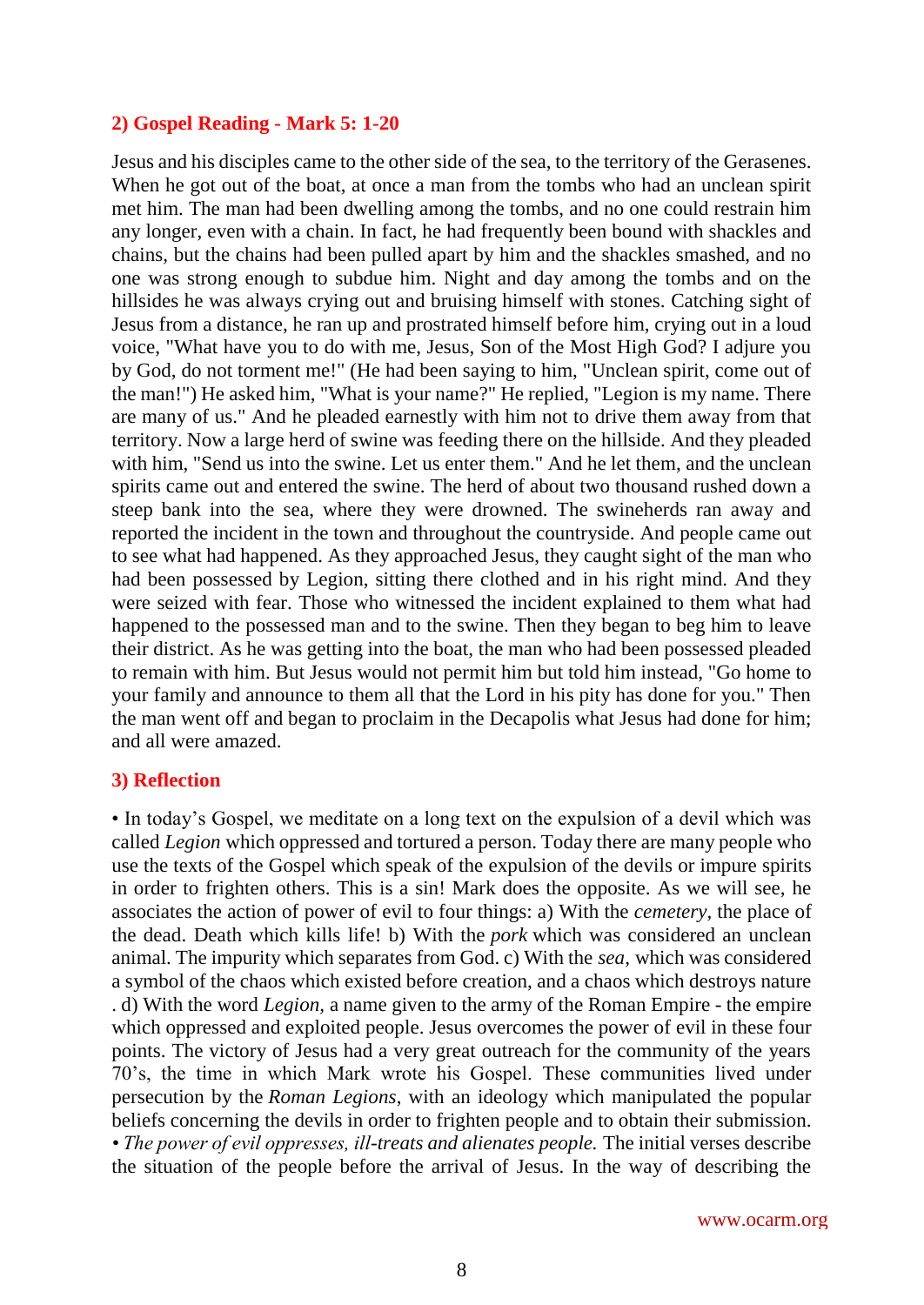## 2) Gospel Reading - Mark 5: 1-20

Jesus and his disciples came to the other side of the sea, to the territory of the Gerasenes. When he got out of the boat, at once a man from the tombs who had an unclean spirit met him. The man had been dwelling among the tombs, and no one could restrain him any longer, even with a chain. In fact, he had frequently been bound with shackles and chains, but the chains had been pulled apart by him and the shackles smashed, and no one was strong enough to subdue him. Night and day among the tombs and on the hillsides he was always crying out and bruising himself with stones. Catching sight of Jesus from a distance, he ran up and prostrated himself before him, crying out in a loud voice, "What have you to do with me, Jesus, Son of the Most High God? I adjure you by God, do not torment me!" (He had been saying to him, "Unclean spirit, come out of the man!") He asked him, "What is your name?" He replied, "Legion is my name. There are many of us." And he pleaded earnestly with him not to drive them away from that territory. Now a large herd of swine was feeding there on the hillside. And they pleaded with him, "Send us into the swine. Let us enter them." And he let them, and the unclean spirits came out and entered the swine. The herd of about two thousand rushed down a steep bank into the sea, where they were drowned. The swineherds ran away and reported the incident in the town and throughout the countryside. And people came out to see what had happened. As they approached Jesus, they caught sight of the man who had been possessed by Legion, sitting there clothed and in his right mind. And they were seized with fear. Those who witnessed the incident explained to them what had happened to the possessed man and to the swine. Then they began to beg him to leave their district. As he was getting into the boat, the man who had been possessed pleaded to remain with him. But Jesus would not permit him but told him instead, "Go home to your family and announce to them all that the Lord in his pity has done for you." Then the man went off and began to proclaim in the Decapolis what Jesus had done for him; and all were amazed.

## 3) Reflection

• In today's Gospel, we meditate on a long text on the expulsion of a devil which was called *Legion* which oppressed and tortured a person. Today there are many people who use the texts of the Gospel which speak of the expulsion of the devils or impure spirits in order to frighten others. This is a sin! Mark does the opposite. As we will see, he associates the action of power of evil to four things: a) With the *cemetery*, the place of the dead. Death which kills life! b) With the *pork* which was considered an unclean animal. The impurity which separates from God. c) With the *sea*, which was considered a symbol of the chaos which existed before creation, and a chaos which destroys nature . d) With the word *Legion*, a name given to the army of the Roman Empire - the empire which oppressed and exploited people. Jesus overcomes the power of evil in these four points. The victory of Jesus had a very great outreach for the community of the years 70's, the time in which Mark wrote his Gospel. These communities lived under persecution by the *Roman Legions*, with an ideology which manipulated the popular beliefs concerning the devils in order to frighten people and to obtain their submission.

• *The power of evil oppresses, ill-treats and alienates people.* The initial verses describe the situation of the people before the arrival of Jesus. In the way of describing the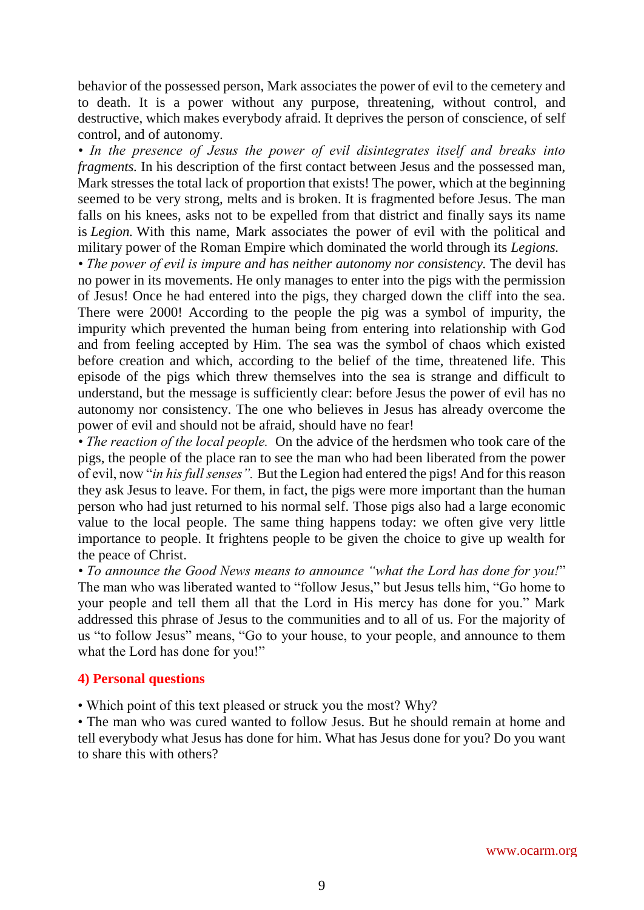behavior of the possessed person, Mark associates the power of evil to the cemetery and to death. It is a power without any purpose, threatening, without control, and destructive, which makes everybody afraid. It deprives the person of conscience, of self control, and of autonomy.

• *In the presence of Jesus the power of evil disintegrates itself and breaks into fragments.* In his description of the first contact between Jesus and the possessed man, Mark stresses the total lack of proportion that exists! The power, which at the beginning seemed to be very strong, melts and is broken. It is fragmented before Jesus. The man falls on his knees, asks not to be expelled from that district and finally says its name is *Legion.* With this name, Mark associates the power of evil with the political and military power of the Roman Empire which dominated the world through its *Legions.*

• *The power of evil is impure and has neither autonomy nor consistency.* The devil has no power in its movements. He only manages to enter into the pigs with the permission of Jesus! Once he had entered into the pigs, they charged down the cliff into the sea. There were 2000! According to the people the pig was a symbol of impurity, the impurity which prevented the human being from entering into relationship with God and from feeling accepted by Him. The sea was the symbol of chaos which existed before creation and which, according to the belief of the time, threatened life. This episode of the pigs which threw themselves into the sea is strange and difficult to understand, but the message is sufficiently clear: before Jesus the power of evil has no autonomy nor consistency. The one who believes in Jesus has already overcome the power of evil and should not be afraid, should have no fear!

• *The reaction of the local people.* On the advice of the herdsmen who took care of the pigs, the people of the place ran to see the man who had been liberated from the power of evil, now "*in his full senses".* But the Legion had entered the pigs! And for this reason they ask Jesus to leave. For them, in fact, the pigs were more important than the human person who had just returned to his normal self. Those pigs also had a large economic value to the local people. The same thing happens today: we often give very little importance to people. It frightens people to be given the choice to give up wealth for the peace of Christ.

• *To announce the Good News means to announce "what the Lord has done for you!*" The man who was liberated wanted to "follow Jesus," but Jesus tells him, "Go home to your people and tell them all that the Lord in His mercy has done for you." Mark addressed this phrase of Jesus to the communities and to all of us. For the majority of us "to follow Jesus" means, "Go to your house, to your people, and announce to them what the Lord has done for you!"

## 4) Personal questions

• Which point of this text pleased or struck you the most? Why?

• The man who was cured wanted to follow Jesus. But he should remain at home and tell everybody what Jesus has done for him. What has Jesus done for you? Do you want to share this with others?

www.ocarm.org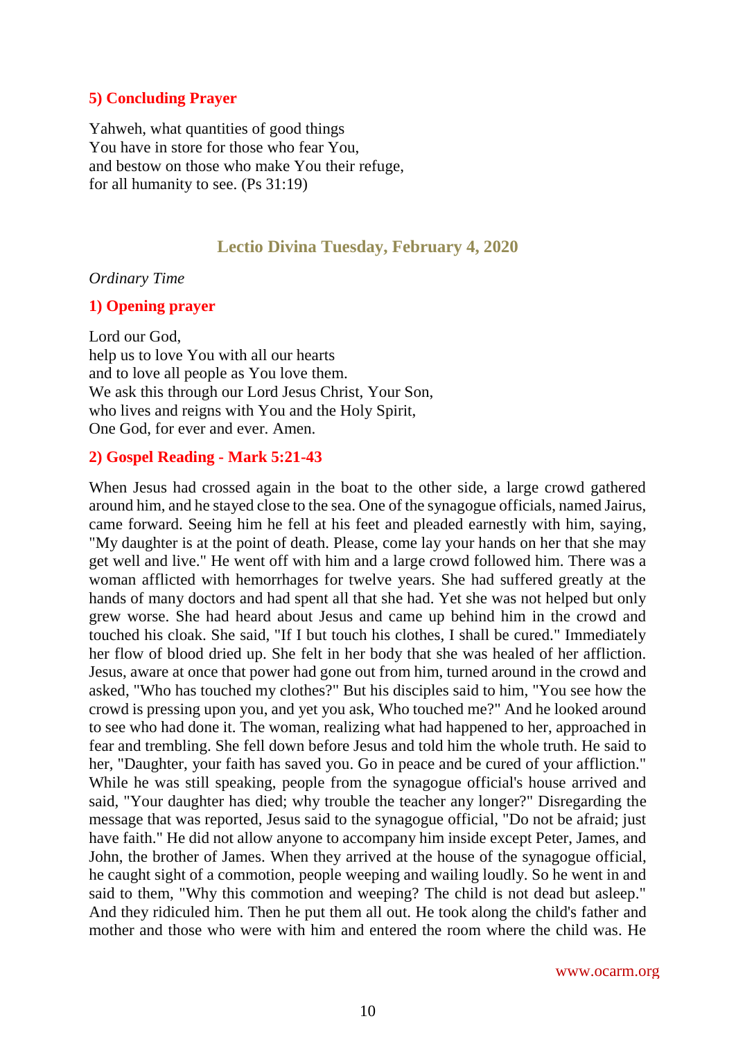### 5) Concluding Prayer

Yahweh, what quantities of good things
You have in store for those who fear You,
and bestow on those who make You their refuge,
for all humanity to see. (Ps 31:19)

## Lectio Divina Tuesday, February 4, 2020

*Ordinary Time*

### 1) Opening prayer

Lord our God,
help us to love You with all our hearts
and to love all people as You love them.
We ask this through our Lord Jesus Christ, Your Son,
who lives and reigns with You and the Holy Spirit,
One God, for ever and ever. Amen.

### 2) Gospel Reading - Mark 5:21-43

When Jesus had crossed again in the boat to the other side, a large crowd gathered around him, and he stayed close to the sea. One of the synagogue officials, named Jairus, came forward. Seeing him he fell at his feet and pleaded earnestly with him, saying, "My daughter is at the point of death. Please, come lay your hands on her that she may get well and live." He went off with him and a large crowd followed him. There was a woman afflicted with hemorrhages for twelve years. She had suffered greatly at the hands of many doctors and had spent all that she had. Yet she was not helped but only grew worse. She had heard about Jesus and came up behind him in the crowd and touched his cloak. She said, "If I but touch his clothes, I shall be cured." Immediately her flow of blood dried up. She felt in her body that she was healed of her affliction. Jesus, aware at once that power had gone out from him, turned around in the crowd and asked, "Who has touched my clothes?" But his disciples said to him, "You see how the crowd is pressing upon you, and yet you ask, Who touched me?" And he looked around to see who had done it. The woman, realizing what had happened to her, approached in fear and trembling. She fell down before Jesus and told him the whole truth. He said to her, "Daughter, your faith has saved you. Go in peace and be cured of your affliction." While he was still speaking, people from the synagogue official's house arrived and said, "Your daughter has died; why trouble the teacher any longer?" Disregarding the message that was reported, Jesus said to the synagogue official, "Do not be afraid; just have faith." He did not allow anyone to accompany him inside except Peter, James, and John, the brother of James. When they arrived at the house of the synagogue official, he caught sight of a commotion, people weeping and wailing loudly. So he went in and said to them, "Why this commotion and weeping? The child is not dead but asleep." And they ridiculed him. Then he put them all out. He took along the child's father and mother and those who were with him and entered the room where the child was. He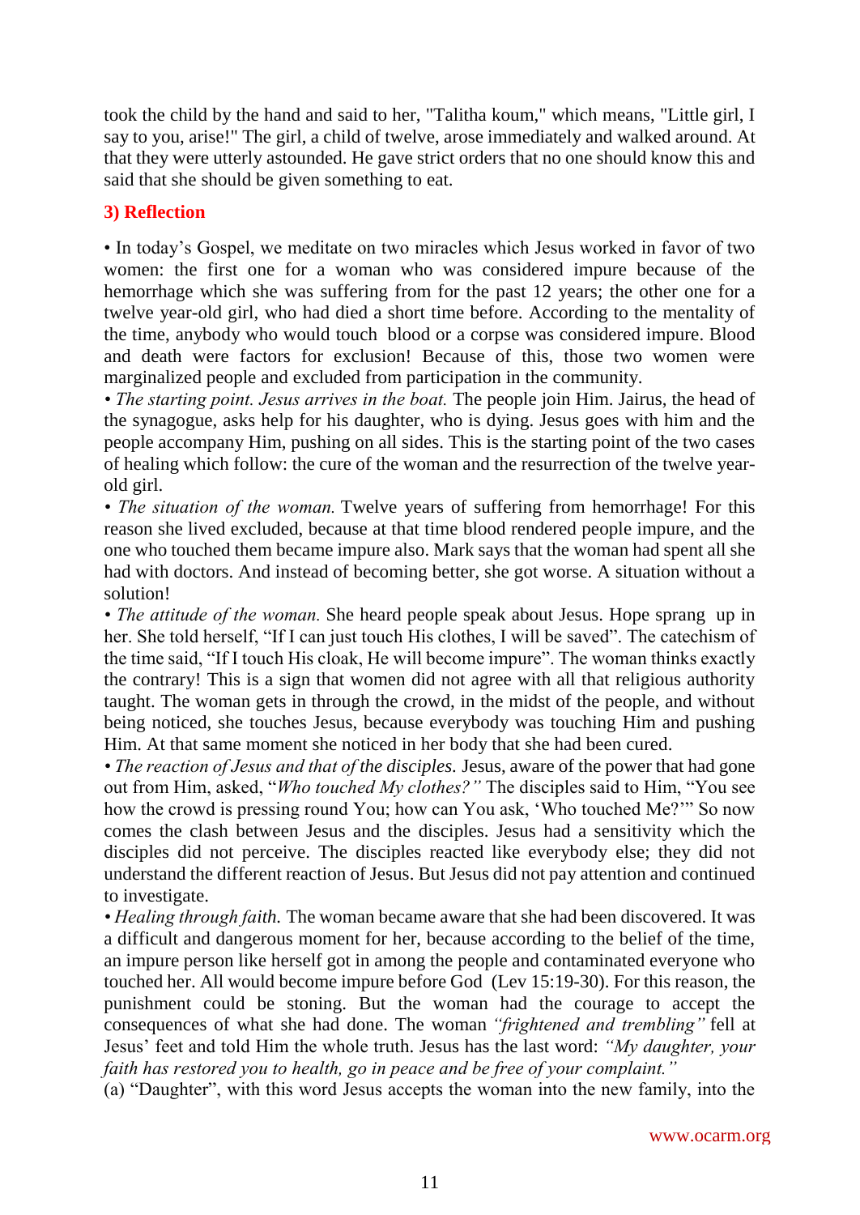took the child by the hand and said to her, "Talitha koum," which means, "Little girl, I say to you, arise!" The girl, a child of twelve, arose immediately and walked around. At that they were utterly astounded. He gave strict orders that no one should know this and said that she should be given something to eat.

**3) Reflection**

• In today's Gospel, we meditate on two miracles which Jesus worked in favor of two women: the first one for a woman who was considered impure because of the hemorrhage which she was suffering from for the past 12 years; the other one for a twelve year-old girl, who had died a short time before. According to the mentality of the time, anybody who would touch blood or a corpse was considered impure. Blood and death were factors for exclusion! Because of this, those two women were marginalized people and excluded from participation in the community.

• *The starting point. Jesus arrives in the boat.* The people join Him. Jairus, the head of the synagogue, asks help for his daughter, who is dying. Jesus goes with him and the people accompany Him, pushing on all sides. This is the starting point of the two cases of healing which follow: the cure of the woman and the resurrection of the twelve year-old girl.

• *The situation of the woman.* Twelve years of suffering from hemorrhage! For this reason she lived excluded, because at that time blood rendered people impure, and the one who touched them became impure also. Mark says that the woman had spent all she had with doctors. And instead of becoming better, she got worse. A situation without a solution!

• *The attitude of the woman.* She heard people speak about Jesus. Hope sprang up in her. She told herself, "If I can just touch His clothes, I will be saved". The catechism of the time said, "If I touch His cloak, He will become impure". The woman thinks exactly the contrary! This is a sign that women did not agree with all that religious authority taught. The woman gets in through the crowd, in the midst of the people, and without being noticed, she touches Jesus, because everybody was touching Him and pushing Him. At that same moment she noticed in her body that she had been cured.

• *The reaction of Jesus and that of the disciples.* Jesus, aware of the power that had gone out from Him, asked, "*Who touched My clothes?"* The disciples said to Him, "You see how the crowd is pressing round You; how can You ask, 'Who touched Me?'" So now comes the clash between Jesus and the disciples. Jesus had a sensitivity which the disciples did not perceive. The disciples reacted like everybody else; they did not understand the different reaction of Jesus. But Jesus did not pay attention and continued to investigate.

• *Healing through faith.* The woman became aware that she had been discovered. It was a difficult and dangerous moment for her, because according to the belief of the time, an impure person like herself got in among the people and contaminated everyone who touched her. All would become impure before God (Lev 15:19-30). For this reason, the punishment could be stoning. But the woman had the courage to accept the consequences of what she had done. The woman *"frightened and trembling"* fell at Jesus' feet and told Him the whole truth. Jesus has the last word: *"My daughter, your faith has restored you to health, go in peace and be free of your complaint."*

(a) "Daughter", with this word Jesus accepts the woman into the new family, into the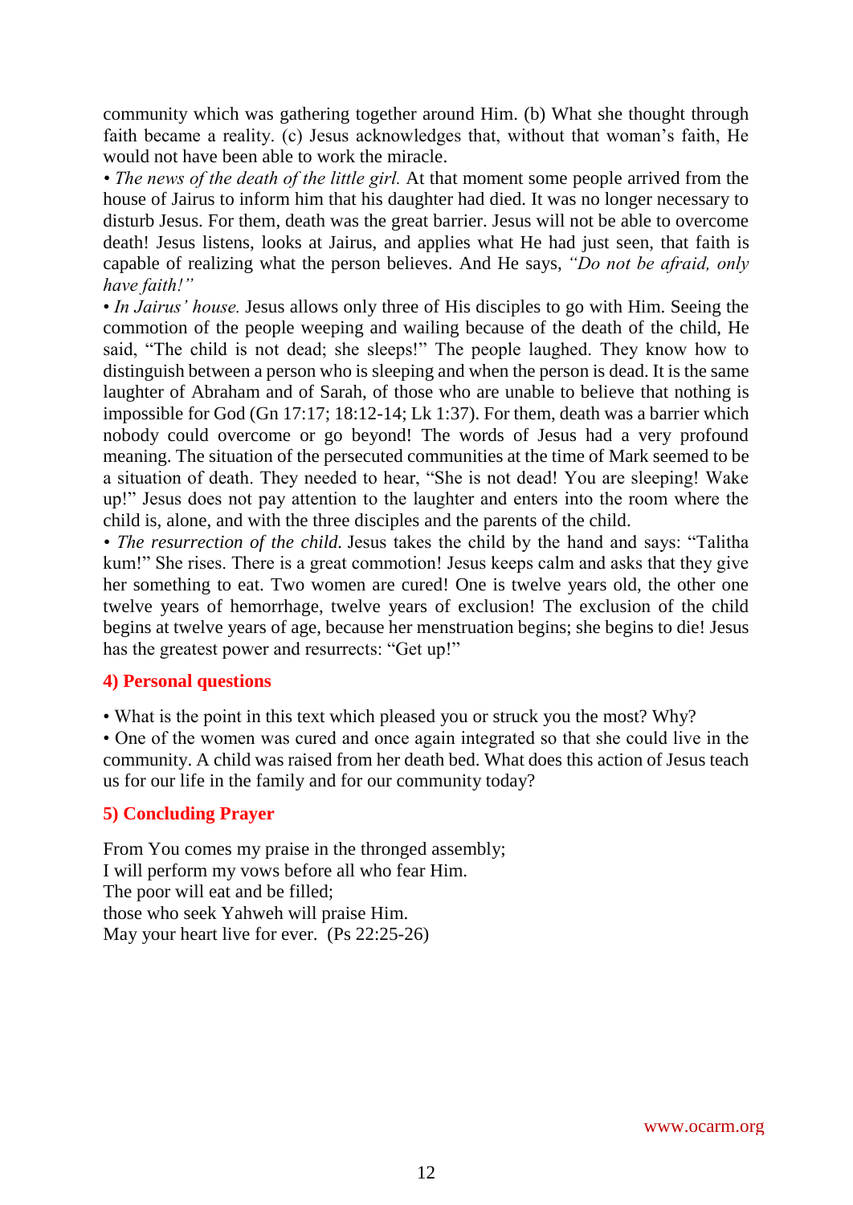community which was gathering together around Him. (b) What she thought through faith became a reality. (c) Jesus acknowledges that, without that woman's faith, He would not have been able to work the miracle.

• *The news of the death of the little girl.* At that moment some people arrived from the house of Jairus to inform him that his daughter had died. It was no longer necessary to disturb Jesus. For them, death was the great barrier. Jesus will not be able to overcome death! Jesus listens, looks at Jairus, and applies what He had just seen, that faith is capable of realizing what the person believes. And He says, *"Do not be afraid, only have faith!"*

• *In Jairus' house.* Jesus allows only three of His disciples to go with Him. Seeing the commotion of the people weeping and wailing because of the death of the child, He said, "The child is not dead; she sleeps!" The people laughed. They know how to distinguish between a person who is sleeping and when the person is dead. It is the same laughter of Abraham and of Sarah, of those who are unable to believe that nothing is impossible for God (Gn 17:17; 18:12-14; Lk 1:37). For them, death was a barrier which nobody could overcome or go beyond! The words of Jesus had a very profound meaning. The situation of the persecuted communities at the time of Mark seemed to be a situation of death. They needed to hear, "She is not dead! You are sleeping! Wake up!" Jesus does not pay attention to the laughter and enters into the room where the child is, alone, and with the three disciples and the parents of the child.

• *The resurrection of the child.* Jesus takes the child by the hand and says: "Talitha kum!" She rises. There is a great commotion! Jesus keeps calm and asks that they give her something to eat. Two women are cured! One is twelve years old, the other one twelve years of hemorrhage, twelve years of exclusion! The exclusion of the child begins at twelve years of age, because her menstruation begins; she begins to die! Jesus has the greatest power and resurrects: "Get up!"

## 4) Personal questions

• What is the point in this text which pleased you or struck you the most? Why?

• One of the women was cured and once again integrated so that she could live in the community. A child was raised from her death bed. What does this action of Jesus teach us for our life in the family and for our community today?

## 5) Concluding Prayer

From You comes my praise in the thronged assembly;
I will perform my vows before all who fear Him.
The poor will eat and be filled;
those who seek Yahweh will praise Him.
May your heart live for ever. (Ps 22:25-26)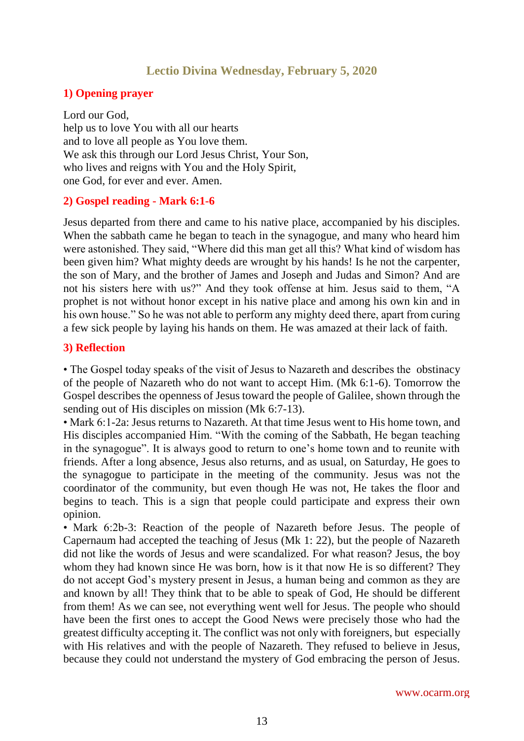## Lectio Divina Wednesday, February 5, 2020

### 1) Opening prayer

Lord our God,
help us to love You with all our hearts
and to love all people as You love them.
We ask this through our Lord Jesus Christ, Your Son,
who lives and reigns with You and the Holy Spirit,
one God, for ever and ever. Amen.

### 2) Gospel reading - Mark 6:1-6

Jesus departed from there and came to his native place, accompanied by his disciples. When the sabbath came he began to teach in the synagogue, and many who heard him were astonished. They said, "Where did this man get all this? What kind of wisdom has been given him? What mighty deeds are wrought by his hands! Is he not the carpenter, the son of Mary, and the brother of James and Joseph and Judas and Simon? And are not his sisters here with us?" And they took offense at him. Jesus said to them, "A prophet is not without honor except in his native place and among his own kin and in his own house." So he was not able to perform any mighty deed there, apart from curing a few sick people by laying his hands on them. He was amazed at their lack of faith.

### 3) Reflection

• The Gospel today speaks of the visit of Jesus to Nazareth and describes the obstinacy of the people of Nazareth who do not want to accept Him. (Mk 6:1-6). Tomorrow the Gospel describes the openness of Jesus toward the people of Galilee, shown through the sending out of His disciples on mission (Mk 6:7-13).

• Mark 6:1-2a: Jesus returns to Nazareth. At that time Jesus went to His home town, and His disciples accompanied Him. "With the coming of the Sabbath, He began teaching in the synagogue". It is always good to return to one's home town and to reunite with friends. After a long absence, Jesus also returns, and as usual, on Saturday, He goes to the synagogue to participate in the meeting of the community. Jesus was not the coordinator of the community, but even though He was not, He takes the floor and begins to teach. This is a sign that people could participate and express their own opinion.

• Mark 6:2b-3: Reaction of the people of Nazareth before Jesus. The people of Capernaum had accepted the teaching of Jesus (Mk 1: 22), but the people of Nazareth did not like the words of Jesus and were scandalized. For what reason? Jesus, the boy whom they had known since He was born, how is it that now He is so different? They do not accept God's mystery present in Jesus, a human being and common as they are and known by all! They think that to be able to speak of God, He should be different from them! As we can see, not everything went well for Jesus. The people who should have been the first ones to accept the Good News were precisely those who had the greatest difficulty accepting it. The conflict was not only with foreigners, but especially with His relatives and with the people of Nazareth. They refused to believe in Jesus, because they could not understand the mystery of God embracing the person of Jesus.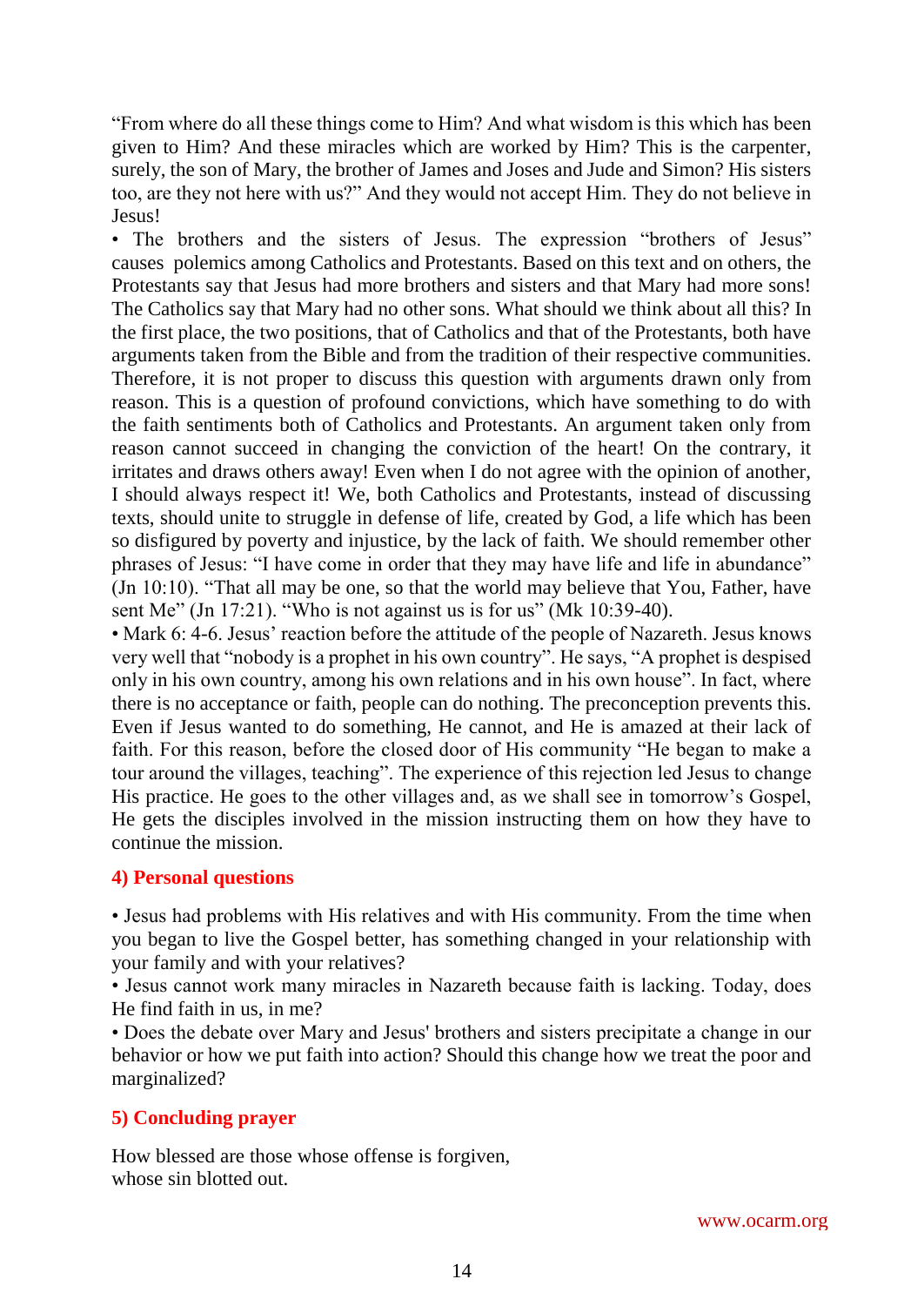"From where do all these things come to Him? And what wisdom is this which has been given to Him? And these miracles which are worked by Him? This is the carpenter, surely, the son of Mary, the brother of James and Joses and Jude and Simon? His sisters too, are they not here with us?" And they would not accept Him. They do not believe in Jesus!

• The brothers and the sisters of Jesus. The expression "brothers of Jesus" causes polemics among Catholics and Protestants. Based on this text and on others, the Protestants say that Jesus had more brothers and sisters and that Mary had more sons! The Catholics say that Mary had no other sons. What should we think about all this? In the first place, the two positions, that of Catholics and that of the Protestants, both have arguments taken from the Bible and from the tradition of their respective communities. Therefore, it is not proper to discuss this question with arguments drawn only from reason. This is a question of profound convictions, which have something to do with the faith sentiments both of Catholics and Protestants. An argument taken only from reason cannot succeed in changing the conviction of the heart! On the contrary, it irritates and draws others away! Even when I do not agree with the opinion of another, I should always respect it! We, both Catholics and Protestants, instead of discussing texts, should unite to struggle in defense of life, created by God, a life which has been so disfigured by poverty and injustice, by the lack of faith. We should remember other phrases of Jesus: "I have come in order that they may have life and life in abundance" (Jn 10:10). "That all may be one, so that the world may believe that You, Father, have sent Me" (Jn 17:21). "Who is not against us is for us" (Mk 10:39-40).

• Mark 6: 4-6. Jesus' reaction before the attitude of the people of Nazareth. Jesus knows very well that "nobody is a prophet in his own country". He says, "A prophet is despised only in his own country, among his own relations and in his own house". In fact, where there is no acceptance or faith, people can do nothing. The preconception prevents this. Even if Jesus wanted to do something, He cannot, and He is amazed at their lack of faith. For this reason, before the closed door of His community "He began to make a tour around the villages, teaching". The experience of this rejection led Jesus to change His practice. He goes to the other villages and, as we shall see in tomorrow's Gospel, He gets the disciples involved in the mission instructing them on how they have to continue the mission.

## 4) Personal questions

• Jesus had problems with His relatives and with His community. From the time when you began to live the Gospel better, has something changed in your relationship with your family and with your relatives?

• Jesus cannot work many miracles in Nazareth because faith is lacking. Today, does He find faith in us, in me?

• Does the debate over Mary and Jesus' brothers and sisters precipitate a change in our behavior or how we put faith into action? Should this change how we treat the poor and marginalized?

## 5) Concluding prayer

How blessed are those whose offense is forgiven,
whose sin blotted out.

www.ocarm.org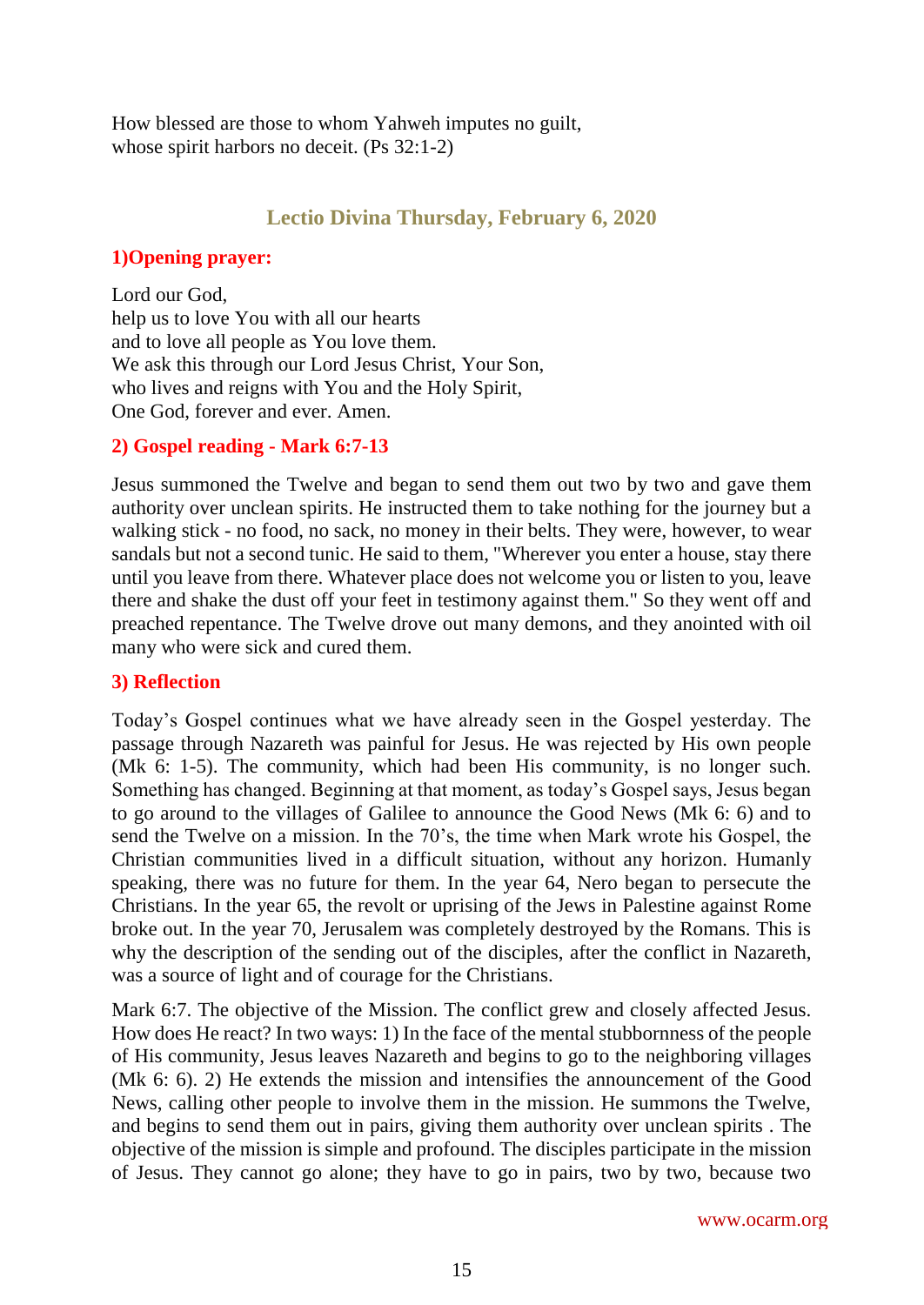How blessed are those to whom Yahweh imputes no guilt,
whose spirit harbors no deceit. (Ps 32:1-2)

## Lectio Divina Thursday, February 6, 2020

### 1)Opening prayer:

Lord our God,
help us to love You with all our hearts
and to love all people as You love them.
We ask this through our Lord Jesus Christ, Your Son,
who lives and reigns with You and the Holy Spirit,
One God, forever and ever. Amen.

### 2) Gospel reading - Mark 6:7-13

Jesus summoned the Twelve and began to send them out two by two and gave them authority over unclean spirits. He instructed them to take nothing for the journey but a walking stick - no food, no sack, no money in their belts. They were, however, to wear sandals but not a second tunic. He said to them, "Wherever you enter a house, stay there until you leave from there. Whatever place does not welcome you or listen to you, leave there and shake the dust off your feet in testimony against them." So they went off and preached repentance. The Twelve drove out many demons, and they anointed with oil many who were sick and cured them.

### 3) Reflection

Today's Gospel continues what we have already seen in the Gospel yesterday. The passage through Nazareth was painful for Jesus. He was rejected by His own people (Mk 6: 1-5). The community, which had been His community, is no longer such. Something has changed. Beginning at that moment, as today's Gospel says, Jesus began to go around to the villages of Galilee to announce the Good News (Mk 6: 6) and to send the Twelve on a mission. In the 70's, the time when Mark wrote his Gospel, the Christian communities lived in a difficult situation, without any horizon. Humanly speaking, there was no future for them. In the year 64, Nero began to persecute the Christians. In the year 65, the revolt or uprising of the Jews in Palestine against Rome broke out. In the year 70, Jerusalem was completely destroyed by the Romans. This is why the description of the sending out of the disciples, after the conflict in Nazareth, was a source of light and of courage for the Christians.

Mark 6:7. The objective of the Mission. The conflict grew and closely affected Jesus. How does He react? In two ways: 1) In the face of the mental stubbornness of the people of His community, Jesus leaves Nazareth and begins to go to the neighboring villages (Mk 6: 6). 2) He extends the mission and intensifies the announcement of the Good News, calling other people to involve them in the mission. He summons the Twelve, and begins to send them out in pairs, giving them authority over unclean spirits . The objective of the mission is simple and profound. The disciples participate in the mission of Jesus. They cannot go alone; they have to go in pairs, two by two, because two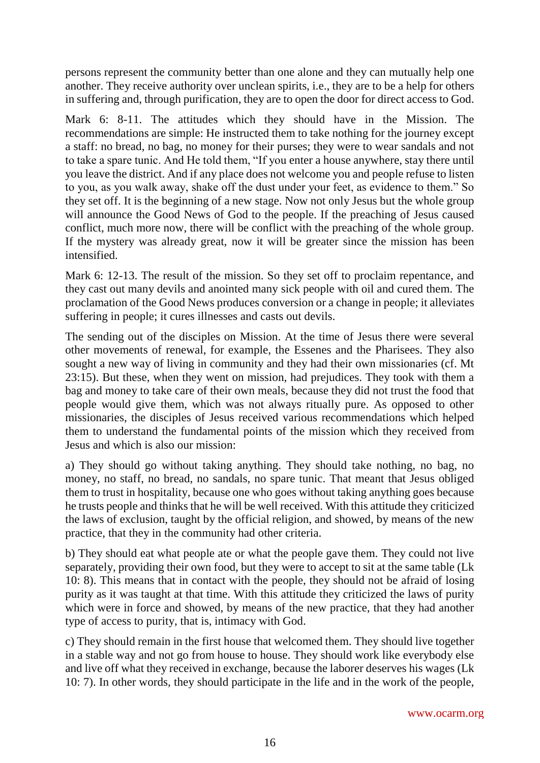persons represent the community better than one alone and they can mutually help one another. They receive authority over unclean spirits, i.e., they are to be a help for others in suffering and, through purification, they are to open the door for direct access to God.

Mark 6: 8-11. The attitudes which they should have in the Mission. The recommendations are simple: He instructed them to take nothing for the journey except a staff: no bread, no bag, no money for their purses; they were to wear sandals and not to take a spare tunic. And He told them, "If you enter a house anywhere, stay there until you leave the district. And if any place does not welcome you and people refuse to listen to you, as you walk away, shake off the dust under your feet, as evidence to them." So they set off. It is the beginning of a new stage. Now not only Jesus but the whole group will announce the Good News of God to the people. If the preaching of Jesus caused conflict, much more now, there will be conflict with the preaching of the whole group. If the mystery was already great, now it will be greater since the mission has been intensified.

Mark 6: 12-13. The result of the mission. So they set off to proclaim repentance, and they cast out many devils and anointed many sick people with oil and cured them. The proclamation of the Good News produces conversion or a change in people; it alleviates suffering in people; it cures illnesses and casts out devils.

The sending out of the disciples on Mission. At the time of Jesus there were several other movements of renewal, for example, the Essenes and the Pharisees. They also sought a new way of living in community and they had their own missionaries (cf. Mt 23:15). But these, when they went on mission, had prejudices. They took with them a bag and money to take care of their own meals, because they did not trust the food that people would give them, which was not always ritually pure. As opposed to other missionaries, the disciples of Jesus received various recommendations which helped them to understand the fundamental points of the mission which they received from Jesus and which is also our mission:

a) They should go without taking anything. They should take nothing, no bag, no money, no staff, no bread, no sandals, no spare tunic. That meant that Jesus obliged them to trust in hospitality, because one who goes without taking anything goes because he trusts people and thinks that he will be well received. With this attitude they criticized the laws of exclusion, taught by the official religion, and showed, by means of the new practice, that they in the community had other criteria.

b) They should eat what people ate or what the people gave them. They could not live separately, providing their own food, but they were to accept to sit at the same table (Lk 10: 8). This means that in contact with the people, they should not be afraid of losing purity as it was taught at that time. With this attitude they criticized the laws of purity which were in force and showed, by means of the new practice, that they had another type of access to purity, that is, intimacy with God.

c) They should remain in the first house that welcomed them. They should live together in a stable way and not go from house to house. They should work like everybody else and live off what they received in exchange, because the laborer deserves his wages (Lk 10: 7). In other words, they should participate in the life and in the work of the people,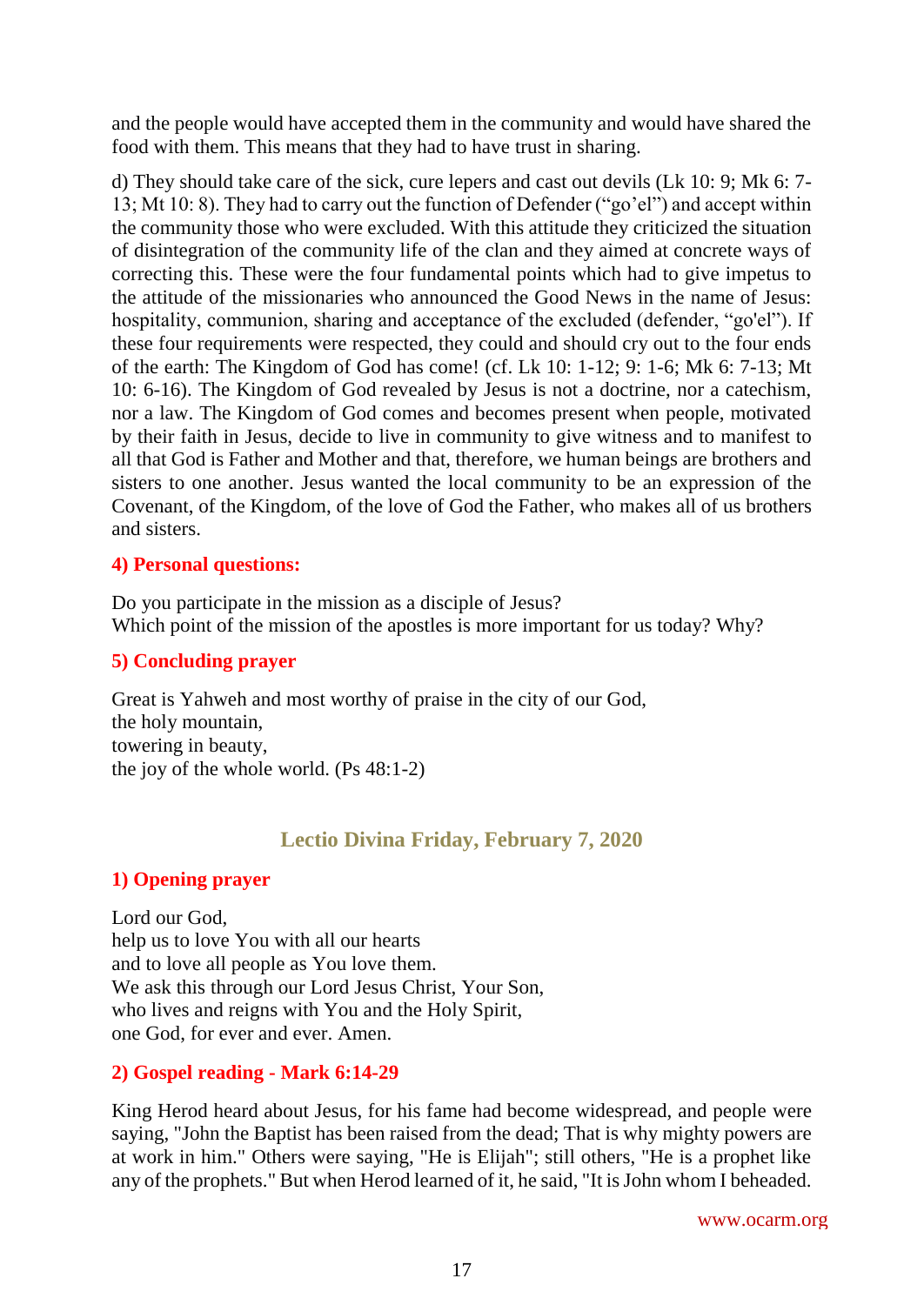and the people would have accepted them in the community and would have shared the food with them. This means that they had to have trust in sharing.

d) They should take care of the sick, cure lepers and cast out devils (Lk 10: 9; Mk 6: 7-13; Mt 10: 8). They had to carry out the function of Defender ("go'el") and accept within the community those who were excluded. With this attitude they criticized the situation of disintegration of the community life of the clan and they aimed at concrete ways of correcting this. These were the four fundamental points which had to give impetus to the attitude of the missionaries who announced the Good News in the name of Jesus: hospitality, communion, sharing and acceptance of the excluded (defender, "go'el"). If these four requirements were respected, they could and should cry out to the four ends of the earth: The Kingdom of God has come! (cf. Lk 10: 1-12; 9: 1-6; Mk 6: 7-13; Mt 10: 6-16). The Kingdom of God revealed by Jesus is not a doctrine, nor a catechism, nor a law. The Kingdom of God comes and becomes present when people, motivated by their faith in Jesus, decide to live in community to give witness and to manifest to all that God is Father and Mother and that, therefore, we human beings are brothers and sisters to one another. Jesus wanted the local community to be an expression of the Covenant, of the Kingdom, of the love of God the Father, who makes all of us brothers and sisters.

### 4) Personal questions:

Do you participate in the mission as a disciple of Jesus?
Which point of the mission of the apostles is more important for us today? Why?

### 5) Concluding prayer

Great is Yahweh and most worthy of praise in the city of our God,
the holy mountain,
towering in beauty,
the joy of the whole world. (Ps 48:1-2)

## Lectio Divina Friday, February 7, 2020

### 1) Opening prayer

Lord our God,
help us to love You with all our hearts
and to love all people as You love them.
We ask this through our Lord Jesus Christ, Your Son,
who lives and reigns with You and the Holy Spirit,
one God, for ever and ever. Amen.

### 2) Gospel reading - Mark 6:14-29

King Herod heard about Jesus, for his fame had become widespread, and people were saying, "John the Baptist has been raised from the dead; That is why mighty powers are at work in him." Others were saying, "He is Elijah"; still others, "He is a prophet like any of the prophets." But when Herod learned of it, he said, "It is John whom I beheaded.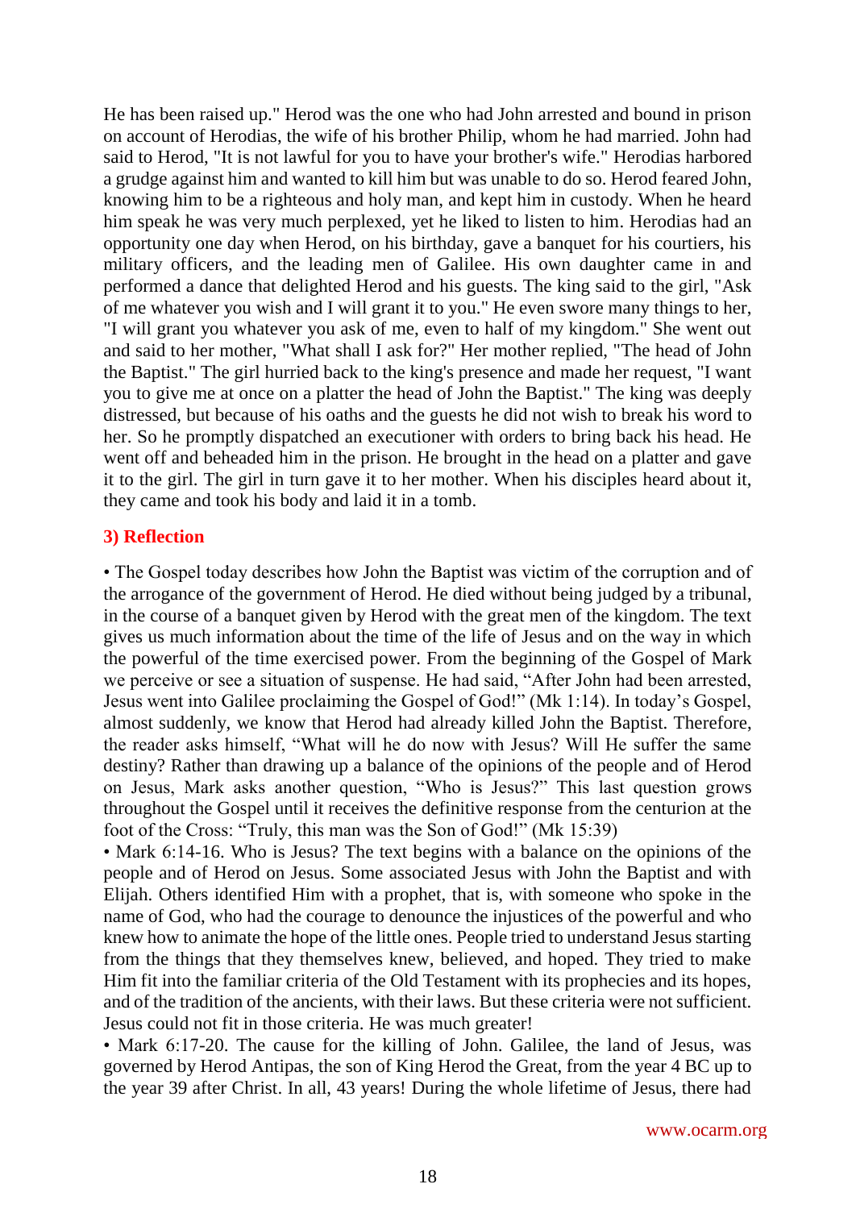He has been raised up." Herod was the one who had John arrested and bound in prison on account of Herodias, the wife of his brother Philip, whom he had married. John had said to Herod, "It is not lawful for you to have your brother's wife." Herodias harbored a grudge against him and wanted to kill him but was unable to do so. Herod feared John, knowing him to be a righteous and holy man, and kept him in custody. When he heard him speak he was very much perplexed, yet he liked to listen to him. Herodias had an opportunity one day when Herod, on his birthday, gave a banquet for his courtiers, his military officers, and the leading men of Galilee. His own daughter came in and performed a dance that delighted Herod and his guests. The king said to the girl, "Ask of me whatever you wish and I will grant it to you." He even swore many things to her, "I will grant you whatever you ask of me, even to half of my kingdom." She went out and said to her mother, "What shall I ask for?" Her mother replied, "The head of John the Baptist." The girl hurried back to the king's presence and made her request, "I want you to give me at once on a platter the head of John the Baptist." The king was deeply distressed, but because of his oaths and the guests he did not wish to break his word to her. So he promptly dispatched an executioner with orders to bring back his head. He went off and beheaded him in the prison. He brought in the head on a platter and gave it to the girl. The girl in turn gave it to her mother. When his disciples heard about it, they came and took his body and laid it in a tomb.

### 3) Reflection

• The Gospel today describes how John the Baptist was victim of the corruption and of the arrogance of the government of Herod. He died without being judged by a tribunal, in the course of a banquet given by Herod with the great men of the kingdom. The text gives us much information about the time of the life of Jesus and on the way in which the powerful of the time exercised power. From the beginning of the Gospel of Mark we perceive or see a situation of suspense. He had said, "After John had been arrested, Jesus went into Galilee proclaiming the Gospel of God!" (Mk 1:14). In today's Gospel, almost suddenly, we know that Herod had already killed John the Baptist. Therefore, the reader asks himself, "What will he do now with Jesus? Will He suffer the same destiny? Rather than drawing up a balance of the opinions of the people and of Herod on Jesus, Mark asks another question, "Who is Jesus?" This last question grows throughout the Gospel until it receives the definitive response from the centurion at the foot of the Cross: "Truly, this man was the Son of God!" (Mk 15:39)

• Mark 6:14-16. Who is Jesus? The text begins with a balance on the opinions of the people and of Herod on Jesus. Some associated Jesus with John the Baptist and with Elijah. Others identified Him with a prophet, that is, with someone who spoke in the name of God, who had the courage to denounce the injustices of the powerful and who knew how to animate the hope of the little ones. People tried to understand Jesus starting from the things that they themselves knew, believed, and hoped. They tried to make Him fit into the familiar criteria of the Old Testament with its prophecies and its hopes, and of the tradition of the ancients, with their laws. But these criteria were not sufficient. Jesus could not fit in those criteria. He was much greater!

• Mark 6:17-20. The cause for the killing of John. Galilee, the land of Jesus, was governed by Herod Antipas, the son of King Herod the Great, from the year 4 BC up to the year 39 after Christ. In all, 43 years! During the whole lifetime of Jesus, there had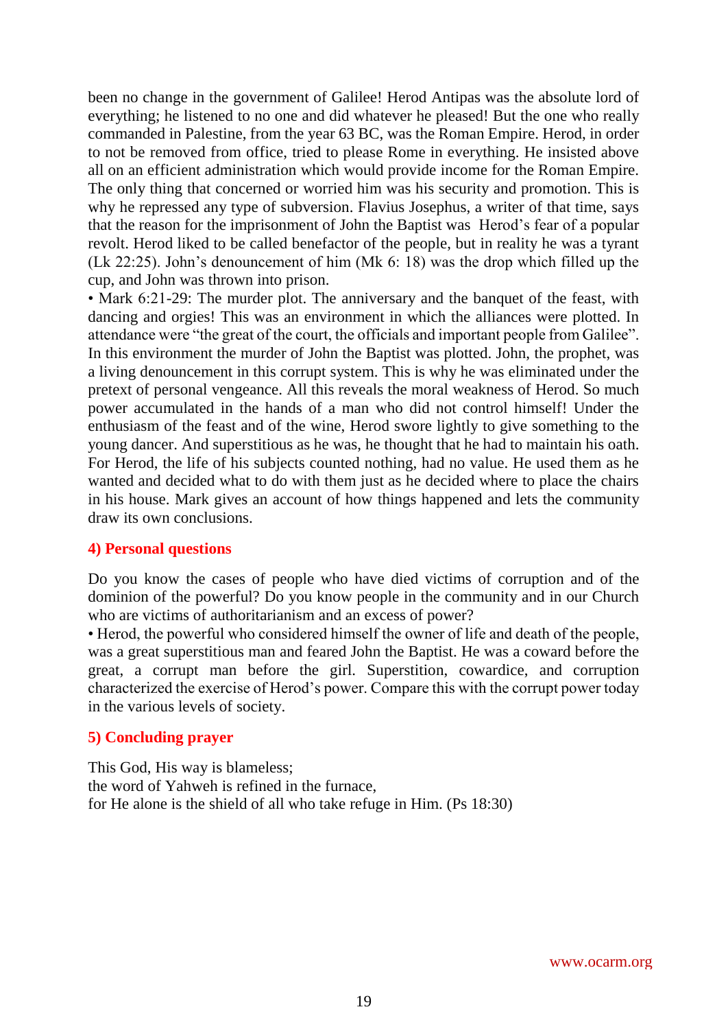been no change in the government of Galilee! Herod Antipas was the absolute lord of everything; he listened to no one and did whatever he pleased! But the one who really commanded in Palestine, from the year 63 BC, was the Roman Empire. Herod, in order to not be removed from office, tried to please Rome in everything. He insisted above all on an efficient administration which would provide income for the Roman Empire. The only thing that concerned or worried him was his security and promotion. This is why he repressed any type of subversion. Flavius Josephus, a writer of that time, says that the reason for the imprisonment of John the Baptist was Herod's fear of a popular revolt. Herod liked to be called benefactor of the people, but in reality he was a tyrant (Lk 22:25). John's denouncement of him (Mk 6: 18) was the drop which filled up the cup, and John was thrown into prison.

• Mark 6:21-29: The murder plot. The anniversary and the banquet of the feast, with dancing and orgies! This was an environment in which the alliances were plotted. In attendance were "the great of the court, the officials and important people from Galilee". In this environment the murder of John the Baptist was plotted. John, the prophet, was a living denouncement in this corrupt system. This is why he was eliminated under the pretext of personal vengeance. All this reveals the moral weakness of Herod. So much power accumulated in the hands of a man who did not control himself! Under the enthusiasm of the feast and of the wine, Herod swore lightly to give something to the young dancer. And superstitious as he was, he thought that he had to maintain his oath. For Herod, the life of his subjects counted nothing, had no value. He used them as he wanted and decided what to do with them just as he decided where to place the chairs in his house. Mark gives an account of how things happened and lets the community draw its own conclusions.

### 4) Personal questions

Do you know the cases of people who have died victims of corruption and of the dominion of the powerful? Do you know people in the community and in our Church who are victims of authoritarianism and an excess of power?

• Herod, the powerful who considered himself the owner of life and death of the people, was a great superstitious man and feared John the Baptist. He was a coward before the great, a corrupt man before the girl. Superstition, cowardice, and corruption characterized the exercise of Herod's power. Compare this with the corrupt power today in the various levels of society.

### 5) Concluding prayer

This God, His way is blameless;
the word of Yahweh is refined in the furnace,
for He alone is the shield of all who take refuge in Him. (Ps 18:30)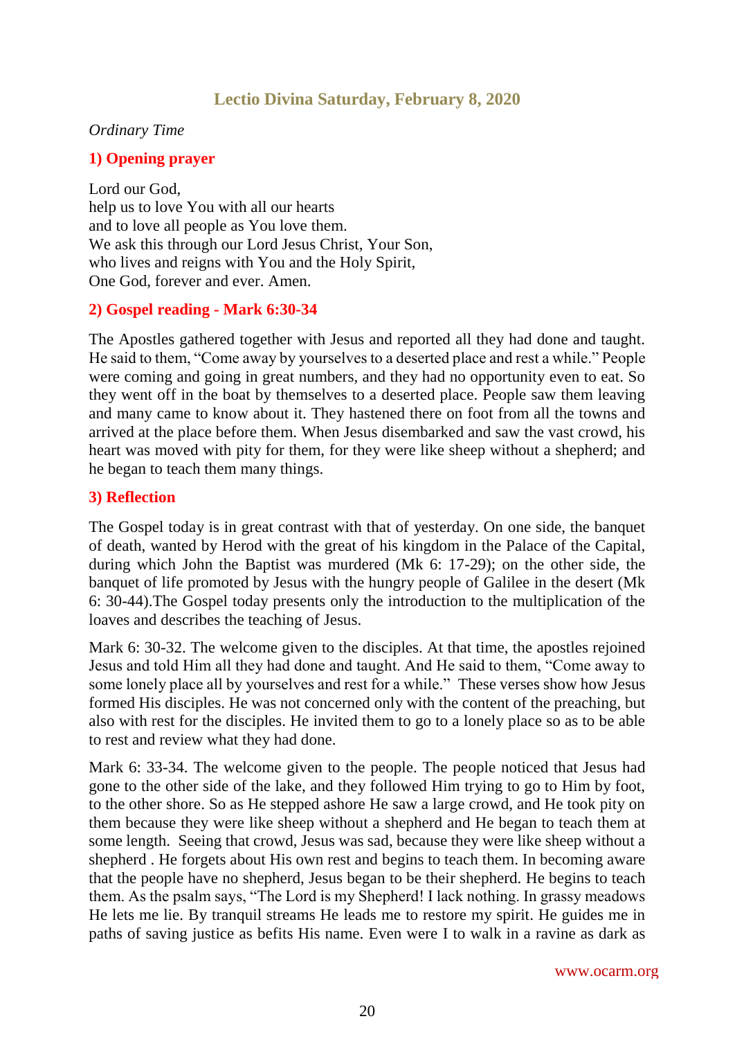## Lectio Divina Saturday, February 8, 2020

*Ordinary Time*

### 1) Opening prayer

Lord our God,
help us to love You with all our hearts
and to love all people as You love them.
We ask this through our Lord Jesus Christ, Your Son,
who lives and reigns with You and the Holy Spirit,
One God, forever and ever. Amen.

### 2) Gospel reading - Mark 6:30-34

The Apostles gathered together with Jesus and reported all they had done and taught. He said to them, "Come away by yourselves to a deserted place and rest a while." People were coming and going in great numbers, and they had no opportunity even to eat. So they went off in the boat by themselves to a deserted place. People saw them leaving and many came to know about it. They hastened there on foot from all the towns and arrived at the place before them. When Jesus disembarked and saw the vast crowd, his heart was moved with pity for them, for they were like sheep without a shepherd; and he began to teach them many things.

### 3) Reflection

The Gospel today is in great contrast with that of yesterday. On one side, the banquet of death, wanted by Herod with the great of his kingdom in the Palace of the Capital, during which John the Baptist was murdered (Mk 6: 17-29); on the other side, the banquet of life promoted by Jesus with the hungry people of Galilee in the desert (Mk 6: 30-44).The Gospel today presents only the introduction to the multiplication of the loaves and describes the teaching of Jesus.

Mark 6: 30-32. The welcome given to the disciples. At that time, the apostles rejoined Jesus and told Him all they had done and taught. And He said to them, "Come away to some lonely place all by yourselves and rest for a while." These verses show how Jesus formed His disciples. He was not concerned only with the content of the preaching, but also with rest for the disciples. He invited them to go to a lonely place so as to be able to rest and review what they had done.

Mark 6: 33-34. The welcome given to the people. The people noticed that Jesus had gone to the other side of the lake, and they followed Him trying to go to Him by foot, to the other shore. So as He stepped ashore He saw a large crowd, and He took pity on them because they were like sheep without a shepherd and He began to teach them at some length. Seeing that crowd, Jesus was sad, because they were like sheep without a shepherd . He forgets about His own rest and begins to teach them. In becoming aware that the people have no shepherd, Jesus began to be their shepherd. He begins to teach them. As the psalm says, "The Lord is my Shepherd! I lack nothing. In grassy meadows He lets me lie. By tranquil streams He leads me to restore my spirit. He guides me in paths of saving justice as befits His name. Even were I to walk in a ravine as dark as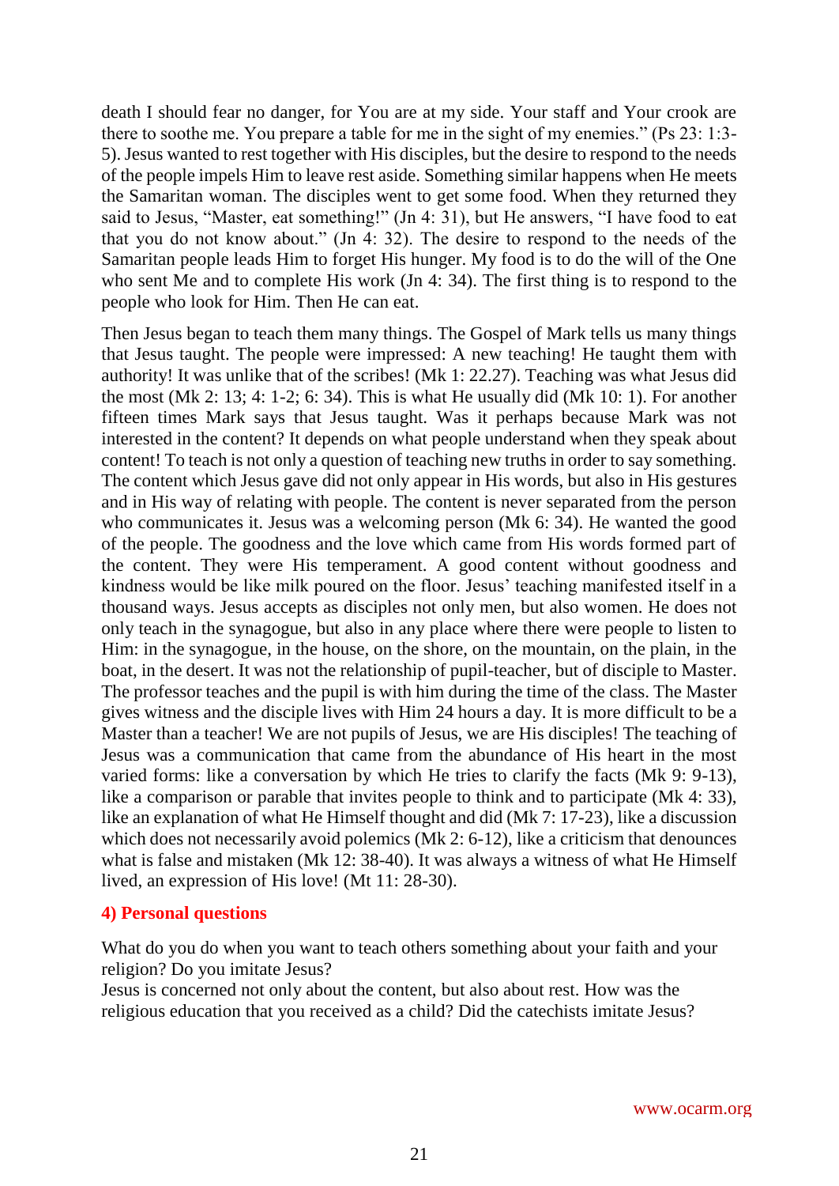death I should fear no danger, for You are at my side. Your staff and Your crook are there to soothe me. You prepare a table for me in the sight of my enemies." (Ps 23: 1:3-5). Jesus wanted to rest together with His disciples, but the desire to respond to the needs of the people impels Him to leave rest aside. Something similar happens when He meets the Samaritan woman. The disciples went to get some food. When they returned they said to Jesus, "Master, eat something!" (Jn 4: 31), but He answers, "I have food to eat that you do not know about." (Jn 4: 32). The desire to respond to the needs of the Samaritan people leads Him to forget His hunger. My food is to do the will of the One who sent Me and to complete His work (Jn 4: 34). The first thing is to respond to the people who look for Him. Then He can eat.

Then Jesus began to teach them many things. The Gospel of Mark tells us many things that Jesus taught. The people were impressed: A new teaching! He taught them with authority! It was unlike that of the scribes! (Mk 1: 22.27). Teaching was what Jesus did the most (Mk 2: 13; 4: 1-2; 6: 34). This is what He usually did (Mk 10: 1). For another fifteen times Mark says that Jesus taught. Was it perhaps because Mark was not interested in the content? It depends on what people understand when they speak about content! To teach is not only a question of teaching new truths in order to say something. The content which Jesus gave did not only appear in His words, but also in His gestures and in His way of relating with people. The content is never separated from the person who communicates it. Jesus was a welcoming person (Mk 6: 34). He wanted the good of the people. The goodness and the love which came from His words formed part of the content. They were His temperament. A good content without goodness and kindness would be like milk poured on the floor. Jesus' teaching manifested itself in a thousand ways. Jesus accepts as disciples not only men, but also women. He does not only teach in the synagogue, but also in any place where there were people to listen to Him: in the synagogue, in the house, on the shore, on the mountain, on the plain, in the boat, in the desert. It was not the relationship of pupil-teacher, but of disciple to Master. The professor teaches and the pupil is with him during the time of the class. The Master gives witness and the disciple lives with Him 24 hours a day. It is more difficult to be a Master than a teacher! We are not pupils of Jesus, we are His disciples! The teaching of Jesus was a communication that came from the abundance of His heart in the most varied forms: like a conversation by which He tries to clarify the facts (Mk 9: 9-13), like a comparison or parable that invites people to think and to participate (Mk 4: 33), like an explanation of what He Himself thought and did (Mk 7: 17-23), like a discussion which does not necessarily avoid polemics (Mk 2: 6-12), like a criticism that denounces what is false and mistaken (Mk 12: 38-40). It was always a witness of what He Himself lived, an expression of His love! (Mt 11: 28-30).

#### 4) Personal questions

What do you do when you want to teach others something about your faith and your religion? Do you imitate Jesus?
Jesus is concerned not only about the content, but also about rest. How was the religious education that you received as a child? Did the catechists imitate Jesus?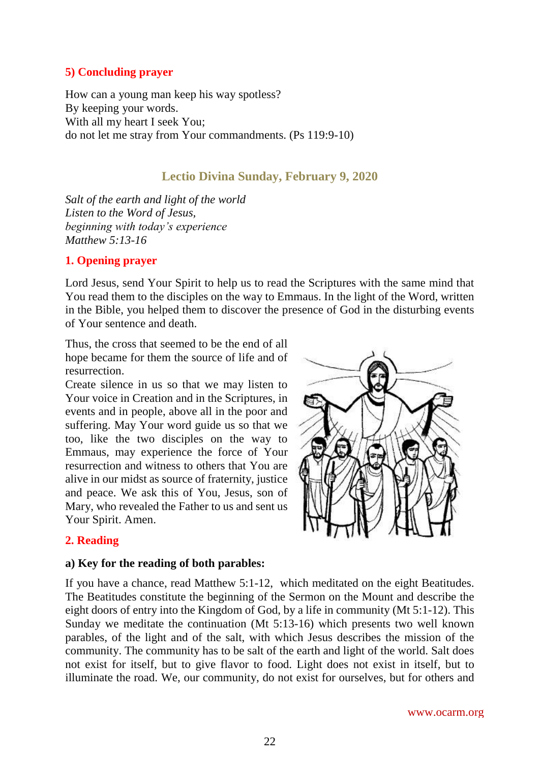### 5) Concluding prayer

How can a young man keep his way spotless?
By keeping your words.
With all my heart I seek You;
do not let me stray from Your commandments. (Ps 119:9-10)

## Lectio Divina Sunday, February 9, 2020

*Salt of the earth and light of the world*
*Listen to the Word of Jesus,*
*beginning with today's experience*
*Matthew 5:13-16*

### 1. Opening prayer

Lord Jesus, send Your Spirit to help us to read the Scriptures with the same mind that You read them to the disciples on the way to Emmaus. In the light of the Word, written in the Bible, you helped them to discover the presence of God in the disturbing events of Your sentence and death.

Thus, the cross that seemed to be the end of all hope became for them the source of life and of resurrection.
Create silence in us so that we may listen to Your voice in Creation and in the Scriptures, in events and in people, above all in the poor and suffering. May Your word guide us so that we too, like the two disciples on the way to Emmaus, may experience the force of Your resurrection and witness to others that You are alive in our midst as source of fraternity, justice and peace. We ask this of You, Jesus, son of Mary, who revealed the Father to us and sent us Your Spirit. Amen.

### 2. Reading

**a) Key for the reading of both parables:**

If you have a chance, read Matthew 5:1-12, which meditated on the eight Beatitudes. The Beatitudes constitute the beginning of the Sermon on the Mount and describe the eight doors of entry into the Kingdom of God, by a life in community (Mt 5:1-12). This Sunday we meditate the continuation (Mt 5:13-16) which presents two well known parables, of the light and of the salt, with which Jesus describes the mission of the community. The community has to be salt of the earth and light of the world. Salt does not exist for itself, but to give flavor to food. Light does not exist in itself, but to illuminate the road. We, our community, do not exist for ourselves, but for others and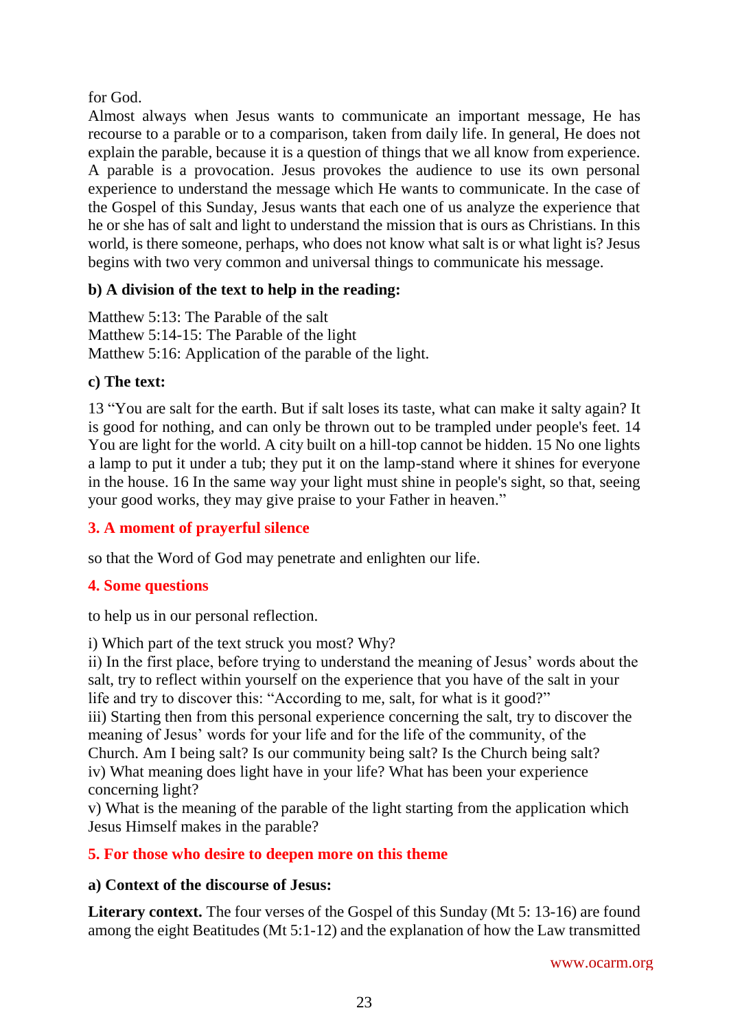for God.

Almost always when Jesus wants to communicate an important message, He has recourse to a parable or to a comparison, taken from daily life. In general, He does not explain the parable, because it is a question of things that we all know from experience. A parable is a provocation. Jesus provokes the audience to use its own personal experience to understand the message which He wants to communicate. In the case of the Gospel of this Sunday, Jesus wants that each one of us analyze the experience that he or she has of salt and light to understand the mission that is ours as Christians. In this world, is there someone, perhaps, who does not know what salt is or what light is? Jesus begins with two very common and universal things to communicate his message.

**b) A division of the text to help in the reading:**

Matthew 5:13: The Parable of the salt
Matthew 5:14-15: The Parable of the light
Matthew 5:16: Application of the parable of the light.

**c) The text:**

13 "You are salt for the earth. But if salt loses its taste, what can make it salty again? It is good for nothing, and can only be thrown out to be trampled under people's feet. 14 You are light for the world. A city built on a hill-top cannot be hidden. 15 No one lights a lamp to put it under a tub; they put it on the lamp-stand where it shines for everyone in the house. 16 In the same way your light must shine in people's sight, so that, seeing your good works, they may give praise to your Father in heaven."

## 3. A moment of prayerful silence

so that the Word of God may penetrate and enlighten our life.

## 4. Some questions

to help us in our personal reflection.

i) Which part of the text struck you most? Why?
ii) In the first place, before trying to understand the meaning of Jesus' words about the salt, try to reflect within yourself on the experience that you have of the salt in your life and try to discover this: "According to me, salt, for what is it good?"
iii) Starting then from this personal experience concerning the salt, try to discover the meaning of Jesus' words for your life and for the life of the community, of the Church. Am I being salt? Is our community being salt? Is the Church being salt?
iv) What meaning does light have in your life? What has been your experience concerning light?
v) What is the meaning of the parable of the light starting from the application which Jesus Himself makes in the parable?

## 5. For those who desire to deepen more on this theme

**a) Context of the discourse of Jesus:**

**Literary context.** The four verses of the Gospel of this Sunday (Mt 5: 13-16) are found among the eight Beatitudes (Mt 5:1-12) and the explanation of how the Law transmitted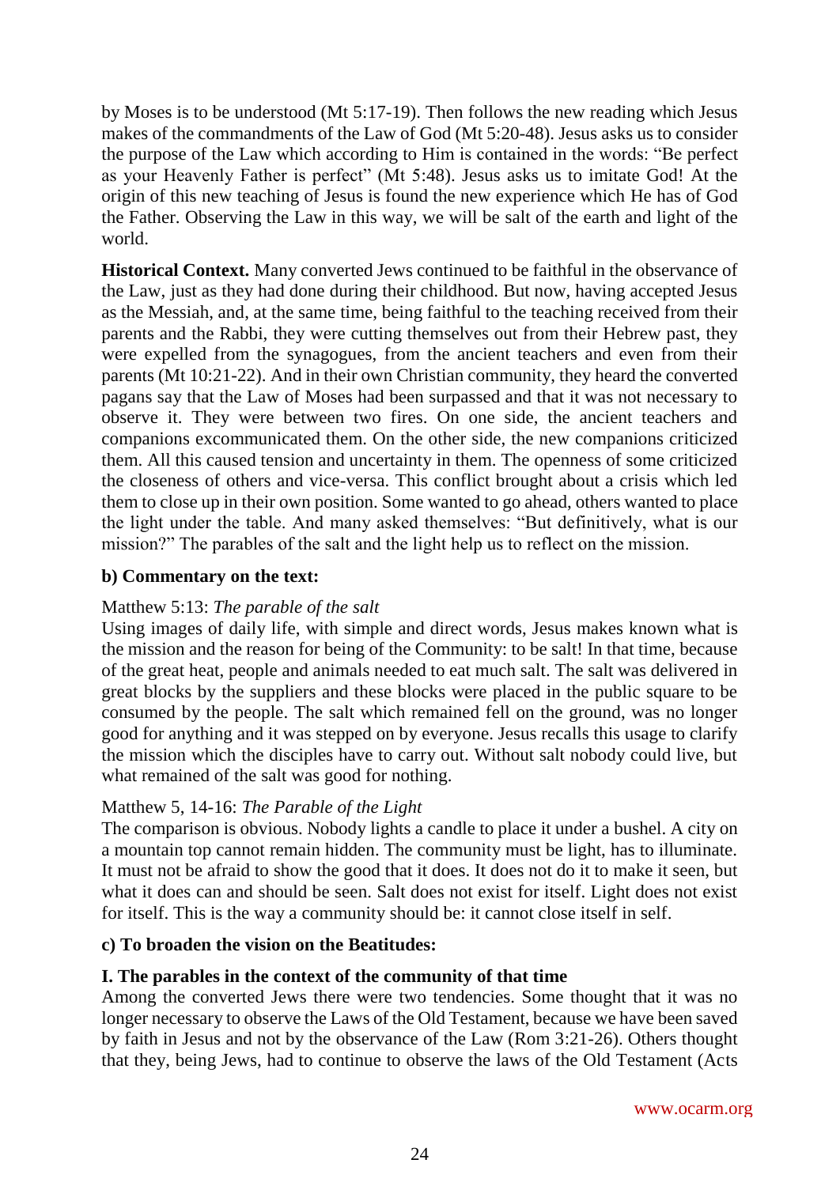by Moses is to be understood (Mt 5:17-19). Then follows the new reading which Jesus makes of the commandments of the Law of God (Mt 5:20-48). Jesus asks us to consider the purpose of the Law which according to Him is contained in the words: "Be perfect as your Heavenly Father is perfect" (Mt 5:48). Jesus asks us to imitate God! At the origin of this new teaching of Jesus is found the new experience which He has of God the Father. Observing the Law in this way, we will be salt of the earth and light of the world.

**Historical Context.** Many converted Jews continued to be faithful in the observance of the Law, just as they had done during their childhood. But now, having accepted Jesus as the Messiah, and, at the same time, being faithful to the teaching received from their parents and the Rabbi, they were cutting themselves out from their Hebrew past, they were expelled from the synagogues, from the ancient teachers and even from their parents (Mt 10:21-22). And in their own Christian community, they heard the converted pagans say that the Law of Moses had been surpassed and that it was not necessary to observe it. They were between two fires. On one side, the ancient teachers and companions excommunicated them. On the other side, the new companions criticized them. All this caused tension and uncertainty in them. The openness of some criticized the closeness of others and vice-versa. This conflict brought about a crisis which led them to close up in their own position. Some wanted to go ahead, others wanted to place the light under the table. And many asked themselves: "But definitively, what is our mission?" The parables of the salt and the light help us to reflect on the mission.

**b) Commentary on the text:**

Matthew 5:13: *The parable of the salt*

Using images of daily life, with simple and direct words, Jesus makes known what is the mission and the reason for being of the Community: to be salt! In that time, because of the great heat, people and animals needed to eat much salt. The salt was delivered in great blocks by the suppliers and these blocks were placed in the public square to be consumed by the people. The salt which remained fell on the ground, was no longer good for anything and it was stepped on by everyone. Jesus recalls this usage to clarify the mission which the disciples have to carry out. Without salt nobody could live, but what remained of the salt was good for nothing.

Matthew 5, 14-16: *The Parable of the Light*

The comparison is obvious. Nobody lights a candle to place it under a bushel. A city on a mountain top cannot remain hidden. The community must be light, has to illuminate. It must not be afraid to show the good that it does. It does not do it to make it seen, but what it does can and should be seen. Salt does not exist for itself. Light does not exist for itself. This is the way a community should be: it cannot close itself in self.

**c) To broaden the vision on the Beatitudes:**

**I. The parables in the context of the community of that time**

Among the converted Jews there were two tendencies. Some thought that it was no longer necessary to observe the Laws of the Old Testament, because we have been saved by faith in Jesus and not by the observance of the Law (Rom 3:21-26). Others thought that they, being Jews, had to continue to observe the laws of the Old Testament (Acts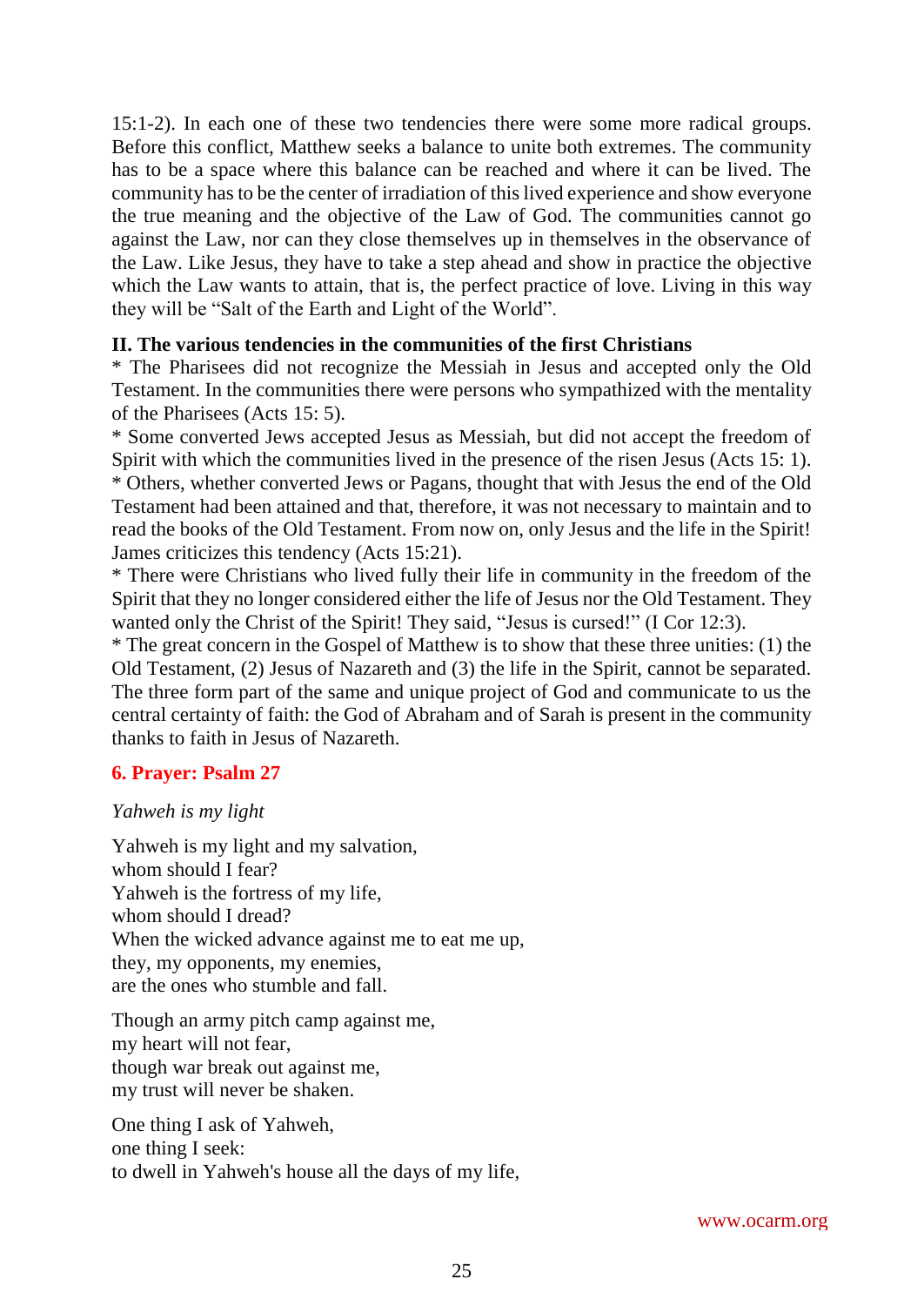15:1-2). In each one of these two tendencies there were some more radical groups. Before this conflict, Matthew seeks a balance to unite both extremes. The community has to be a space where this balance can be reached and where it can be lived. The community has to be the center of irradiation of this lived experience and show everyone the true meaning and the objective of the Law of God. The communities cannot go against the Law, nor can they close themselves up in themselves in the observance of the Law. Like Jesus, they have to take a step ahead and show in practice the objective which the Law wants to attain, that is, the perfect practice of love. Living in this way they will be "Salt of the Earth and Light of the World".

**II. The various tendencies in the communities of the first Christians**

* The Pharisees did not recognize the Messiah in Jesus and accepted only the Old Testament. In the communities there were persons who sympathized with the mentality of the Pharisees (Acts 15: 5).
* Some converted Jews accepted Jesus as Messiah, but did not accept the freedom of Spirit with which the communities lived in the presence of the risen Jesus (Acts 15: 1).
* Others, whether converted Jews or Pagans, thought that with Jesus the end of the Old Testament had been attained and that, therefore, it was not necessary to maintain and to read the books of the Old Testament. From now on, only Jesus and the life in the Spirit! James criticizes this tendency (Acts 15:21).
* There were Christians who lived fully their life in community in the freedom of the Spirit that they no longer considered either the life of Jesus nor the Old Testament. They wanted only the Christ of the Spirit! They said, "Jesus is cursed!" (I Cor 12:3).
* The great concern in the Gospel of Matthew is to show that these three unities: (1) the Old Testament, (2) Jesus of Nazareth and (3) the life in the Spirit, cannot be separated. The three form part of the same and unique project of God and communicate to us the central certainty of faith: the God of Abraham and of Sarah is present in the community thanks to faith in Jesus of Nazareth.

## 6. Prayer: Psalm 27

*Yahweh is my light*

Yahweh is my light and my salvation,
whom should I fear?
Yahweh is the fortress of my life,
whom should I dread?
When the wicked advance against me to eat me up,
they, my opponents, my enemies,
are the ones who stumble and fall.

Though an army pitch camp against me,
my heart will not fear,
though war break out against me,
my trust will never be shaken.

One thing I ask of Yahweh,
one thing I seek:
to dwell in Yahweh's house all the days of my life,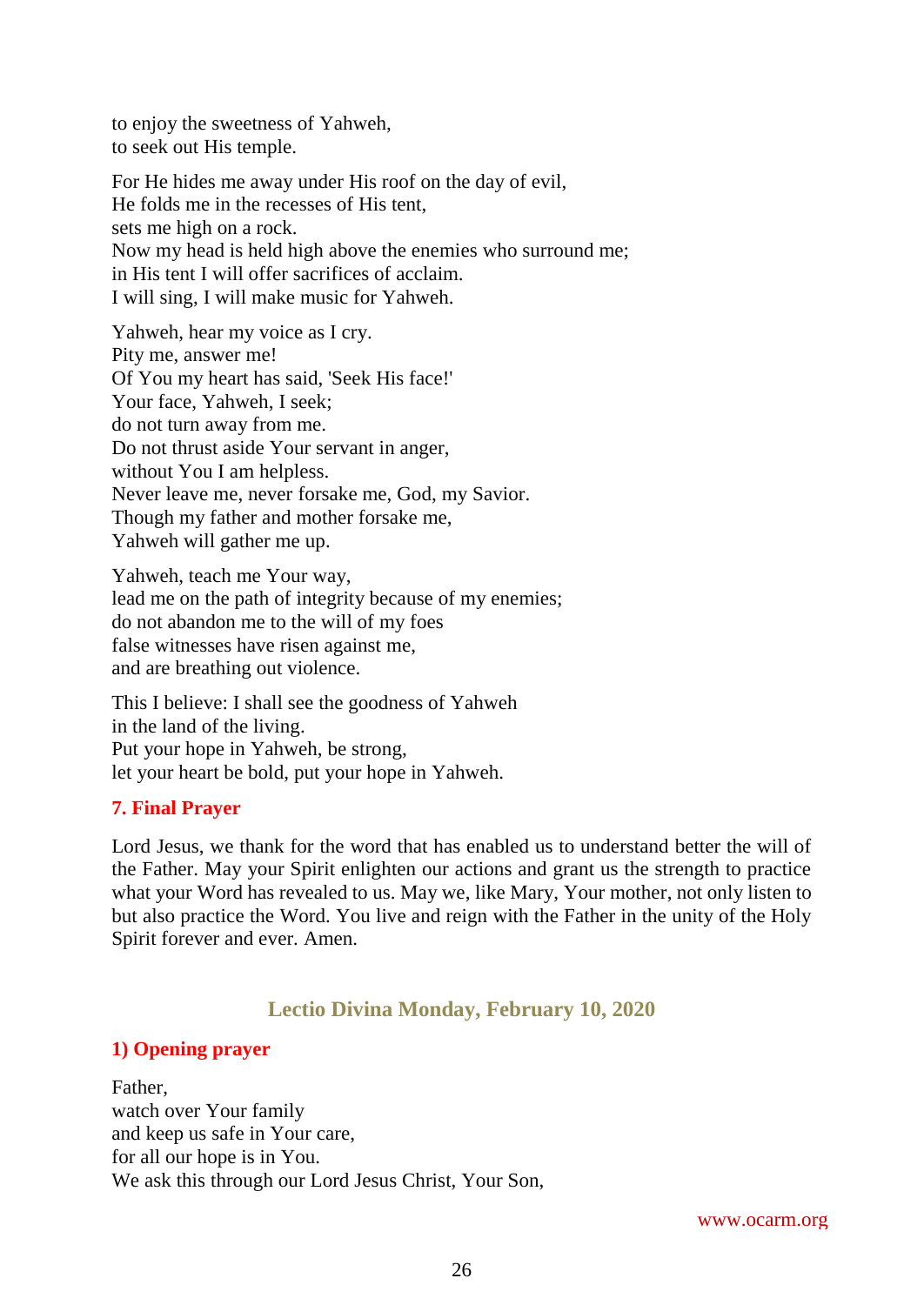to enjoy the sweetness of Yahweh,
to seek out His temple.

For He hides me away under His roof on the day of evil,
He folds me in the recesses of His tent,
sets me high on a rock.
Now my head is held high above the enemies who surround me;
in His tent I will offer sacrifices of acclaim.
I will sing, I will make music for Yahweh.

Yahweh, hear my voice as I cry.
Pity me, answer me!
Of You my heart has said, 'Seek His face!'
Your face, Yahweh, I seek;
do not turn away from me.
Do not thrust aside Your servant in anger,
without You I am helpless.
Never leave me, never forsake me, God, my Savior.
Though my father and mother forsake me,
Yahweh will gather me up.

Yahweh, teach me Your way,
lead me on the path of integrity because of my enemies;
do not abandon me to the will of my foes
false witnesses have risen against me,
and are breathing out violence.

This I believe: I shall see the goodness of Yahweh
in the land of the living.
Put your hope in Yahweh, be strong,
let your heart be bold, put your hope in Yahweh.

### 7. Final Prayer

Lord Jesus, we thank for the word that has enabled us to understand better the will of the Father. May your Spirit enlighten our actions and grant us the strength to practice what your Word has revealed to us. May we, like Mary, Your mother, not only listen to but also practice the Word. You live and reign with the Father in the unity of the Holy Spirit forever and ever. Amen.

## Lectio Divina Monday, February 10, 2020

### 1) Opening prayer

Father,
watch over Your family
and keep us safe in Your care,
for all our hope is in You.
We ask this through our Lord Jesus Christ, Your Son,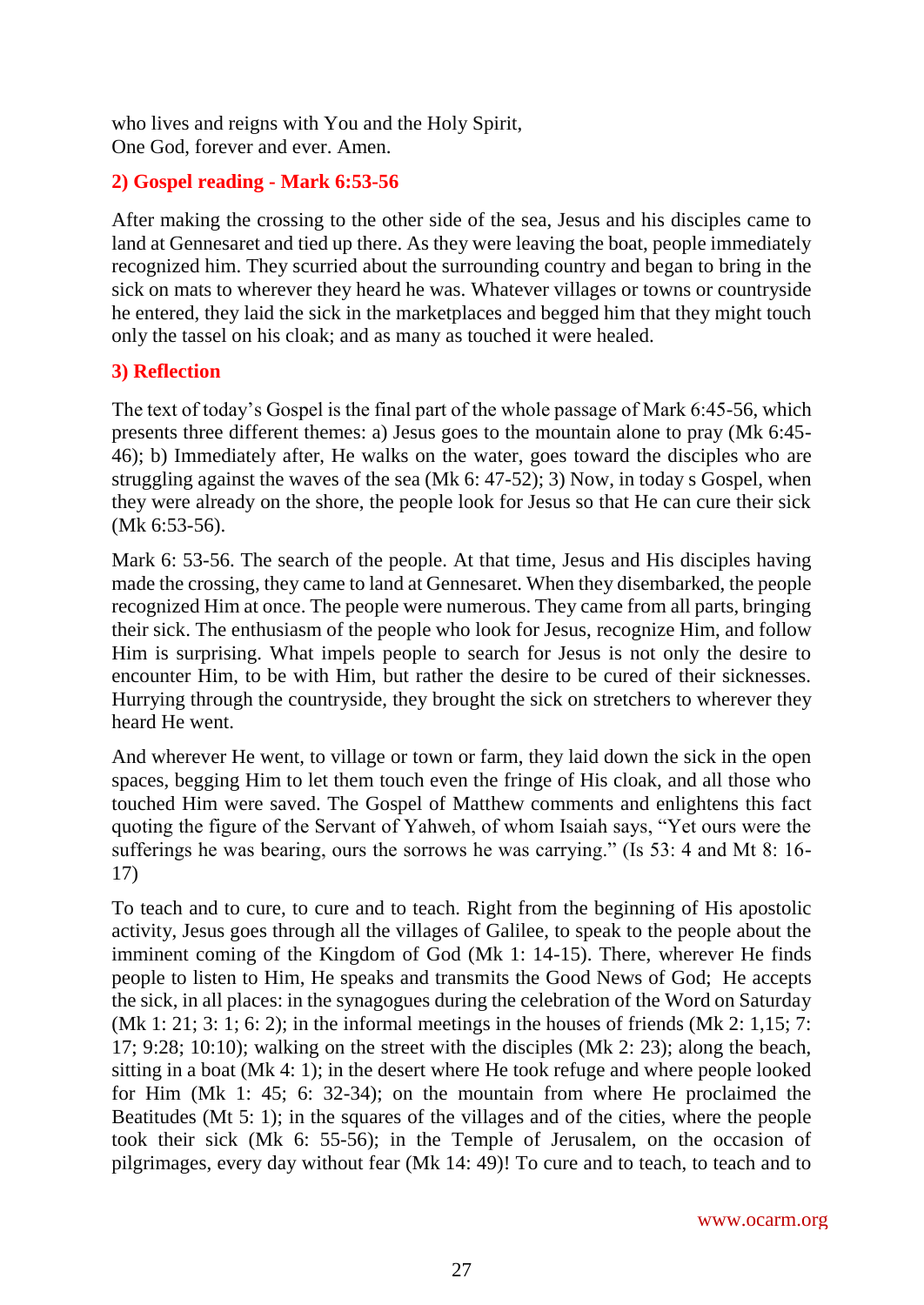who lives and reigns with You and the Holy Spirit,
One God, forever and ever. Amen.

### 2) Gospel reading - Mark 6:53-56

After making the crossing to the other side of the sea, Jesus and his disciples came to land at Gennesaret and tied up there. As they were leaving the boat, people immediately recognized him. They scurried about the surrounding country and began to bring in the sick on mats to wherever they heard he was. Whatever villages or towns or countryside he entered, they laid the sick in the marketplaces and begged him that they might touch only the tassel on his cloak; and as many as touched it were healed.

### 3) Reflection

The text of today's Gospel is the final part of the whole passage of Mark 6:45-56, which presents three different themes: a) Jesus goes to the mountain alone to pray (Mk 6:45-46); b) Immediately after, He walks on the water, goes toward the disciples who are struggling against the waves of the sea (Mk 6: 47-52); 3) Now, in today s Gospel, when they were already on the shore, the people look for Jesus so that He can cure their sick (Mk 6:53-56).

Mark 6: 53-56. The search of the people. At that time, Jesus and His disciples having made the crossing, they came to land at Gennesaret. When they disembarked, the people recognized Him at once. The people were numerous. They came from all parts, bringing their sick. The enthusiasm of the people who look for Jesus, recognize Him, and follow Him is surprising. What impels people to search for Jesus is not only the desire to encounter Him, to be with Him, but rather the desire to be cured of their sicknesses. Hurrying through the countryside, they brought the sick on stretchers to wherever they heard He went.

And wherever He went, to village or town or farm, they laid down the sick in the open spaces, begging Him to let them touch even the fringe of His cloak, and all those who touched Him were saved. The Gospel of Matthew comments and enlightens this fact quoting the figure of the Servant of Yahweh, of whom Isaiah says, "Yet ours were the sufferings he was bearing, ours the sorrows he was carrying." (Is 53: 4 and Mt 8: 16-17)

To teach and to cure, to cure and to teach. Right from the beginning of His apostolic activity, Jesus goes through all the villages of Galilee, to speak to the people about the imminent coming of the Kingdom of God (Mk 1: 14-15). There, wherever He finds people to listen to Him, He speaks and transmits the Good News of God; He accepts the sick, in all places: in the synagogues during the celebration of the Word on Saturday (Mk 1: 21; 3: 1; 6: 2); in the informal meetings in the houses of friends (Mk 2: 1,15; 7: 17; 9:28; 10:10); walking on the street with the disciples (Mk 2: 23); along the beach, sitting in a boat (Mk 4: 1); in the desert where He took refuge and where people looked for Him (Mk 1: 45; 6: 32-34); on the mountain from where He proclaimed the Beatitudes (Mt 5: 1); in the squares of the villages and of the cities, where the people took their sick (Mk 6: 55-56); in the Temple of Jerusalem, on the occasion of pilgrimages, every day without fear (Mk 14: 49)! To cure and to teach, to teach and to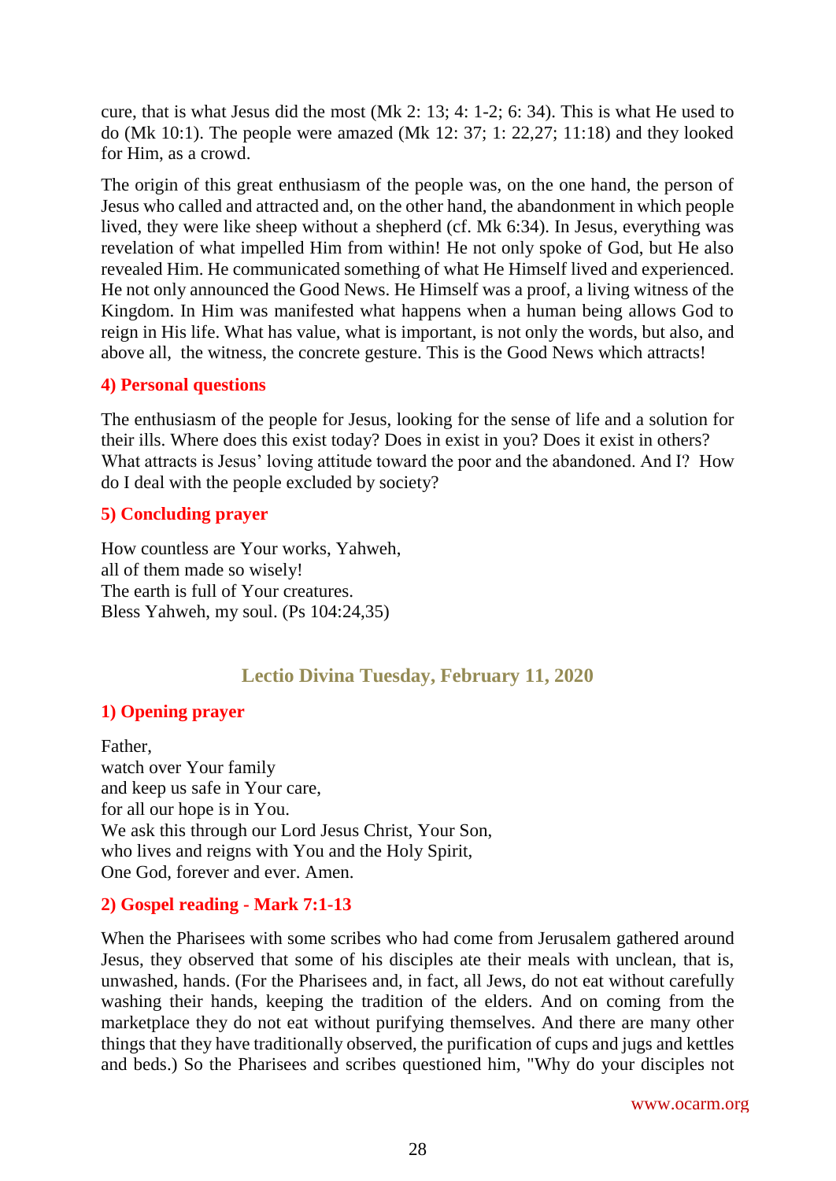cure, that is what Jesus did the most (Mk 2: 13; 4: 1-2; 6: 34). This is what He used to do (Mk 10:1). The people were amazed (Mk 12: 37; 1: 22,27; 11:18) and they looked for Him, as a crowd.

The origin of this great enthusiasm of the people was, on the one hand, the person of Jesus who called and attracted and, on the other hand, the abandonment in which people lived, they were like sheep without a shepherd (cf. Mk 6:34). In Jesus, everything was revelation of what impelled Him from within! He not only spoke of God, but He also revealed Him. He communicated something of what He Himself lived and experienced. He not only announced the Good News. He Himself was a proof, a living witness of the Kingdom. In Him was manifested what happens when a human being allows God to reign in His life. What has value, what is important, is not only the words, but also, and above all, the witness, the concrete gesture. This is the Good News which attracts!

### 4) Personal questions

The enthusiasm of the people for Jesus, looking for the sense of life and a solution for their ills. Where does this exist today? Does in exist in you? Does it exist in others? What attracts is Jesus' loving attitude toward the poor and the abandoned. And I? How do I deal with the people excluded by society?

### 5) Concluding prayer

How countless are Your works, Yahweh,  
all of them made so wisely!  
The earth is full of Your creatures.  
Bless Yahweh, my soul. (Ps 104:24,35)

## Lectio Divina Tuesday, February 11, 2020

### 1) Opening prayer

Father,  
watch over Your family  
and keep us safe in Your care,  
for all our hope is in You.  
We ask this through our Lord Jesus Christ, Your Son,  
who lives and reigns with You and the Holy Spirit,  
One God, forever and ever. Amen.

### 2) Gospel reading - Mark 7:1-13

When the Pharisees with some scribes who had come from Jerusalem gathered around Jesus, they observed that some of his disciples ate their meals with unclean, that is, unwashed, hands. (For the Pharisees and, in fact, all Jews, do not eat without carefully washing their hands, keeping the tradition of the elders. And on coming from the marketplace they do not eat without purifying themselves. And there are many other things that they have traditionally observed, the purification of cups and jugs and kettles and beds.) So the Pharisees and scribes questioned him, "Why do your disciples not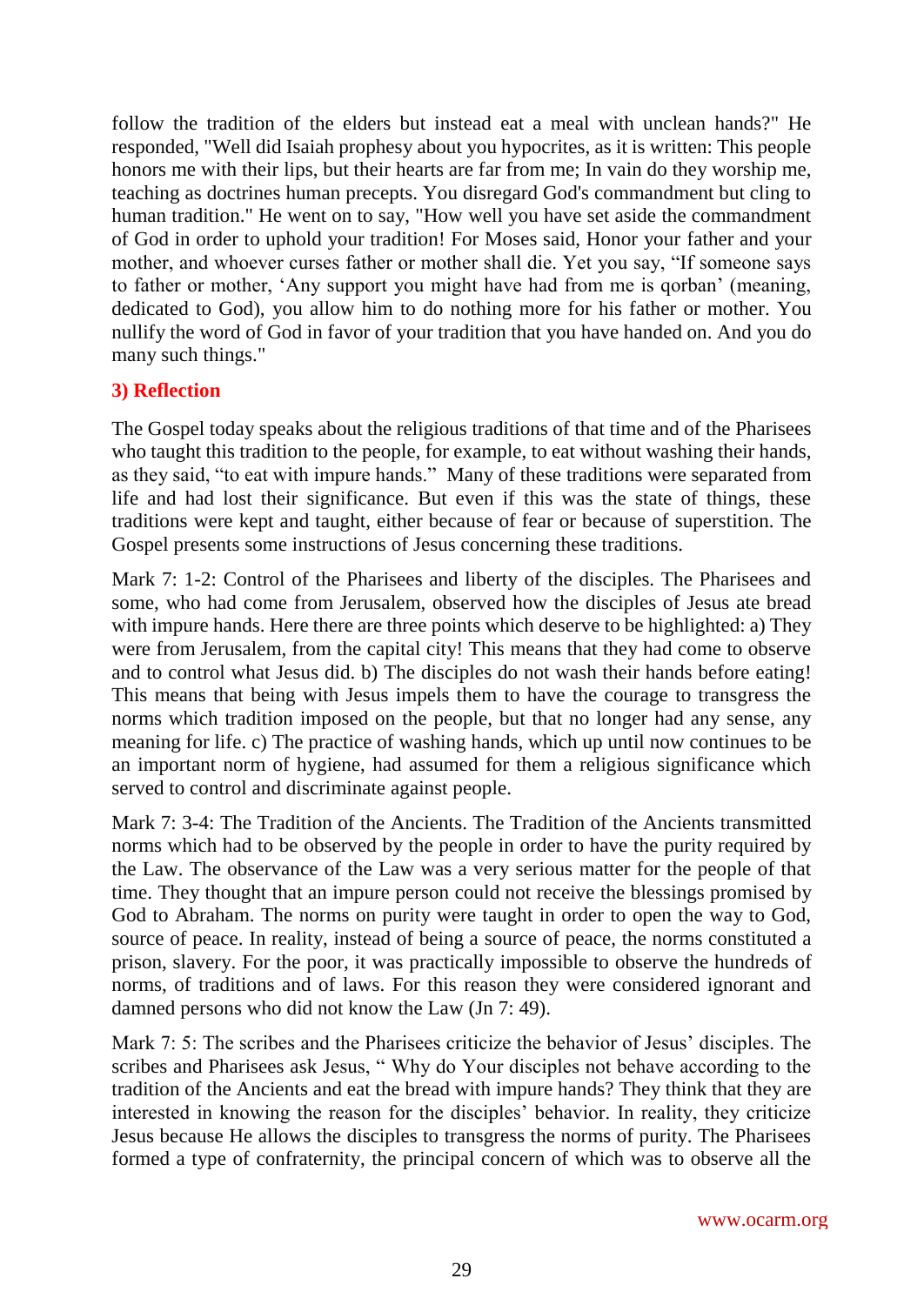follow the tradition of the elders but instead eat a meal with unclean hands?" He responded, "Well did Isaiah prophesy about you hypocrites, as it is written: This people honors me with their lips, but their hearts are far from me; In vain do they worship me, teaching as doctrines human precepts. You disregard God's commandment but cling to human tradition." He went on to say, "How well you have set aside the commandment of God in order to uphold your tradition! For Moses said, Honor your father and your mother, and whoever curses father or mother shall die. Yet you say, "If someone says to father or mother, 'Any support you might have had from me is qorban' (meaning, dedicated to God), you allow him to do nothing more for his father or mother. You nullify the word of God in favor of your tradition that you have handed on. And you do many such things."

### 3) Reflection

The Gospel today speaks about the religious traditions of that time and of the Pharisees who taught this tradition to the people, for example, to eat without washing their hands, as they said, "to eat with impure hands." Many of these traditions were separated from life and had lost their significance. But even if this was the state of things, these traditions were kept and taught, either because of fear or because of superstition. The Gospel presents some instructions of Jesus concerning these traditions.

Mark 7: 1-2: Control of the Pharisees and liberty of the disciples. The Pharisees and some, who had come from Jerusalem, observed how the disciples of Jesus ate bread with impure hands. Here there are three points which deserve to be highlighted: a) They were from Jerusalem, from the capital city! This means that they had come to observe and to control what Jesus did. b) The disciples do not wash their hands before eating! This means that being with Jesus impels them to have the courage to transgress the norms which tradition imposed on the people, but that no longer had any sense, any meaning for life. c) The practice of washing hands, which up until now continues to be an important norm of hygiene, had assumed for them a religious significance which served to control and discriminate against people.

Mark 7: 3-4: The Tradition of the Ancients. The Tradition of the Ancients transmitted norms which had to be observed by the people in order to have the purity required by the Law. The observance of the Law was a very serious matter for the people of that time. They thought that an impure person could not receive the blessings promised by God to Abraham. The norms on purity were taught in order to open the way to God, source of peace. In reality, instead of being a source of peace, the norms constituted a prison, slavery. For the poor, it was practically impossible to observe the hundreds of norms, of traditions and of laws. For this reason they were considered ignorant and damned persons who did not know the Law (Jn 7: 49).

Mark 7: 5: The scribes and the Pharisees criticize the behavior of Jesus' disciples. The scribes and Pharisees ask Jesus, " Why do Your disciples not behave according to the tradition of the Ancients and eat the bread with impure hands? They think that they are interested in knowing the reason for the disciples' behavior. In reality, they criticize Jesus because He allows the disciples to transgress the norms of purity. The Pharisees formed a type of confraternity, the principal concern of which was to observe all the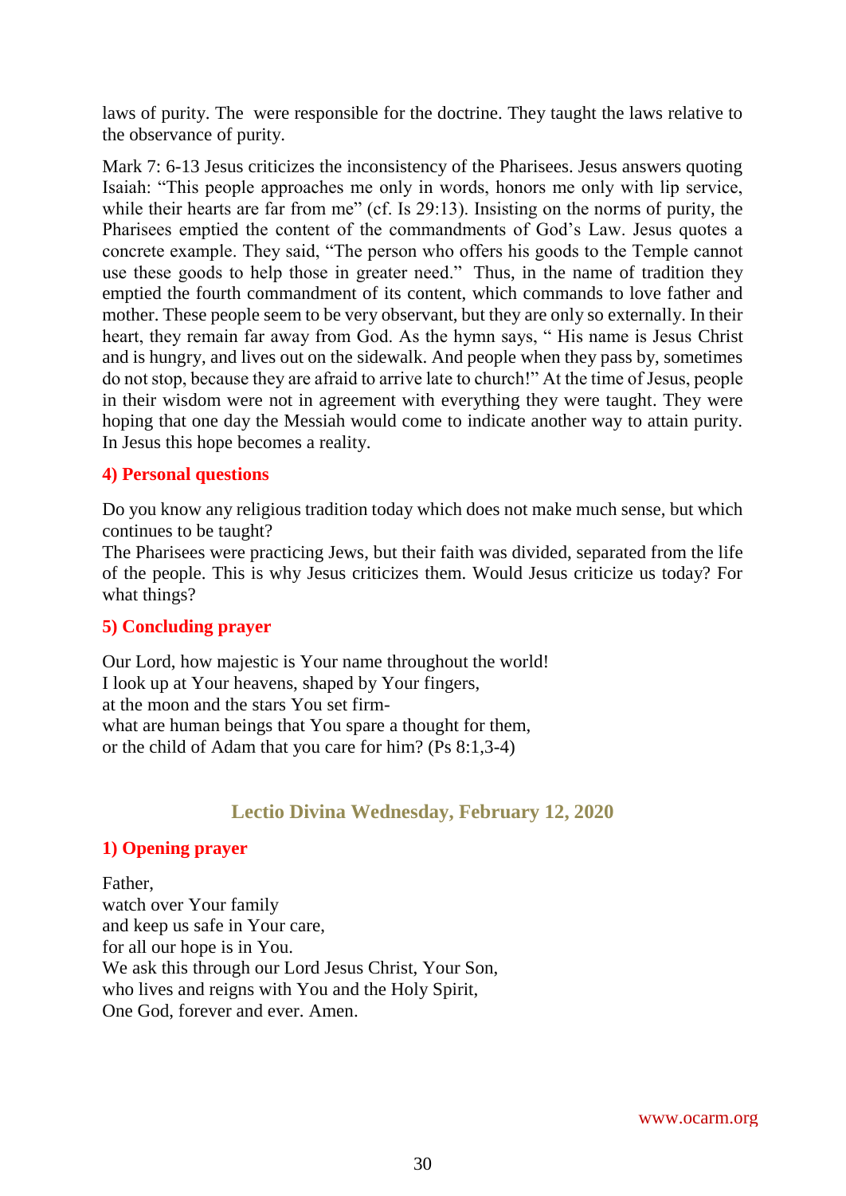laws of purity. The  were responsible for the doctrine. They taught the laws relative to the observance of purity.

Mark 7: 6-13 Jesus criticizes the inconsistency of the Pharisees. Jesus answers quoting Isaiah: "This people approaches me only in words, honors me only with lip service, while their hearts are far from me" (cf. Is 29:13). Insisting on the norms of purity, the Pharisees emptied the content of the commandments of God's Law. Jesus quotes a concrete example. They said, "The person who offers his goods to the Temple cannot use these goods to help those in greater need."  Thus, in the name of tradition they emptied the fourth commandment of its content, which commands to love father and mother. These people seem to be very observant, but they are only so externally. In their heart, they remain far away from God. As the hymn says, " His name is Jesus Christ and is hungry, and lives out on the sidewalk. And people when they pass by, sometimes do not stop, because they are afraid to arrive late to church!" At the time of Jesus, people in their wisdom were not in agreement with everything they were taught. They were hoping that one day the Messiah would come to indicate another way to attain purity. In Jesus this hope becomes a reality.

### 4) Personal questions

Do you know any religious tradition today which does not make much sense, but which continues to be taught?
The Pharisees were practicing Jews, but their faith was divided, separated from the life of the people. This is why Jesus criticizes them. Would Jesus criticize us today? For what things?

### 5) Concluding prayer

Our Lord, how majestic is Your name throughout the world!
I look up at Your heavens, shaped by Your fingers,
at the moon and the stars You set firm-
what are human beings that You spare a thought for them,
or the child of Adam that you care for him? (Ps 8:1,3-4)

## Lectio Divina Wednesday, February 12, 2020

### 1) Opening prayer

Father,
watch over Your family
and keep us safe in Your care,
for all our hope is in You.
We ask this through our Lord Jesus Christ, Your Son,
who lives and reigns with You and the Holy Spirit,
One God, forever and ever. Amen.

www.ocarm.org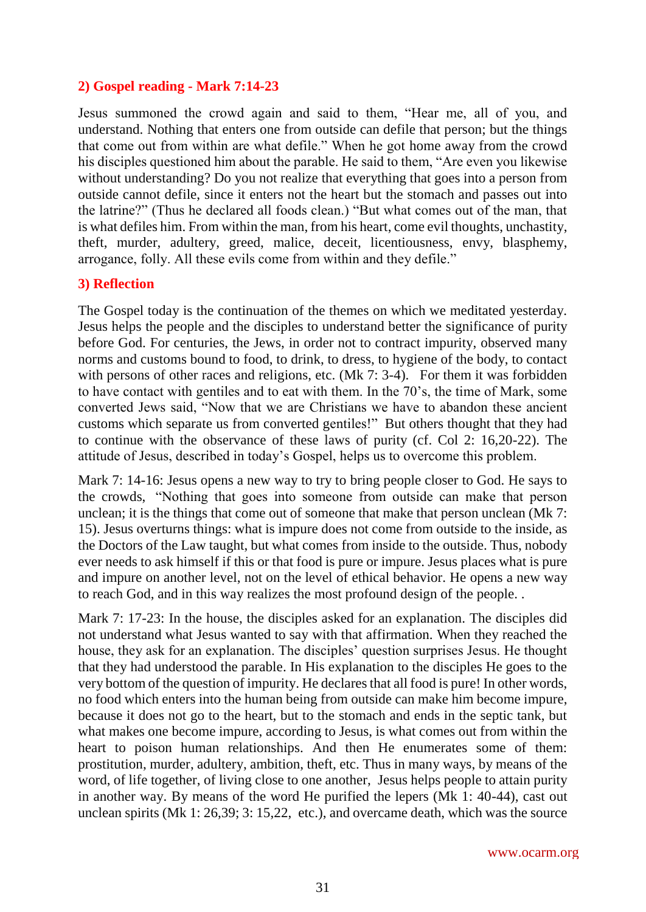### 2) Gospel reading - Mark 7:14-23

Jesus summoned the crowd again and said to them, "Hear me, all of you, and understand. Nothing that enters one from outside can defile that person; but the things that come out from within are what defile." When he got home away from the crowd his disciples questioned him about the parable. He said to them, "Are even you likewise without understanding? Do you not realize that everything that goes into a person from outside cannot defile, since it enters not the heart but the stomach and passes out into the latrine?" (Thus he declared all foods clean.) "But what comes out of the man, that is what defiles him. From within the man, from his heart, come evil thoughts, unchastity, theft, murder, adultery, greed, malice, deceit, licentiousness, envy, blasphemy, arrogance, folly. All these evils come from within and they defile."

### 3) Reflection

The Gospel today is the continuation of the themes on which we meditated yesterday. Jesus helps the people and the disciples to understand better the significance of purity before God. For centuries, the Jews, in order not to contract impurity, observed many norms and customs bound to food, to drink, to dress, to hygiene of the body, to contact with persons of other races and religions, etc. (Mk 7: 3-4). For them it was forbidden to have contact with gentiles and to eat with them. In the 70's, the time of Mark, some converted Jews said, "Now that we are Christians we have to abandon these ancient customs which separate us from converted gentiles!" But others thought that they had to continue with the observance of these laws of purity (cf. Col 2: 16,20-22). The attitude of Jesus, described in today's Gospel, helps us to overcome this problem.

Mark 7: 14-16: Jesus opens a new way to try to bring people closer to God. He says to the crowds, "Nothing that goes into someone from outside can make that person unclean; it is the things that come out of someone that make that person unclean (Mk 7: 15). Jesus overturns things: what is impure does not come from outside to the inside, as the Doctors of the Law taught, but what comes from inside to the outside. Thus, nobody ever needs to ask himself if this or that food is pure or impure. Jesus places what is pure and impure on another level, not on the level of ethical behavior. He opens a new way to reach God, and in this way realizes the most profound design of the people. .

Mark 7: 17-23: In the house, the disciples asked for an explanation. The disciples did not understand what Jesus wanted to say with that affirmation. When they reached the house, they ask for an explanation. The disciples' question surprises Jesus. He thought that they had understood the parable. In His explanation to the disciples He goes to the very bottom of the question of impurity. He declares that all food is pure! In other words, no food which enters into the human being from outside can make him become impure, because it does not go to the heart, but to the stomach and ends in the septic tank, but what makes one become impure, according to Jesus, is what comes out from within the heart to poison human relationships. And then He enumerates some of them: prostitution, murder, adultery, ambition, theft, etc. Thus in many ways, by means of the word, of life together, of living close to one another, Jesus helps people to attain purity in another way. By means of the word He purified the lepers (Mk 1: 40-44), cast out unclean spirits (Mk 1: 26,39; 3: 15,22, etc.), and overcame death, which was the source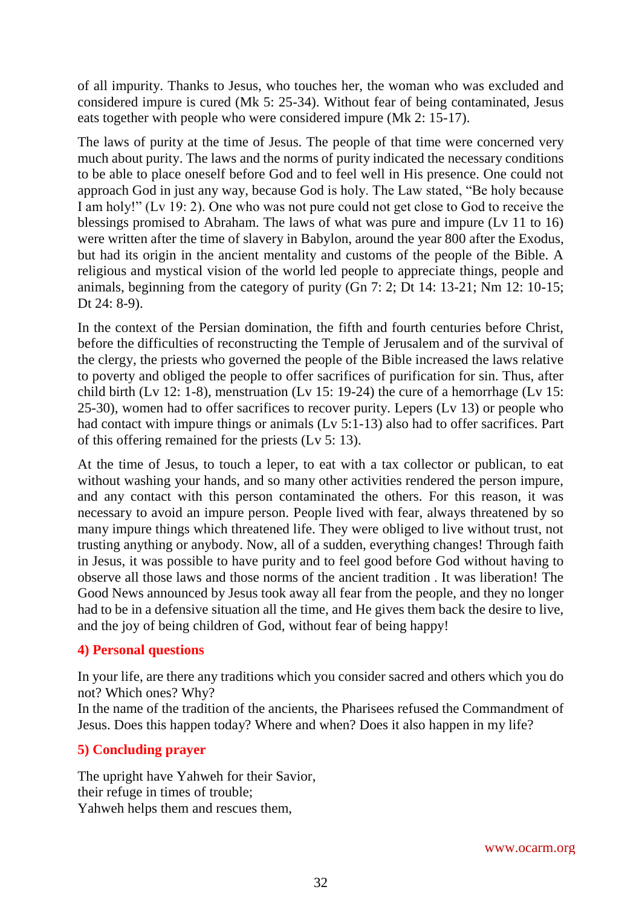of all impurity. Thanks to Jesus, who touches her, the woman who was excluded and considered impure is cured (Mk 5: 25-34). Without fear of being contaminated, Jesus eats together with people who were considered impure (Mk 2: 15-17).

The laws of purity at the time of Jesus. The people of that time were concerned very much about purity. The laws and the norms of purity indicated the necessary conditions to be able to place oneself before God and to feel well in His presence. One could not approach God in just any way, because God is holy. The Law stated, "Be holy because I am holy!" (Lv 19: 2). One who was not pure could not get close to God to receive the blessings promised to Abraham. The laws of what was pure and impure (Lv 11 to 16) were written after the time of slavery in Babylon, around the year 800 after the Exodus, but had its origin in the ancient mentality and customs of the people of the Bible. A religious and mystical vision of the world led people to appreciate things, people and animals, beginning from the category of purity (Gn 7: 2; Dt 14: 13-21; Nm 12: 10-15; Dt 24: 8-9).

In the context of the Persian domination, the fifth and fourth centuries before Christ, before the difficulties of reconstructing the Temple of Jerusalem and of the survival of the clergy, the priests who governed the people of the Bible increased the laws relative to poverty and obliged the people to offer sacrifices of purification for sin. Thus, after child birth (Lv 12: 1-8), menstruation (Lv 15: 19-24) the cure of a hemorrhage (Lv 15: 25-30), women had to offer sacrifices to recover purity. Lepers (Lv 13) or people who had contact with impure things or animals (Lv 5:1-13) also had to offer sacrifices. Part of this offering remained for the priests (Lv 5: 13).

At the time of Jesus, to touch a leper, to eat with a tax collector or publican, to eat without washing your hands, and so many other activities rendered the person impure, and any contact with this person contaminated the others. For this reason, it was necessary to avoid an impure person. People lived with fear, always threatened by so many impure things which threatened life. They were obliged to live without trust, not trusting anything or anybody. Now, all of a sudden, everything changes! Through faith in Jesus, it was possible to have purity and to feel good before God without having to observe all those laws and those norms of the ancient tradition . It was liberation! The Good News announced by Jesus took away all fear from the people, and they no longer had to be in a defensive situation all the time, and He gives them back the desire to live, and the joy of being children of God, without fear of being happy!

## 4) Personal questions

In your life, are there any traditions which you consider sacred and others which you do not? Which ones? Why?
In the name of the tradition of the ancients, the Pharisees refused the Commandment of Jesus. Does this happen today? Where and when? Does it also happen in my life?

## 5) Concluding prayer

The upright have Yahweh for their Savior,
their refuge in times of trouble;
Yahweh helps them and rescues them,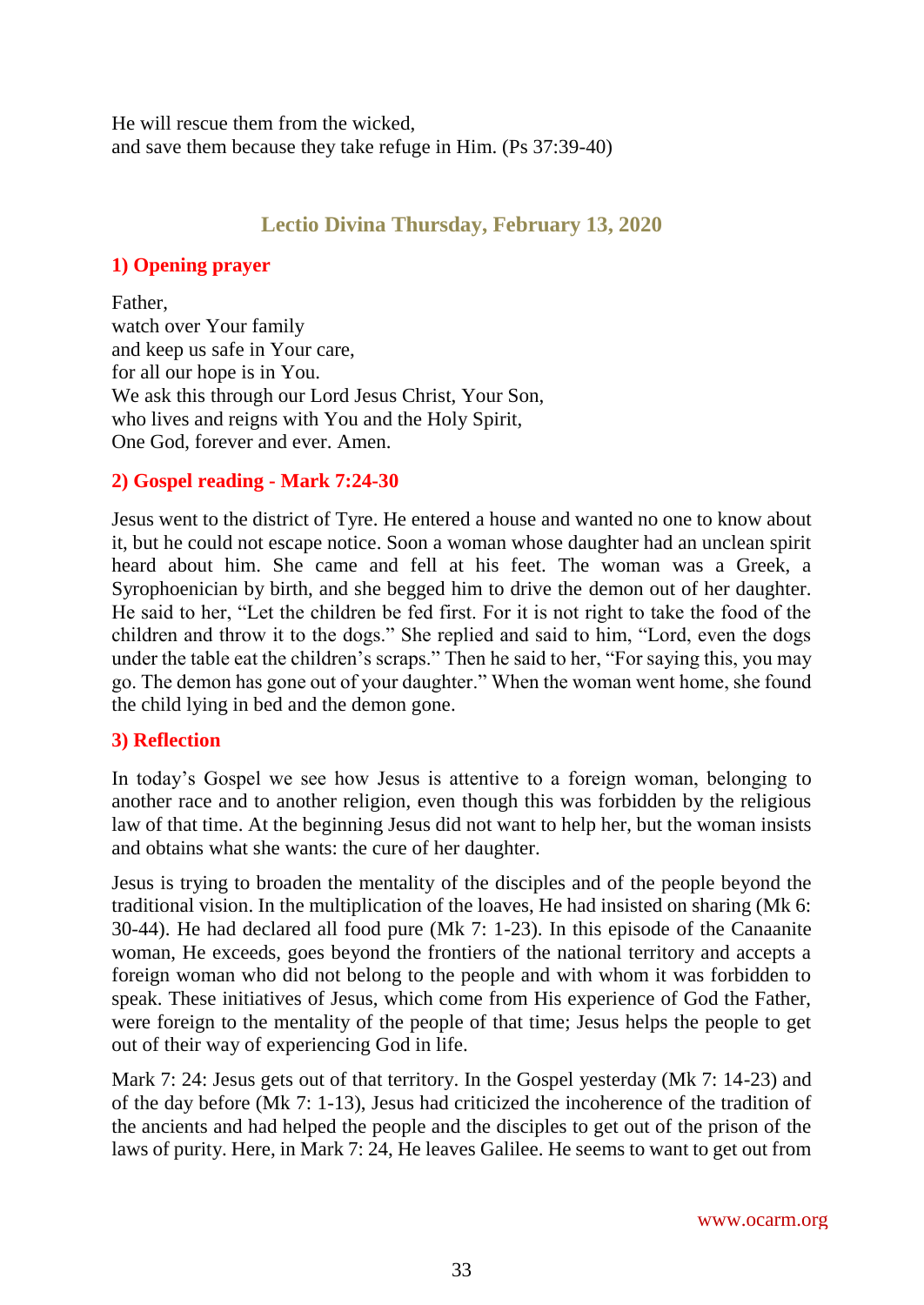He will rescue them from the wicked,
and save them because they take refuge in Him. (Ps 37:39-40)

## Lectio Divina Thursday, February 13, 2020

### 1) Opening prayer

Father,
watch over Your family
and keep us safe in Your care,
for all our hope is in You.
We ask this through our Lord Jesus Christ, Your Son,
who lives and reigns with You and the Holy Spirit,
One God, forever and ever. Amen.

### 2) Gospel reading - Mark 7:24-30

Jesus went to the district of Tyre. He entered a house and wanted no one to know about it, but he could not escape notice. Soon a woman whose daughter had an unclean spirit heard about him. She came and fell at his feet. The woman was a Greek, a Syrophoenician by birth, and she begged him to drive the demon out of her daughter. He said to her, "Let the children be fed first. For it is not right to take the food of the children and throw it to the dogs." She replied and said to him, "Lord, even the dogs under the table eat the children's scraps." Then he said to her, "For saying this, you may go. The demon has gone out of your daughter." When the woman went home, she found the child lying in bed and the demon gone.

### 3) Reflection

In today's Gospel we see how Jesus is attentive to a foreign woman, belonging to another race and to another religion, even though this was forbidden by the religious law of that time. At the beginning Jesus did not want to help her, but the woman insists and obtains what she wants: the cure of her daughter.

Jesus is trying to broaden the mentality of the disciples and of the people beyond the traditional vision. In the multiplication of the loaves, He had insisted on sharing (Mk 6: 30-44). He had declared all food pure (Mk 7: 1-23). In this episode of the Canaanite woman, He exceeds, goes beyond the frontiers of the national territory and accepts a foreign woman who did not belong to the people and with whom it was forbidden to speak. These initiatives of Jesus, which come from His experience of God the Father, were foreign to the mentality of the people of that time; Jesus helps the people to get out of their way of experiencing God in life.

Mark 7: 24: Jesus gets out of that territory. In the Gospel yesterday (Mk 7: 14-23) and of the day before (Mk 7: 1-13), Jesus had criticized the incoherence of the tradition of the ancients and had helped the people and the disciples to get out of the prison of the laws of purity. Here, in Mark 7: 24, He leaves Galilee. He seems to want to get out from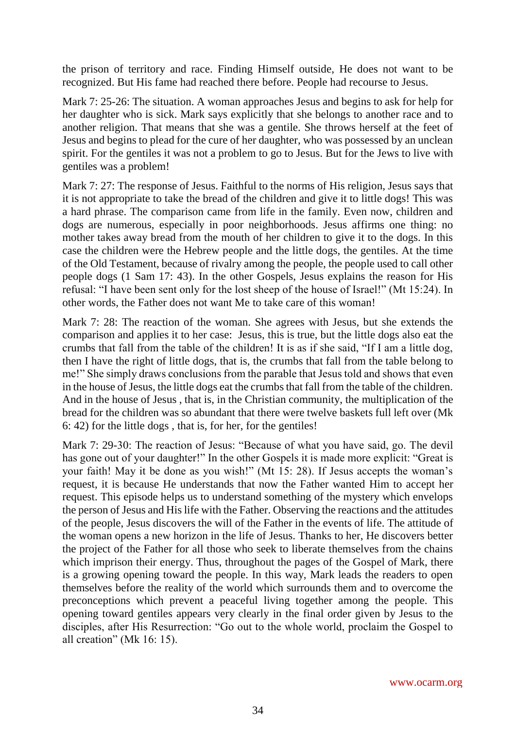the prison of territory and race. Finding Himself outside, He does not want to be recognized. But His fame had reached there before. People had recourse to Jesus.

Mark 7: 25-26: The situation. A woman approaches Jesus and begins to ask for help for her daughter who is sick. Mark says explicitly that she belongs to another race and to another religion. That means that she was a gentile. She throws herself at the feet of Jesus and begins to plead for the cure of her daughter, who was possessed by an unclean spirit. For the gentiles it was not a problem to go to Jesus. But for the Jews to live with gentiles was a problem!

Mark 7: 27: The response of Jesus. Faithful to the norms of His religion, Jesus says that it is not appropriate to take the bread of the children and give it to little dogs! This was a hard phrase. The comparison came from life in the family. Even now, children and dogs are numerous, especially in poor neighborhoods. Jesus affirms one thing: no mother takes away bread from the mouth of her children to give it to the dogs. In this case the children were the Hebrew people and the little dogs, the gentiles. At the time of the Old Testament, because of rivalry among the people, the people used to call other people dogs (1 Sam 17: 43). In the other Gospels, Jesus explains the reason for His refusal: "I have been sent only for the lost sheep of the house of Israel!" (Mt 15:24). In other words, the Father does not want Me to take care of this woman!

Mark 7: 28: The reaction of the woman. She agrees with Jesus, but she extends the comparison and applies it to her case: Jesus, this is true, but the little dogs also eat the crumbs that fall from the table of the children! It is as if she said, "If I am a little dog, then I have the right of little dogs, that is, the crumbs that fall from the table belong to me!" She simply draws conclusions from the parable that Jesus told and shows that even in the house of Jesus, the little dogs eat the crumbs that fall from the table of the children. And in the house of Jesus , that is, in the Christian community, the multiplication of the bread for the children was so abundant that there were twelve baskets full left over (Mk 6: 42) for the little dogs , that is, for her, for the gentiles!

Mark 7: 29-30: The reaction of Jesus: "Because of what you have said, go. The devil has gone out of your daughter!" In the other Gospels it is made more explicit: "Great is your faith! May it be done as you wish!" (Mt 15: 28). If Jesus accepts the woman's request, it is because He understands that now the Father wanted Him to accept her request. This episode helps us to understand something of the mystery which envelops the person of Jesus and His life with the Father. Observing the reactions and the attitudes of the people, Jesus discovers the will of the Father in the events of life. The attitude of the woman opens a new horizon in the life of Jesus. Thanks to her, He discovers better the project of the Father for all those who seek to liberate themselves from the chains which imprison their energy. Thus, throughout the pages of the Gospel of Mark, there is a growing opening toward the people. In this way, Mark leads the readers to open themselves before the reality of the world which surrounds them and to overcome the preconceptions which prevent a peaceful living together among the people. This opening toward gentiles appears very clearly in the final order given by Jesus to the disciples, after His Resurrection: "Go out to the whole world, proclaim the Gospel to all creation" (Mk 16: 15).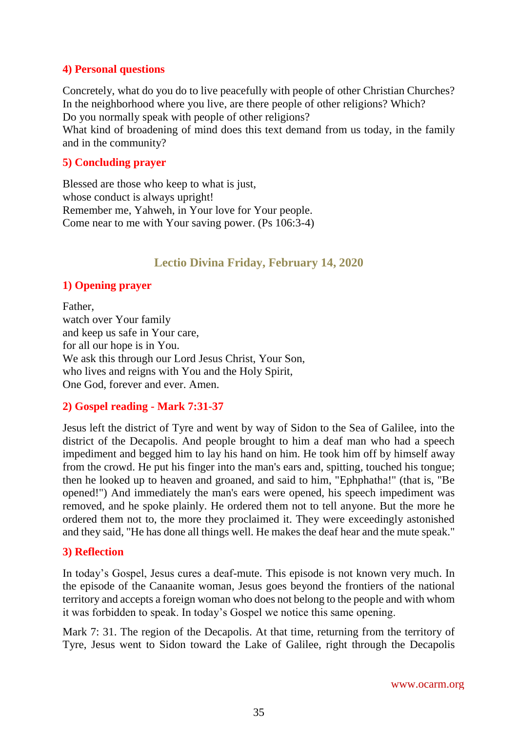#### 4) Personal questions

Concretely, what do you do to live peacefully with people of other Christian Churches?
In the neighborhood where you live, are there people of other religions? Which?
Do you normally speak with people of other religions?
What kind of broadening of mind does this text demand from us today, in the family and in the community?

#### 5) Concluding prayer

Blessed are those who keep to what is just,
whose conduct is always upright!
Remember me, Yahweh, in Your love for Your people.
Come near to me with Your saving power. (Ps 106:3-4)

## Lectio Divina Friday, February 14, 2020

#### 1) Opening prayer

Father,
watch over Your family
and keep us safe in Your care,
for all our hope is in You.
We ask this through our Lord Jesus Christ, Your Son,
who lives and reigns with You and the Holy Spirit,
One God, forever and ever. Amen.

#### 2) Gospel reading - Mark 7:31-37

Jesus left the district of Tyre and went by way of Sidon to the Sea of Galilee, into the district of the Decapolis. And people brought to him a deaf man who had a speech impediment and begged him to lay his hand on him. He took him off by himself away from the crowd. He put his finger into the man's ears and, spitting, touched his tongue; then he looked up to heaven and groaned, and said to him, "Ephphatha!" (that is, "Be opened!") And immediately the man's ears were opened, his speech impediment was removed, and he spoke plainly. He ordered them not to tell anyone. But the more he ordered them not to, the more they proclaimed it. They were exceedingly astonished and they said, "He has done all things well. He makes the deaf hear and the mute speak."

#### 3) Reflection

In today's Gospel, Jesus cures a deaf-mute. This episode is not known very much. In the episode of the Canaanite woman, Jesus goes beyond the frontiers of the national territory and accepts a foreign woman who does not belong to the people and with whom it was forbidden to speak. In today's Gospel we notice this same opening.

Mark 7: 31. The region of the Decapolis. At that time, returning from the territory of Tyre, Jesus went to Sidon toward the Lake of Galilee, right through the Decapolis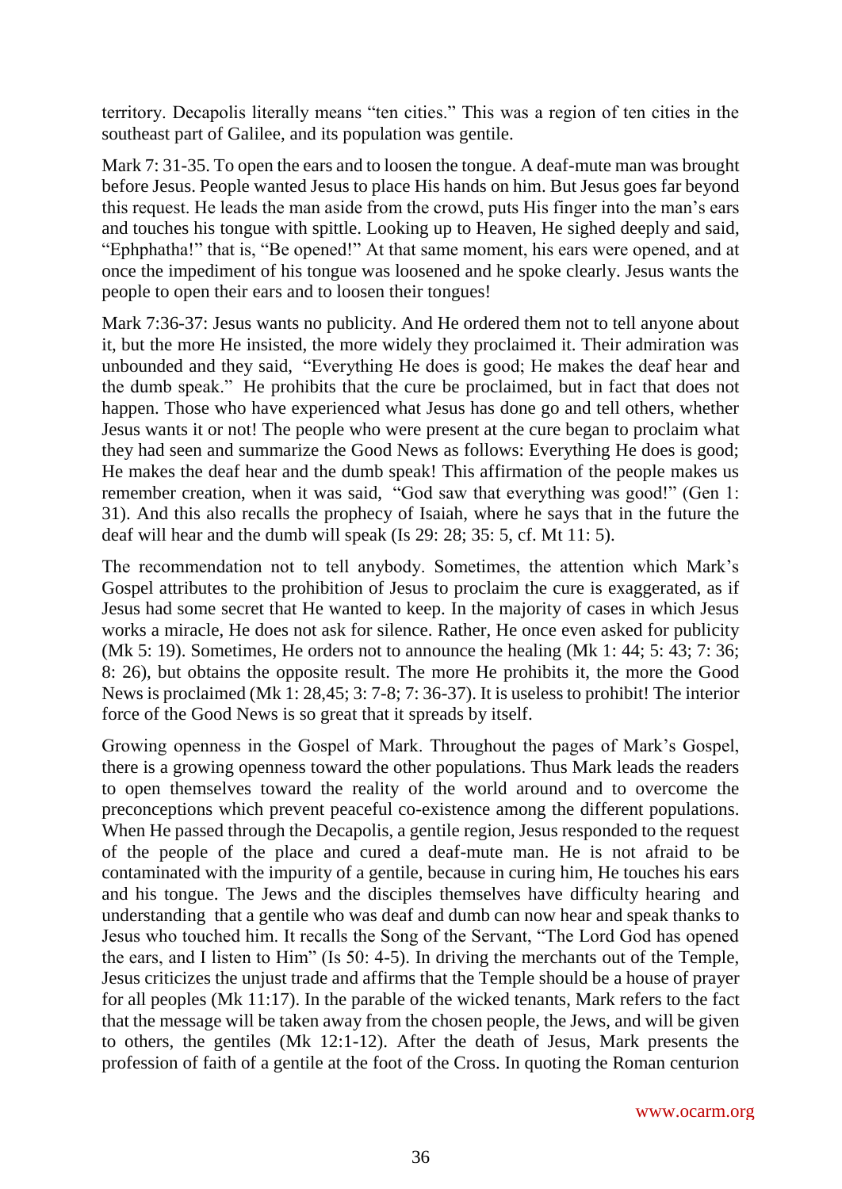territory. Decapolis literally means "ten cities." This was a region of ten cities in the southeast part of Galilee, and its population was gentile.

Mark 7: 31-35. To open the ears and to loosen the tongue. A deaf-mute man was brought before Jesus. People wanted Jesus to place His hands on him. But Jesus goes far beyond this request. He leads the man aside from the crowd, puts His finger into the man's ears and touches his tongue with spittle. Looking up to Heaven, He sighed deeply and said, "Ephphatha!" that is, "Be opened!" At that same moment, his ears were opened, and at once the impediment of his tongue was loosened and he spoke clearly. Jesus wants the people to open their ears and to loosen their tongues!

Mark 7:36-37: Jesus wants no publicity. And He ordered them not to tell anyone about it, but the more He insisted, the more widely they proclaimed it. Their admiration was unbounded and they said, "Everything He does is good; He makes the deaf hear and the dumb speak." He prohibits that the cure be proclaimed, but in fact that does not happen. Those who have experienced what Jesus has done go and tell others, whether Jesus wants it or not! The people who were present at the cure began to proclaim what they had seen and summarize the Good News as follows: Everything He does is good; He makes the deaf hear and the dumb speak! This affirmation of the people makes us remember creation, when it was said, "God saw that everything was good!" (Gen 1: 31). And this also recalls the prophecy of Isaiah, where he says that in the future the deaf will hear and the dumb will speak (Is 29: 28; 35: 5, cf. Mt 11: 5).

The recommendation not to tell anybody. Sometimes, the attention which Mark's Gospel attributes to the prohibition of Jesus to proclaim the cure is exaggerated, as if Jesus had some secret that He wanted to keep. In the majority of cases in which Jesus works a miracle, He does not ask for silence. Rather, He once even asked for publicity (Mk 5: 19). Sometimes, He orders not to announce the healing (Mk 1: 44; 5: 43; 7: 36; 8: 26), but obtains the opposite result. The more He prohibits it, the more the Good News is proclaimed (Mk 1: 28,45; 3: 7-8; 7: 36-37). It is useless to prohibit! The interior force of the Good News is so great that it spreads by itself.

Growing openness in the Gospel of Mark. Throughout the pages of Mark's Gospel, there is a growing openness toward the other populations. Thus Mark leads the readers to open themselves toward the reality of the world around and to overcome the preconceptions which prevent peaceful co-existence among the different populations. When He passed through the Decapolis, a gentile region, Jesus responded to the request of the people of the place and cured a deaf-mute man. He is not afraid to be contaminated with the impurity of a gentile, because in curing him, He touches his ears and his tongue. The Jews and the disciples themselves have difficulty hearing and understanding that a gentile who was deaf and dumb can now hear and speak thanks to Jesus who touched him. It recalls the Song of the Servant, "The Lord God has opened the ears, and I listen to Him" (Is 50: 4-5). In driving the merchants out of the Temple, Jesus criticizes the unjust trade and affirms that the Temple should be a house of prayer for all peoples (Mk 11:17). In the parable of the wicked tenants, Mark refers to the fact that the message will be taken away from the chosen people, the Jews, and will be given to others, the gentiles (Mk 12:1-12). After the death of Jesus, Mark presents the profession of faith of a gentile at the foot of the Cross. In quoting the Roman centurion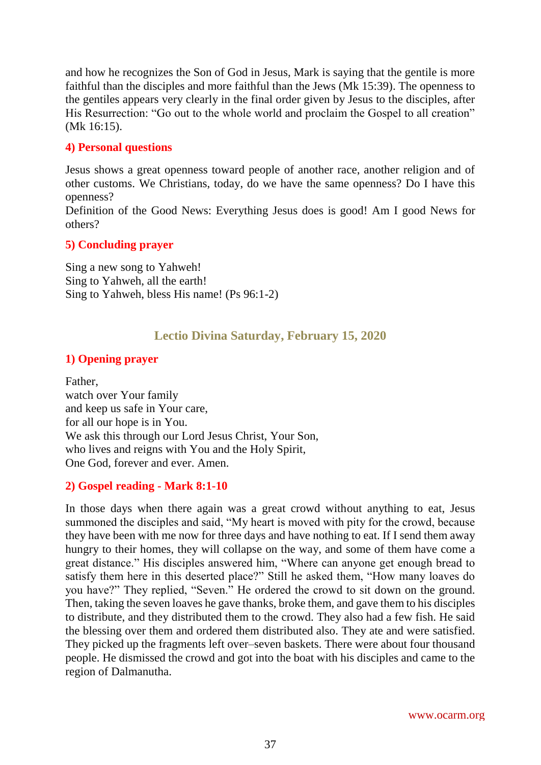and how he recognizes the Son of God in Jesus, Mark is saying that the gentile is more faithful than the disciples and more faithful than the Jews (Mk 15:39). The openness to the gentiles appears very clearly in the final order given by Jesus to the disciples, after His Resurrection: "Go out to the whole world and proclaim the Gospel to all creation" (Mk 16:15).

### 4) Personal questions

Jesus shows a great openness toward people of another race, another religion and of other customs. We Christians, today, do we have the same openness? Do I have this openness?
Definition of the Good News: Everything Jesus does is good! Am I good News for others?

### 5) Concluding prayer

Sing a new song to Yahweh!
Sing to Yahweh, all the earth!
Sing to Yahweh, bless His name! (Ps 96:1-2)

## Lectio Divina Saturday, February 15, 2020

### 1) Opening prayer

Father,
watch over Your family
and keep us safe in Your care,
for all our hope is in You.
We ask this through our Lord Jesus Christ, Your Son,
who lives and reigns with You and the Holy Spirit,
One God, forever and ever. Amen.

### 2) Gospel reading - Mark 8:1-10

In those days when there again was a great crowd without anything to eat, Jesus summoned the disciples and said, "My heart is moved with pity for the crowd, because they have been with me now for three days and have nothing to eat. If I send them away hungry to their homes, they will collapse on the way, and some of them have come a great distance." His disciples answered him, "Where can anyone get enough bread to satisfy them here in this deserted place?" Still he asked them, "How many loaves do you have?" They replied, "Seven." He ordered the crowd to sit down on the ground. Then, taking the seven loaves he gave thanks, broke them, and gave them to his disciples to distribute, and they distributed them to the crowd. They also had a few fish. He said the blessing over them and ordered them distributed also. They ate and were satisfied. They picked up the fragments left over–seven baskets. There were about four thousand people. He dismissed the crowd and got into the boat with his disciples and came to the region of Dalmanutha.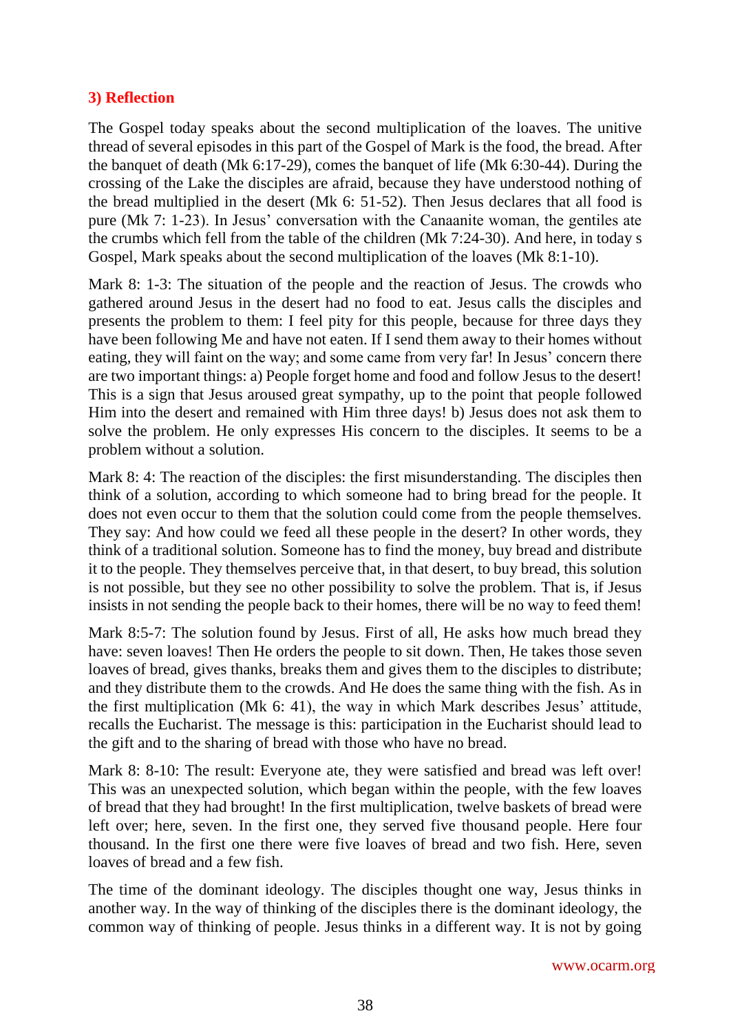## 3) Reflection

The Gospel today speaks about the second multiplication of the loaves. The unitive thread of several episodes in this part of the Gospel of Mark is the food, the bread. After the banquet of death (Mk 6:17-29), comes the banquet of life (Mk 6:30-44). During the crossing of the Lake the disciples are afraid, because they have understood nothing of the bread multiplied in the desert (Mk 6: 51-52). Then Jesus declares that all food is pure (Mk 7: 1-23). In Jesus' conversation with the Canaanite woman, the gentiles ate the crumbs which fell from the table of the children (Mk 7:24-30). And here, in today s Gospel, Mark speaks about the second multiplication of the loaves (Mk 8:1-10).

Mark 8: 1-3: The situation of the people and the reaction of Jesus. The crowds who gathered around Jesus in the desert had no food to eat. Jesus calls the disciples and presents the problem to them: I feel pity for this people, because for three days they have been following Me and have not eaten. If I send them away to their homes without eating, they will faint on the way; and some came from very far! In Jesus' concern there are two important things: a) People forget home and food and follow Jesus to the desert! This is a sign that Jesus aroused great sympathy, up to the point that people followed Him into the desert and remained with Him three days! b) Jesus does not ask them to solve the problem. He only expresses His concern to the disciples. It seems to be a problem without a solution.

Mark 8: 4: The reaction of the disciples: the first misunderstanding. The disciples then think of a solution, according to which someone had to bring bread for the people. It does not even occur to them that the solution could come from the people themselves. They say: And how could we feed all these people in the desert? In other words, they think of a traditional solution. Someone has to find the money, buy bread and distribute it to the people. They themselves perceive that, in that desert, to buy bread, this solution is not possible, but they see no other possibility to solve the problem. That is, if Jesus insists in not sending the people back to their homes, there will be no way to feed them!

Mark 8:5-7: The solution found by Jesus. First of all, He asks how much bread they have: seven loaves! Then He orders the people to sit down. Then, He takes those seven loaves of bread, gives thanks, breaks them and gives them to the disciples to distribute; and they distribute them to the crowds. And He does the same thing with the fish. As in the first multiplication (Mk 6: 41), the way in which Mark describes Jesus' attitude, recalls the Eucharist. The message is this: participation in the Eucharist should lead to the gift and to the sharing of bread with those who have no bread.

Mark 8: 8-10: The result: Everyone ate, they were satisfied and bread was left over! This was an unexpected solution, which began within the people, with the few loaves of bread that they had brought! In the first multiplication, twelve baskets of bread were left over; here, seven. In the first one, they served five thousand people. Here four thousand. In the first one there were five loaves of bread and two fish. Here, seven loaves of bread and a few fish.

The time of the dominant ideology. The disciples thought one way, Jesus thinks in another way. In the way of thinking of the disciples there is the dominant ideology, the common way of thinking of people. Jesus thinks in a different way. It is not by going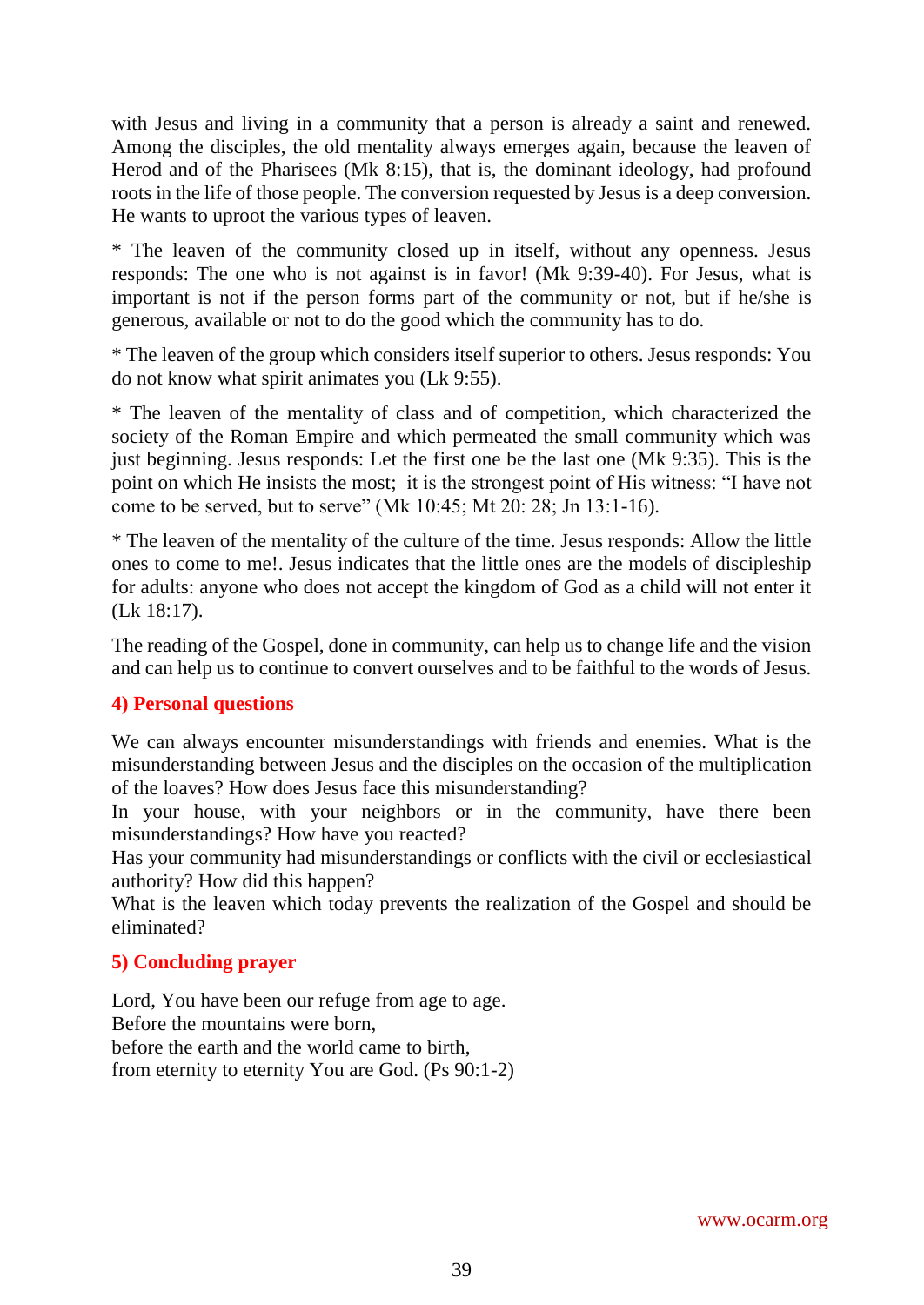with Jesus and living in a community that a person is already a saint and renewed. Among the disciples, the old mentality always emerges again, because the leaven of Herod and of the Pharisees (Mk 8:15), that is, the dominant ideology, had profound roots in the life of those people. The conversion requested by Jesus is a deep conversion. He wants to uproot the various types of leaven.

* The leaven of the community closed up in itself, without any openness. Jesus responds: The one who is not against is in favor! (Mk 9:39-40). For Jesus, what is important is not if the person forms part of the community or not, but if he/she is generous, available or not to do the good which the community has to do.

* The leaven of the group which considers itself superior to others. Jesus responds: You do not know what spirit animates you (Lk 9:55).

* The leaven of the mentality of class and of competition, which characterized the society of the Roman Empire and which permeated the small community which was just beginning. Jesus responds: Let the first one be the last one (Mk 9:35). This is the point on which He insists the most; it is the strongest point of His witness: "I have not come to be served, but to serve" (Mk 10:45; Mt 20: 28; Jn 13:1-16).

* The leaven of the mentality of the culture of the time. Jesus responds: Allow the little ones to come to me!. Jesus indicates that the little ones are the models of discipleship for adults: anyone who does not accept the kingdom of God as a child will not enter it (Lk 18:17).

The reading of the Gospel, done in community, can help us to change life and the vision and can help us to continue to convert ourselves and to be faithful to the words of Jesus.

#### 4) Personal questions

We can always encounter misunderstandings with friends and enemies. What is the misunderstanding between Jesus and the disciples on the occasion of the multiplication of the loaves? How does Jesus face this misunderstanding?
In your house, with your neighbors or in the community, have there been misunderstandings? How have you reacted?
Has your community had misunderstandings or conflicts with the civil or ecclesiastical authority? How did this happen?
What is the leaven which today prevents the realization of the Gospel and should be eliminated?

#### 5) Concluding prayer

Lord, You have been our refuge from age to age.
Before the mountains were born,
before the earth and the world came to birth,
from eternity to eternity You are God. (Ps 90:1-2)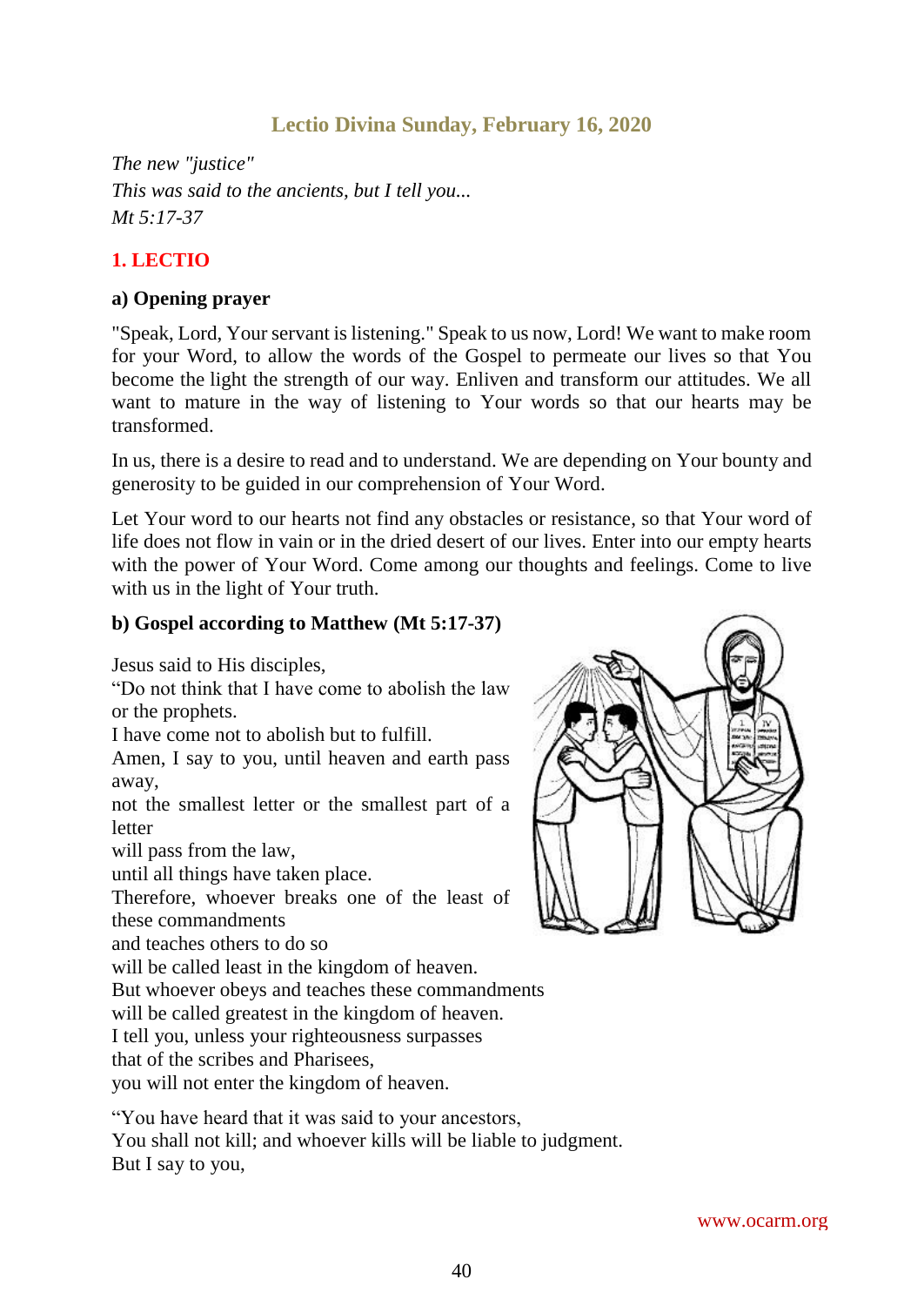## Lectio Divina Sunday, February 16, 2020

*The new "justice"*
*This was said to the ancients, but I tell you...*
*Mt 5:17-37*

### 1. LECTIO

#### a) Opening prayer

"Speak, Lord, Your servant is listening." Speak to us now, Lord! We want to make room for your Word, to allow the words of the Gospel to permeate our lives so that You become the light the strength of our way. Enliven and transform our attitudes. We all want to mature in the way of listening to Your words so that our hearts may be transformed.

In us, there is a desire to read and to understand. We are depending on Your bounty and generosity to be guided in our comprehension of Your Word.

Let Your word to our hearts not find any obstacles or resistance, so that Your word of life does not flow in vain or in the dried desert of our lives. Enter into our empty hearts with the power of Your Word. Come among our thoughts and feelings. Come to live with us in the light of Your truth.

#### b) Gospel according to Matthew (Mt 5:17-37)

Jesus said to His disciples,
"Do not think that I have come to abolish the law or the prophets.
I have come not to abolish but to fulfill.
Amen, I say to you, until heaven and earth pass away,
not the smallest letter or the smallest part of a letter
will pass from the law,
until all things have taken place.
Therefore, whoever breaks one of the least of these commandments
and teaches others to do so
will be called least in the kingdom of heaven.
But whoever obeys and teaches these commandments
will be called greatest in the kingdom of heaven.
I tell you, unless your righteousness surpasses
that of the scribes and Pharisees,
you will not enter the kingdom of heaven.

"You have heard that it was said to your ancestors,
You shall not kill; and whoever kills will be liable to judgment.
But I say to you,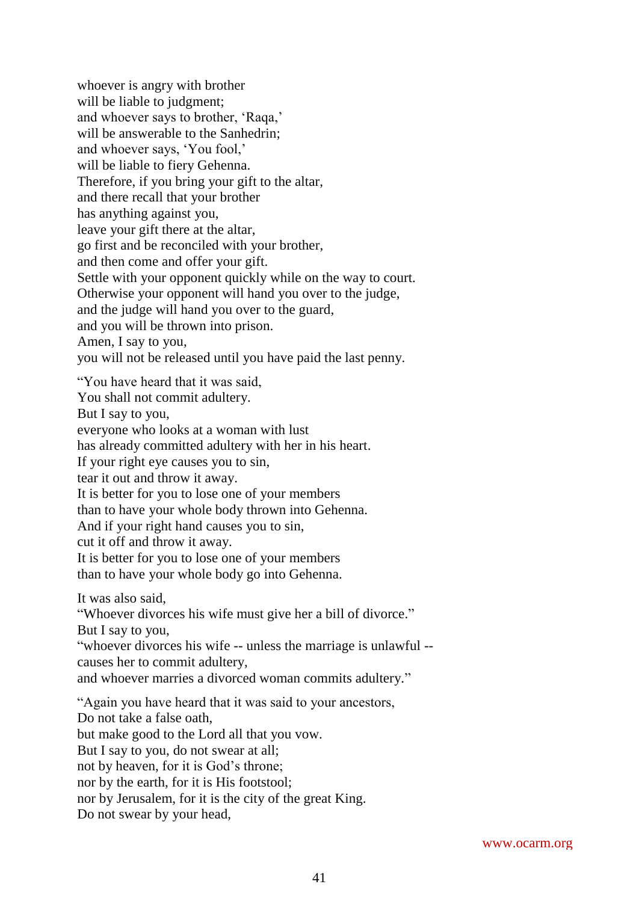whoever is angry with brother  
will be liable to judgment;  
and whoever says to brother, 'Raqa,'  
will be answerable to the Sanhedrin;  
and whoever says, 'You fool,'  
will be liable to fiery Gehenna.  
Therefore, if you bring your gift to the altar,  
and there recall that your brother  
has anything against you,  
leave your gift there at the altar,  
go first and be reconciled with your brother,  
and then come and offer your gift.  
Settle with your opponent quickly while on the way to court.  
Otherwise your opponent will hand you over to the judge,  
and the judge will hand you over to the guard,  
and you will be thrown into prison.  
Amen, I say to you,  
you will not be released until you have paid the last penny.

"You have heard that it was said,  
You shall not commit adultery.  
But I say to you,  
everyone who looks at a woman with lust  
has already committed adultery with her in his heart.  
If your right eye causes you to sin,  
tear it out and throw it away.  
It is better for you to lose one of your members  
than to have your whole body thrown into Gehenna.  
And if your right hand causes you to sin,  
cut it off and throw it away.  
It is better for you to lose one of your members  
than to have your whole body go into Gehenna.

It was also said,  
"Whoever divorces his wife must give her a bill of divorce."  
But I say to you,  
"whoever divorces his wife -- unless the marriage is unlawful --  
causes her to commit adultery,  
and whoever marries a divorced woman commits adultery."

"Again you have heard that it was said to your ancestors,  
Do not take a false oath,  
but make good to the Lord all that you vow.  
But I say to you, do not swear at all;  
not by heaven, for it is God's throne;  
nor by the earth, for it is His footstool;  
nor by Jerusalem, for it is the city of the great King.  
Do not swear by your head,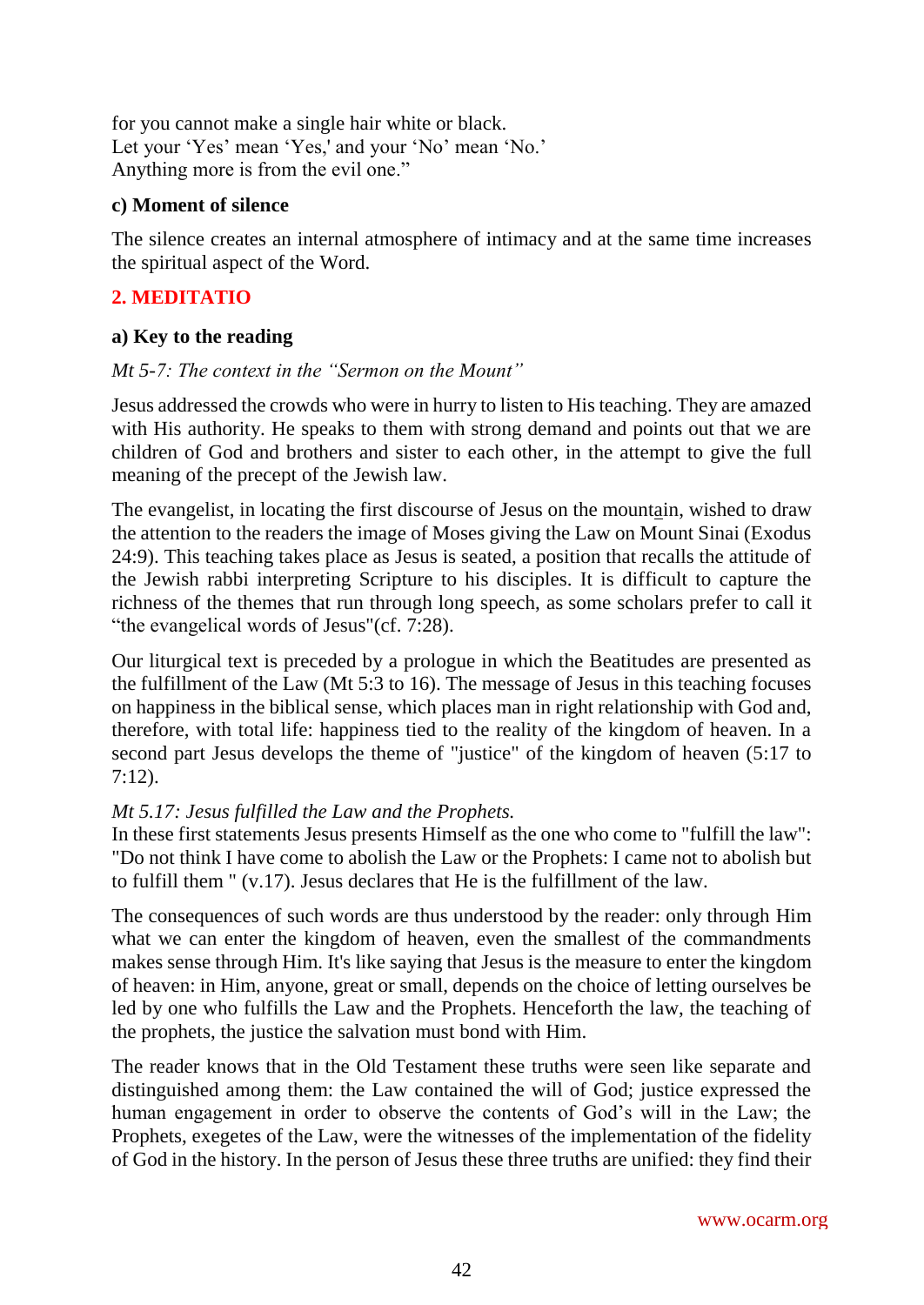for you cannot make a single hair white or black.
Let your 'Yes' mean 'Yes,' and your 'No' mean 'No.'
Anything more is from the evil one."

**c) Moment of silence**

The silence creates an internal atmosphere of intimacy and at the same time increases the spiritual aspect of the Word.

## 2. MEDITATIO

**a) Key to the reading**

*Mt 5-7: The context in the "Sermon on the Mount"*

Jesus addressed the crowds who were in hurry to listen to His teaching. They are amazed with His authority. He speaks to them with strong demand and points out that we are children of God and brothers and sister to each other, in the attempt to give the full meaning of the precept of the Jewish law.

The evangelist, in locating the first discourse of Jesus on the mountain, wished to draw the attention to the readers the image of Moses giving the Law on Mount Sinai (Exodus 24:9). This teaching takes place as Jesus is seated, a position that recalls the attitude of the Jewish rabbi interpreting Scripture to his disciples. It is difficult to capture the richness of the themes that run through long speech, as some scholars prefer to call it "the evangelical words of Jesus"(cf. 7:28).

Our liturgical text is preceded by a prologue in which the Beatitudes are presented as the fulfillment of the Law (Mt 5:3 to 16). The message of Jesus in this teaching focuses on happiness in the biblical sense, which places man in right relationship with God and, therefore, with total life: happiness tied to the reality of the kingdom of heaven. In a second part Jesus develops the theme of "justice" of the kingdom of heaven (5:17 to 7:12).

*Mt 5.17: Jesus fulfilled the Law and the Prophets.*
In these first statements Jesus presents Himself as the one who come to "fulfill the law": "Do not think I have come to abolish the Law or the Prophets: I came not to abolish but to fulfill them " (v.17). Jesus declares that He is the fulfillment of the law.

The consequences of such words are thus understood by the reader: only through Him what we can enter the kingdom of heaven, even the smallest of the commandments makes sense through Him. It's like saying that Jesus is the measure to enter the kingdom of heaven: in Him, anyone, great or small, depends on the choice of letting ourselves be led by one who fulfills the Law and the Prophets. Henceforth the law, the teaching of the prophets, the justice the salvation must bond with Him.

The reader knows that in the Old Testament these truths were seen like separate and distinguished among them: the Law contained the will of God; justice expressed the human engagement in order to observe the contents of God's will in the Law; the Prophets, exegetes of the Law, were the witnesses of the implementation of the fidelity of God in the history. In the person of Jesus these three truths are unified: they find their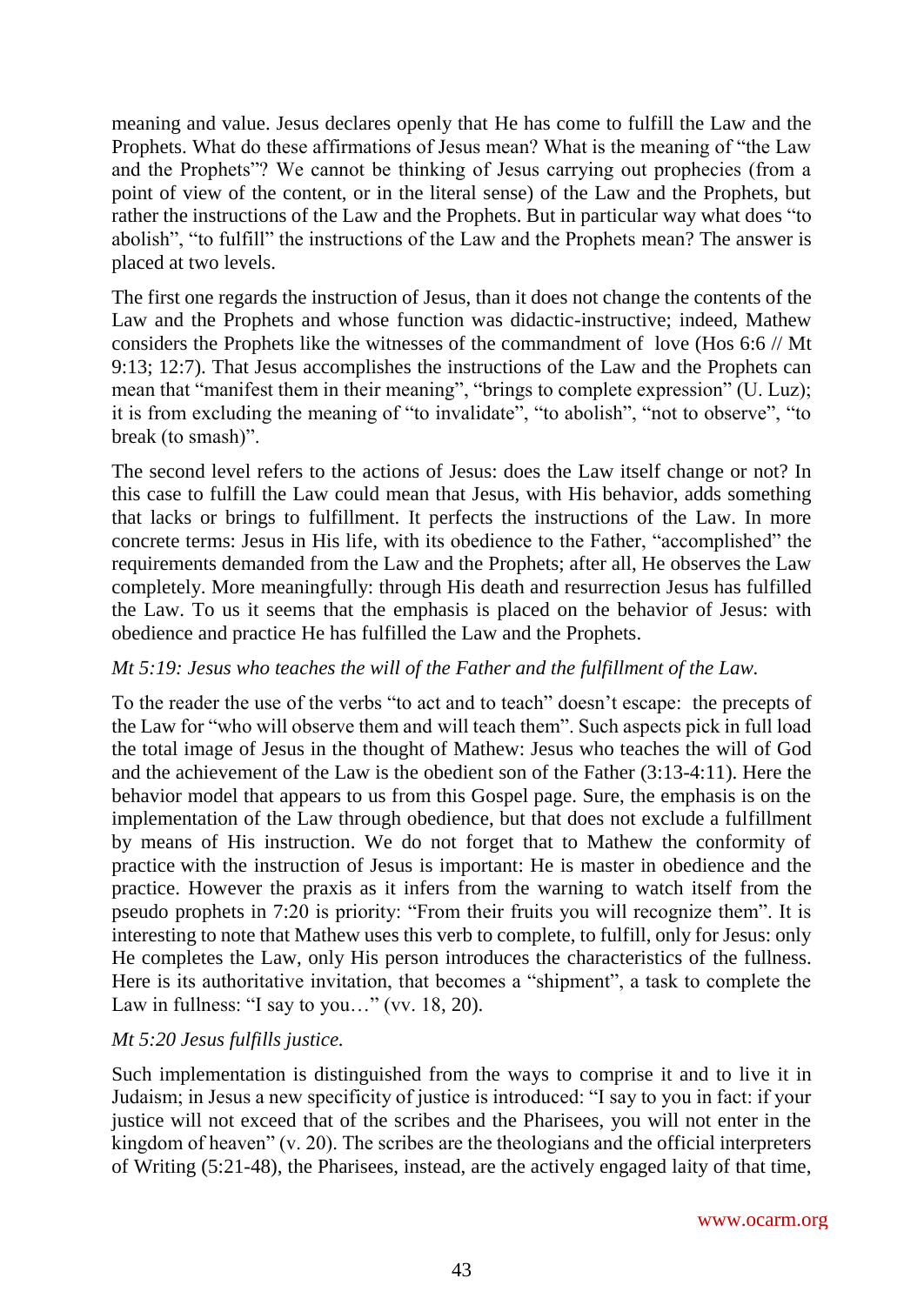meaning and value. Jesus declares openly that He has come to fulfill the Law and the Prophets. What do these affirmations of Jesus mean? What is the meaning of "the Law and the Prophets"? We cannot be thinking of Jesus carrying out prophecies (from a point of view of the content, or in the literal sense) of the Law and the Prophets, but rather the instructions of the Law and the Prophets. But in particular way what does "to abolish", "to fulfill" the instructions of the Law and the Prophets mean? The answer is placed at two levels.

The first one regards the instruction of Jesus, than it does not change the contents of the Law and the Prophets and whose function was didactic-instructive; indeed, Mathew considers the Prophets like the witnesses of the commandment of love (Hos 6:6 // Mt 9:13; 12:7). That Jesus accomplishes the instructions of the Law and the Prophets can mean that "manifest them in their meaning", "brings to complete expression" (U. Luz); it is from excluding the meaning of "to invalidate", "to abolish", "not to observe", "to break (to smash)".

The second level refers to the actions of Jesus: does the Law itself change or not? In this case to fulfill the Law could mean that Jesus, with His behavior, adds something that lacks or brings to fulfillment. It perfects the instructions of the Law. In more concrete terms: Jesus in His life, with its obedience to the Father, "accomplished" the requirements demanded from the Law and the Prophets; after all, He observes the Law completely. More meaningfully: through His death and resurrection Jesus has fulfilled the Law. To us it seems that the emphasis is placed on the behavior of Jesus: with obedience and practice He has fulfilled the Law and the Prophets.

*Mt 5:19: Jesus who teaches the will of the Father and the fulfillment of the Law.*

To the reader the use of the verbs "to act and to teach" doesn't escape: the precepts of the Law for "who will observe them and will teach them". Such aspects pick in full load the total image of Jesus in the thought of Mathew: Jesus who teaches the will of God and the achievement of the Law is the obedient son of the Father (3:13-4:11). Here the behavior model that appears to us from this Gospel page. Sure, the emphasis is on the implementation of the Law through obedience, but that does not exclude a fulfillment by means of His instruction. We do not forget that to Mathew the conformity of practice with the instruction of Jesus is important: He is master in obedience and the practice. However the praxis as it infers from the warning to watch itself from the pseudo prophets in 7:20 is priority: "From their fruits you will recognize them". It is interesting to note that Mathew uses this verb to complete, to fulfill, only for Jesus: only He completes the Law, only His person introduces the characteristics of the fullness. Here is its authoritative invitation, that becomes a "shipment", a task to complete the Law in fullness: "I say to you…" (vv. 18, 20).

*Mt 5:20 Jesus fulfills justice.*

Such implementation is distinguished from the ways to comprise it and to live it in Judaism; in Jesus a new specificity of justice is introduced: "I say to you in fact: if your justice will not exceed that of the scribes and the Pharisees, you will not enter in the kingdom of heaven" (v. 20). The scribes are the theologians and the official interpreters of Writing (5:21-48), the Pharisees, instead, are the actively engaged laity of that time,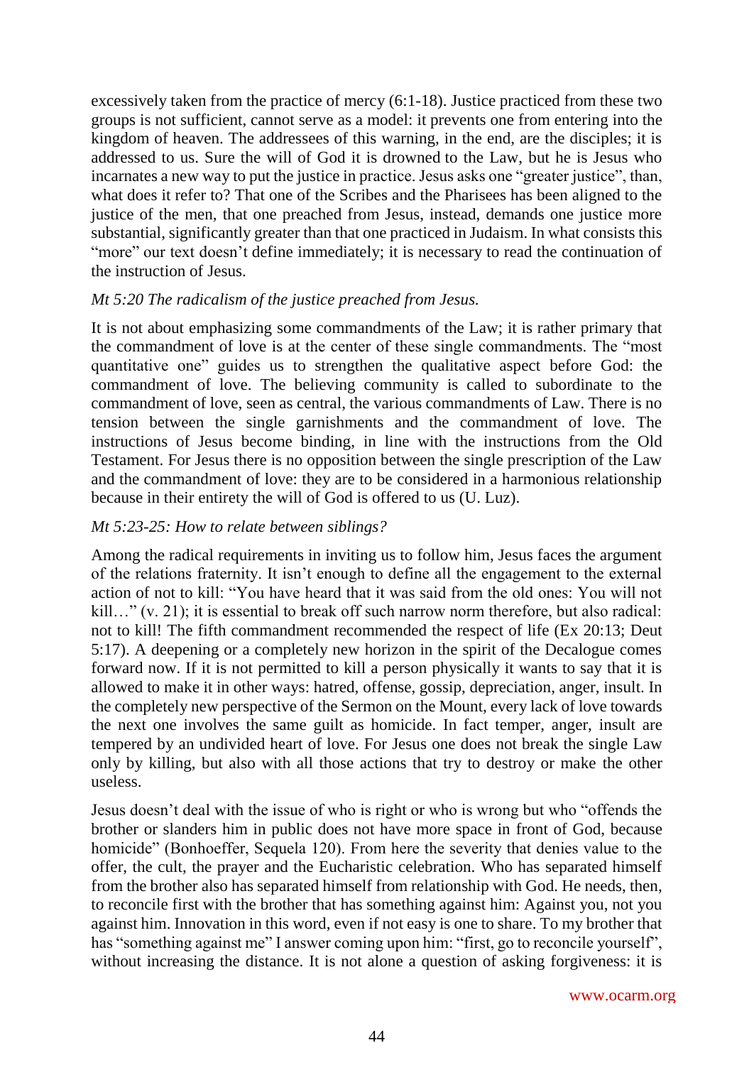excessively taken from the practice of mercy (6:1-18). Justice practiced from these two groups is not sufficient, cannot serve as a model: it prevents one from entering into the kingdom of heaven. The addressees of this warning, in the end, are the disciples; it is addressed to us. Sure the will of God it is drowned to the Law, but he is Jesus who incarnates a new way to put the justice in practice. Jesus asks one "greater justice", than, what does it refer to? That one of the Scribes and the Pharisees has been aligned to the justice of the men, that one preached from Jesus, instead, demands one justice more substantial, significantly greater than that one practiced in Judaism. In what consists this "more" our text doesn't define immediately; it is necessary to read the continuation of the instruction of Jesus.

*Mt 5:20 The radicalism of the justice preached from Jesus.*

It is not about emphasizing some commandments of the Law; it is rather primary that the commandment of love is at the center of these single commandments. The "most quantitative one" guides us to strengthen the qualitative aspect before God: the commandment of love. The believing community is called to subordinate to the commandment of love, seen as central, the various commandments of Law. There is no tension between the single garnishments and the commandment of love. The instructions of Jesus become binding, in line with the instructions from the Old Testament. For Jesus there is no opposition between the single prescription of the Law and the commandment of love: they are to be considered in a harmonious relationship because in their entirety the will of God is offered to us (U. Luz).

*Mt 5:23-25: How to relate between siblings?*

Among the radical requirements in inviting us to follow him, Jesus faces the argument of the relations fraternity. It isn't enough to define all the engagement to the external action of not to kill: "You have heard that it was said from the old ones: You will not kill…" (v. 21); it is essential to break off such narrow norm therefore, but also radical: not to kill! The fifth commandment recommended the respect of life (Ex 20:13; Deut 5:17). A deepening or a completely new horizon in the spirit of the Decalogue comes forward now. If it is not permitted to kill a person physically it wants to say that it is allowed to make it in other ways: hatred, offense, gossip, depreciation, anger, insult. In the completely new perspective of the Sermon on the Mount, every lack of love towards the next one involves the same guilt as homicide. In fact temper, anger, insult are tempered by an undivided heart of love. For Jesus one does not break the single Law only by killing, but also with all those actions that try to destroy or make the other useless.

Jesus doesn't deal with the issue of who is right or who is wrong but who "offends the brother or slanders him in public does not have more space in front of God, because homicide" (Bonhoeffer, Sequela 120). From here the severity that denies value to the offer, the cult, the prayer and the Eucharistic celebration. Who has separated himself from the brother also has separated himself from relationship with God. He needs, then, to reconcile first with the brother that has something against him: Against you, not you against him. Innovation in this word, even if not easy is one to share. To my brother that has "something against me" I answer coming upon him: "first, go to reconcile yourself", without increasing the distance. It is not alone a question of asking forgiveness: it is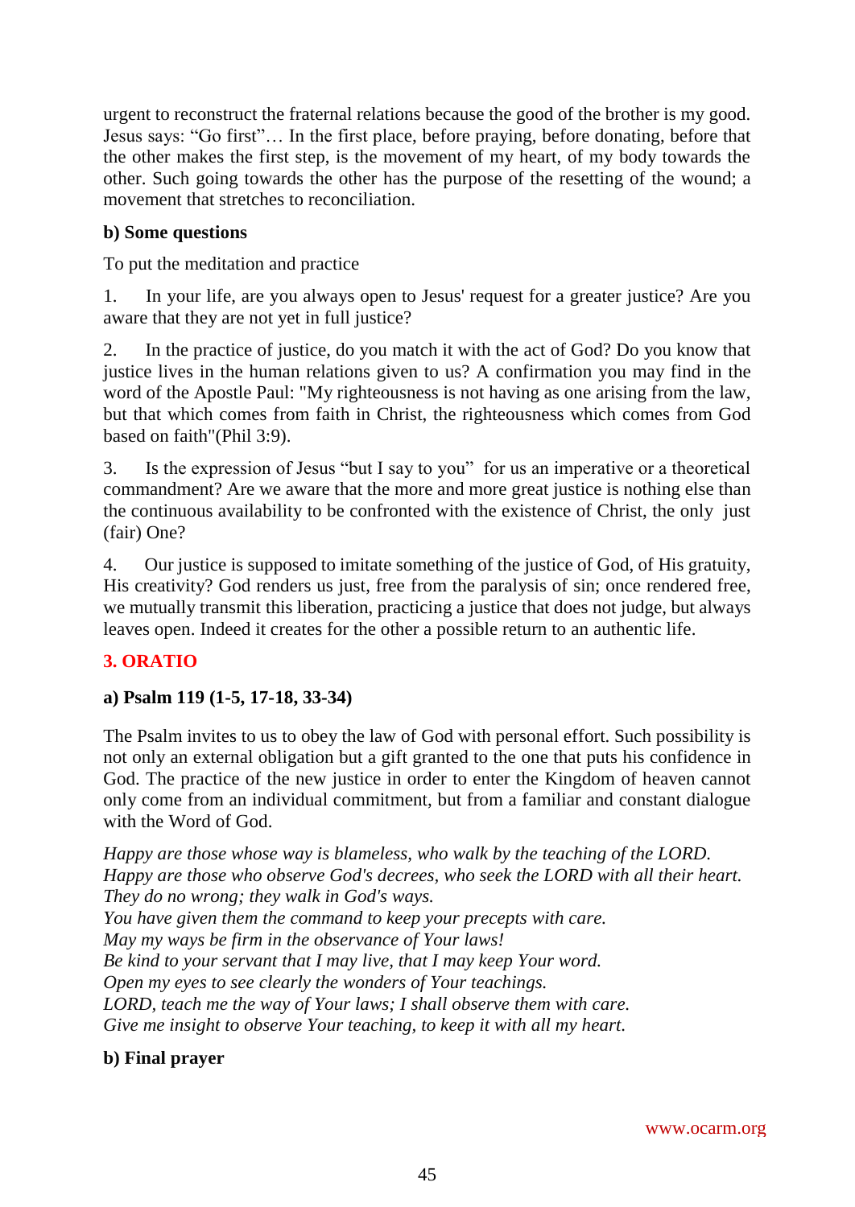urgent to reconstruct the fraternal relations because the good of the brother is my good. Jesus says: "Go first"… In the first place, before praying, before donating, before that the other makes the first step, is the movement of my heart, of my body towards the other. Such going towards the other has the purpose of the resetting of the wound; a movement that stretches to reconciliation.

### b) Some questions

To put the meditation and practice

1. In your life, are you always open to Jesus' request for a greater justice? Are you aware that they are not yet in full justice?

2. In the practice of justice, do you match it with the act of God? Do you know that justice lives in the human relations given to us? A confirmation you may find in the word of the Apostle Paul: "My righteousness is not having as one arising from the law, but that which comes from faith in Christ, the righteousness which comes from God based on faith"(Phil 3:9).

3. Is the expression of Jesus "but I say to you" for us an imperative or a theoretical commandment? Are we aware that the more and more great justice is nothing else than the continuous availability to be confronted with the existence of Christ, the only just (fair) One?

4. Our justice is supposed to imitate something of the justice of God, of His gratuity, His creativity? God renders us just, free from the paralysis of sin; once rendered free, we mutually transmit this liberation, practicing a justice that does not judge, but always leaves open. Indeed it creates for the other a possible return to an authentic life.

## 3. ORATIO

### a) Psalm 119 (1-5, 17-18, 33-34)

The Psalm invites to us to obey the law of God with personal effort. Such possibility is not only an external obligation but a gift granted to the one that puts his confidence in God. The practice of the new justice in order to enter the Kingdom of heaven cannot only come from an individual commitment, but from a familiar and constant dialogue with the Word of God.

*Happy are those whose way is blameless, who walk by the teaching of the LORD.*
*Happy are those who observe God's decrees, who seek the LORD with all their heart.*
*They do no wrong; they walk in God's ways.*
*You have given them the command to keep your precepts with care.*
*May my ways be firm in the observance of Your laws!*
*Be kind to your servant that I may live, that I may keep Your word.*
*Open my eyes to see clearly the wonders of Your teachings.*
*LORD, teach me the way of Your laws; I shall observe them with care.*
*Give me insight to observe Your teaching, to keep it with all my heart.*

### b) Final prayer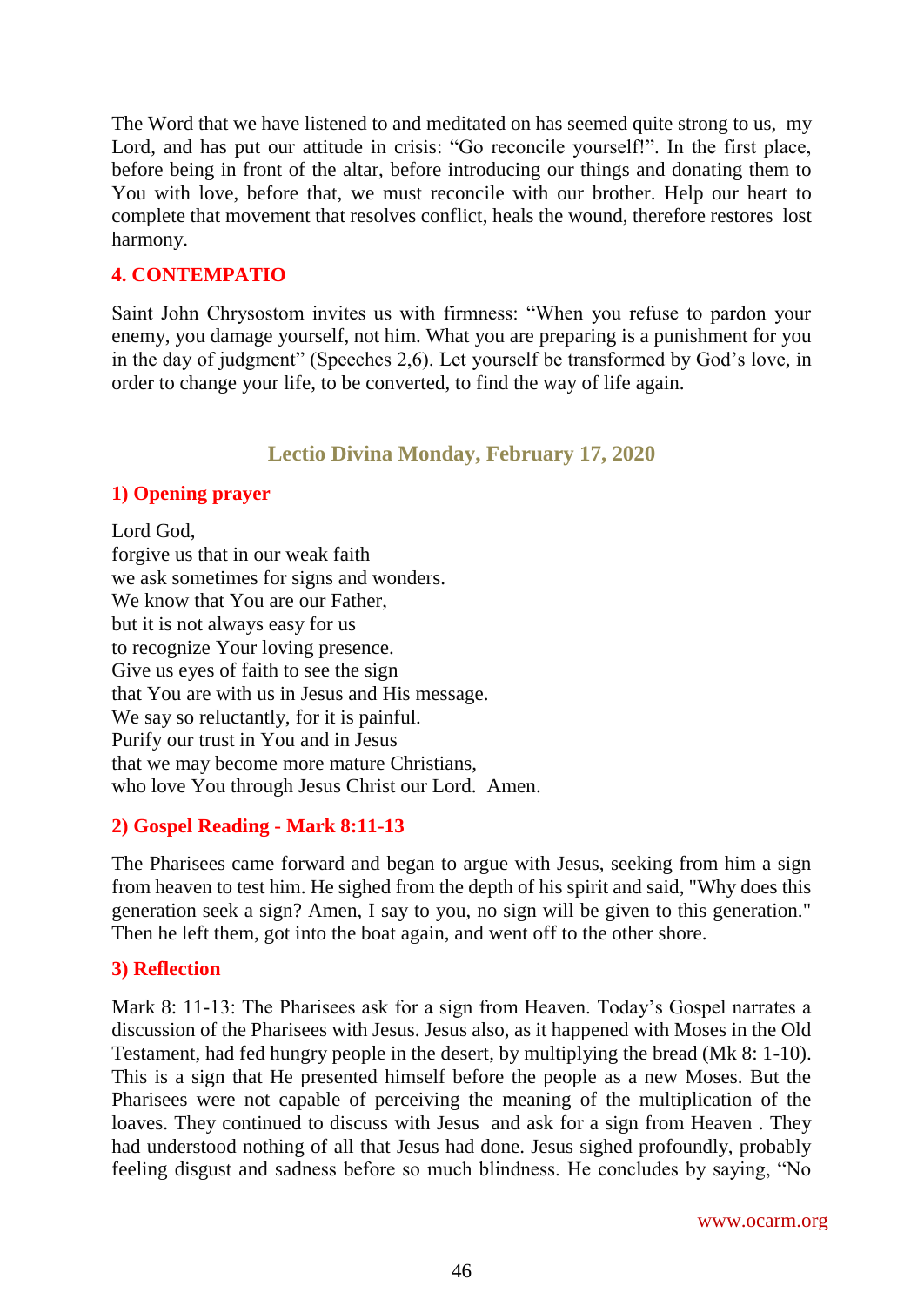The Word that we have listened to and meditated on has seemed quite strong to us, my Lord, and has put our attitude in crisis: "Go reconcile yourself!". In the first place, before being in front of the altar, before introducing our things and donating them to You with love, before that, we must reconcile with our brother. Help our heart to complete that movement that resolves conflict, heals the wound, therefore restores lost harmony.

### 4. CONTEMPATIO

Saint John Chrysostom invites us with firmness: "When you refuse to pardon your enemy, you damage yourself, not him. What you are preparing is a punishment for you in the day of judgment" (Speeches 2,6). Let yourself be transformed by God's love, in order to change your life, to be converted, to find the way of life again.

## Lectio Divina Monday, February 17, 2020

### 1) Opening prayer

Lord God,
forgive us that in our weak faith
we ask sometimes for signs and wonders.
We know that You are our Father,
but it is not always easy for us
to recognize Your loving presence.
Give us eyes of faith to see the sign
that You are with us in Jesus and His message.
We say so reluctantly, for it is painful.
Purify our trust in You and in Jesus
that we may become more mature Christians,
who love You through Jesus Christ our Lord. Amen.

### 2) Gospel Reading - Mark 8:11-13

The Pharisees came forward and began to argue with Jesus, seeking from him a sign from heaven to test him. He sighed from the depth of his spirit and said, "Why does this generation seek a sign? Amen, I say to you, no sign will be given to this generation." Then he left them, got into the boat again, and went off to the other shore.

### 3) Reflection

Mark 8: 11-13: The Pharisees ask for a sign from Heaven. Today's Gospel narrates a discussion of the Pharisees with Jesus. Jesus also, as it happened with Moses in the Old Testament, had fed hungry people in the desert, by multiplying the bread (Mk 8: 1-10). This is a sign that He presented himself before the people as a new Moses. But the Pharisees were not capable of perceiving the meaning of the multiplication of the loaves. They continued to discuss with Jesus and ask for a sign from Heaven . They had understood nothing of all that Jesus had done. Jesus sighed profoundly, probably feeling disgust and sadness before so much blindness. He concludes by saying, "No

www.ocarm.org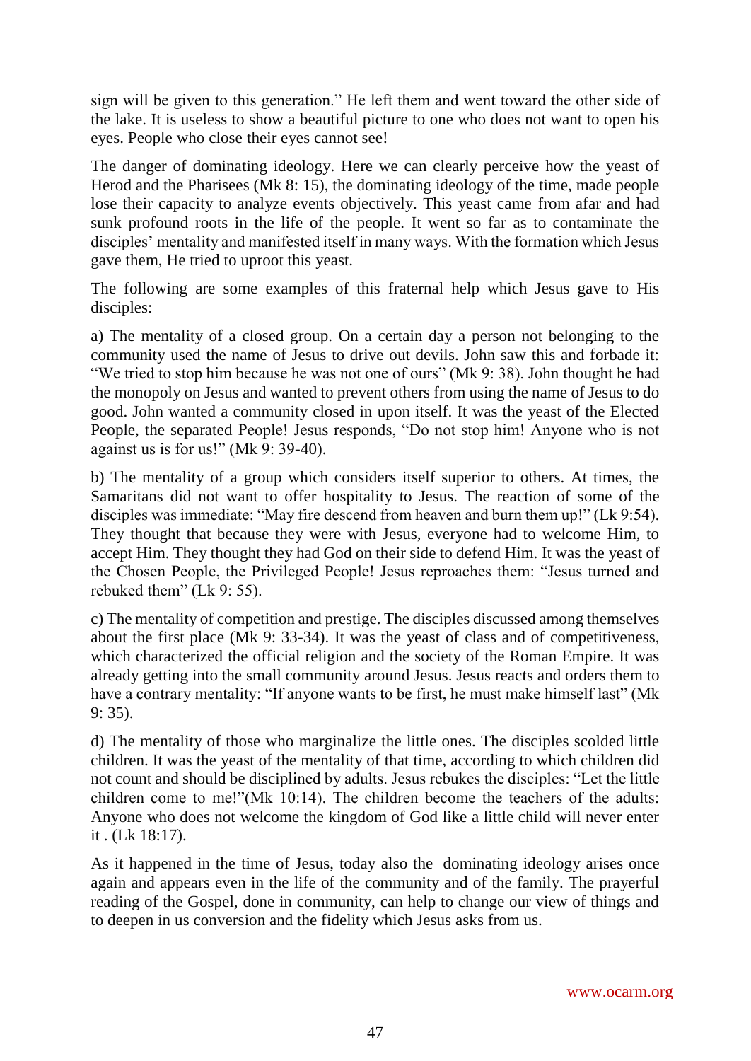sign will be given to this generation." He left them and went toward the other side of the lake. It is useless to show a beautiful picture to one who does not want to open his eyes. People who close their eyes cannot see!

The danger of dominating ideology. Here we can clearly perceive how the yeast of Herod and the Pharisees (Mk 8: 15), the dominating ideology of the time, made people lose their capacity to analyze events objectively. This yeast came from afar and had sunk profound roots in the life of the people. It went so far as to contaminate the disciples' mentality and manifested itself in many ways. With the formation which Jesus gave them, He tried to uproot this yeast.

The following are some examples of this fraternal help which Jesus gave to His disciples:

a) The mentality of a closed group. On a certain day a person not belonging to the community used the name of Jesus to drive out devils. John saw this and forbade it: "We tried to stop him because he was not one of ours" (Mk 9: 38). John thought he had the monopoly on Jesus and wanted to prevent others from using the name of Jesus to do good. John wanted a community closed in upon itself. It was the yeast of the Elected People, the separated People! Jesus responds, "Do not stop him! Anyone who is not against us is for us!" (Mk 9: 39-40).

b) The mentality of a group which considers itself superior to others. At times, the Samaritans did not want to offer hospitality to Jesus. The reaction of some of the disciples was immediate: "May fire descend from heaven and burn them up!" (Lk 9:54). They thought that because they were with Jesus, everyone had to welcome Him, to accept Him. They thought they had God on their side to defend Him. It was the yeast of the Chosen People, the Privileged People! Jesus reproaches them: "Jesus turned and rebuked them" (Lk 9: 55).

c) The mentality of competition and prestige. The disciples discussed among themselves about the first place (Mk 9: 33-34). It was the yeast of class and of competitiveness, which characterized the official religion and the society of the Roman Empire. It was already getting into the small community around Jesus. Jesus reacts and orders them to have a contrary mentality: "If anyone wants to be first, he must make himself last" (Mk 9: 35).

d) The mentality of those who marginalize the little ones. The disciples scolded little children. It was the yeast of the mentality of that time, according to which children did not count and should be disciplined by adults. Jesus rebukes the disciples: "Let the little children come to me!"(Mk 10:14). The children become the teachers of the adults: Anyone who does not welcome the kingdom of God like a little child will never enter it . (Lk 18:17).

As it happened in the time of Jesus, today also the dominating ideology arises once again and appears even in the life of the community and of the family. The prayerful reading of the Gospel, done in community, can help to change our view of things and to deepen in us conversion and the fidelity which Jesus asks from us.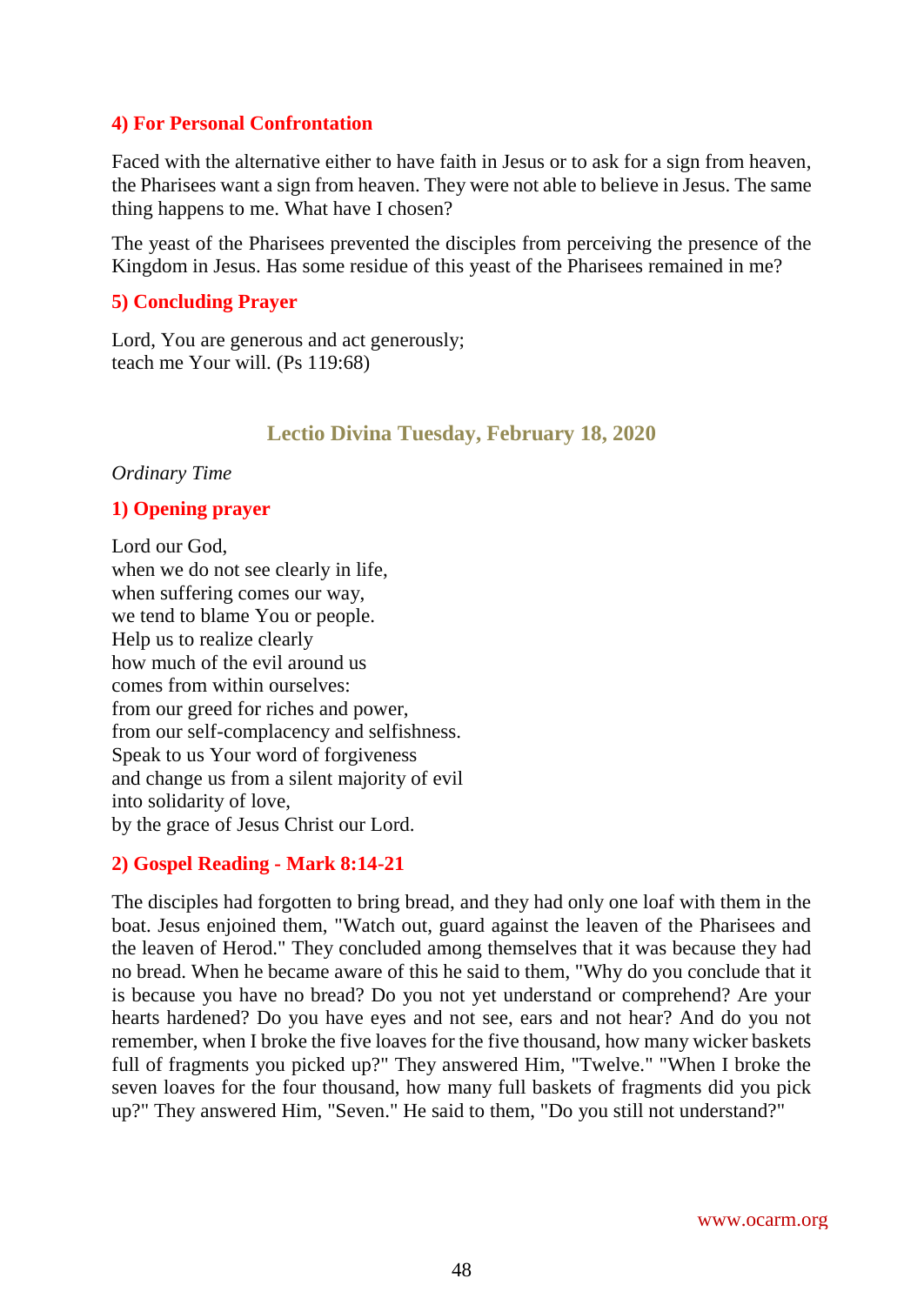### 4) For Personal Confrontation

Faced with the alternative either to have faith in Jesus or to ask for a sign from heaven, the Pharisees want a sign from heaven. They were not able to believe in Jesus. The same thing happens to me. What have I chosen?

The yeast of the Pharisees prevented the disciples from perceiving the presence of the Kingdom in Jesus. Has some residue of this yeast of the Pharisees remained in me?

### 5) Concluding Prayer

Lord, You are generous and act generously;
teach me Your will. (Ps 119:68)

## Lectio Divina Tuesday, February 18, 2020

*Ordinary Time*

### 1) Opening prayer

Lord our God,
when we do not see clearly in life,
when suffering comes our way,
we tend to blame You or people.
Help us to realize clearly
how much of the evil around us
comes from within ourselves:
from our greed for riches and power,
from our self-complacency and selfishness.
Speak to us Your word of forgiveness
and change us from a silent majority of evil
into solidarity of love,
by the grace of Jesus Christ our Lord.

### 2) Gospel Reading - Mark 8:14-21

The disciples had forgotten to bring bread, and they had only one loaf with them in the boat. Jesus enjoined them, "Watch out, guard against the leaven of the Pharisees and the leaven of Herod." They concluded among themselves that it was because they had no bread. When he became aware of this he said to them, "Why do you conclude that it is because you have no bread? Do you not yet understand or comprehend? Are your hearts hardened? Do you have eyes and not see, ears and not hear? And do you not remember, when I broke the five loaves for the five thousand, how many wicker baskets full of fragments you picked up?" They answered Him, "Twelve." "When I broke the seven loaves for the four thousand, how many full baskets of fragments did you pick up?" They answered Him, "Seven." He said to them, "Do you still not understand?"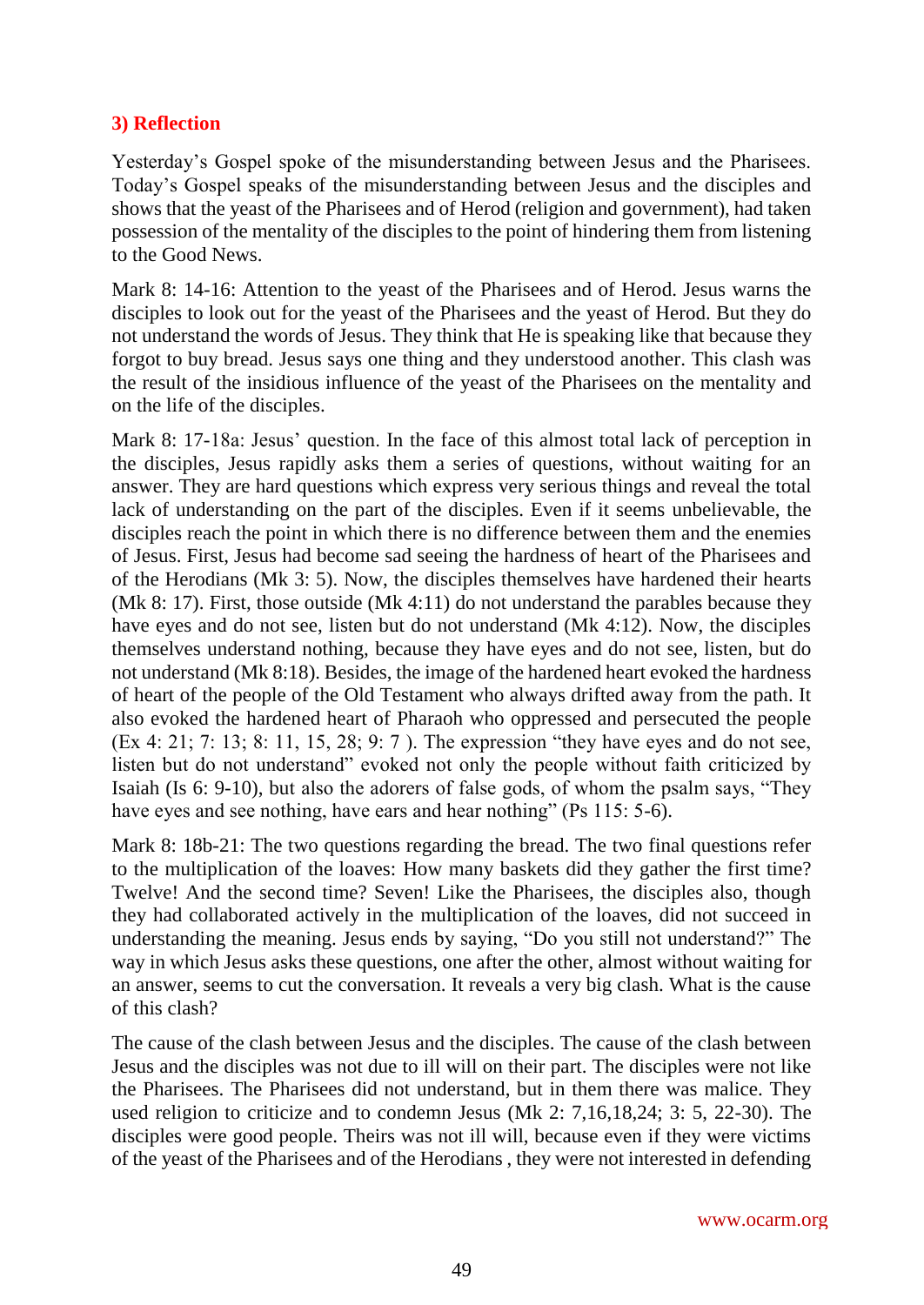### 3) Reflection

Yesterday's Gospel spoke of the misunderstanding between Jesus and the Pharisees. Today's Gospel speaks of the misunderstanding between Jesus and the disciples and shows that the yeast of the Pharisees and of Herod (religion and government), had taken possession of the mentality of the disciples to the point of hindering them from listening to the Good News.

Mark 8: 14-16: Attention to the yeast of the Pharisees and of Herod. Jesus warns the disciples to look out for the yeast of the Pharisees and the yeast of Herod. But they do not understand the words of Jesus. They think that He is speaking like that because they forgot to buy bread. Jesus says one thing and they understood another. This clash was the result of the insidious influence of the yeast of the Pharisees on the mentality and on the life of the disciples.

Mark 8: 17-18a: Jesus' question. In the face of this almost total lack of perception in the disciples, Jesus rapidly asks them a series of questions, without waiting for an answer. They are hard questions which express very serious things and reveal the total lack of understanding on the part of the disciples. Even if it seems unbelievable, the disciples reach the point in which there is no difference between them and the enemies of Jesus. First, Jesus had become sad seeing the hardness of heart of the Pharisees and of the Herodians (Mk 3: 5). Now, the disciples themselves have hardened their hearts (Mk 8: 17). First, those outside (Mk 4:11) do not understand the parables because they have eyes and do not see, listen but do not understand (Mk 4:12). Now, the disciples themselves understand nothing, because they have eyes and do not see, listen, but do not understand (Mk 8:18). Besides, the image of the hardened heart evoked the hardness of heart of the people of the Old Testament who always drifted away from the path. It also evoked the hardened heart of Pharaoh who oppressed and persecuted the people (Ex 4: 21; 7: 13; 8: 11, 15, 28; 9: 7 ). The expression "they have eyes and do not see, listen but do not understand" evoked not only the people without faith criticized by Isaiah (Is 6: 9-10), but also the adorers of false gods, of whom the psalm says, "They have eyes and see nothing, have ears and hear nothing" (Ps 115: 5-6).

Mark 8: 18b-21: The two questions regarding the bread. The two final questions refer to the multiplication of the loaves: How many baskets did they gather the first time? Twelve! And the second time? Seven! Like the Pharisees, the disciples also, though they had collaborated actively in the multiplication of the loaves, did not succeed in understanding the meaning. Jesus ends by saying, "Do you still not understand?" The way in which Jesus asks these questions, one after the other, almost without waiting for an answer, seems to cut the conversation. It reveals a very big clash. What is the cause of this clash?

The cause of the clash between Jesus and the disciples. The cause of the clash between Jesus and the disciples was not due to ill will on their part. The disciples were not like the Pharisees. The Pharisees did not understand, but in them there was malice. They used religion to criticize and to condemn Jesus (Mk 2: 7,16,18,24; 3: 5, 22-30). The disciples were good people. Theirs was not ill will, because even if they were victims of the yeast of the Pharisees and of the Herodians , they were not interested in defending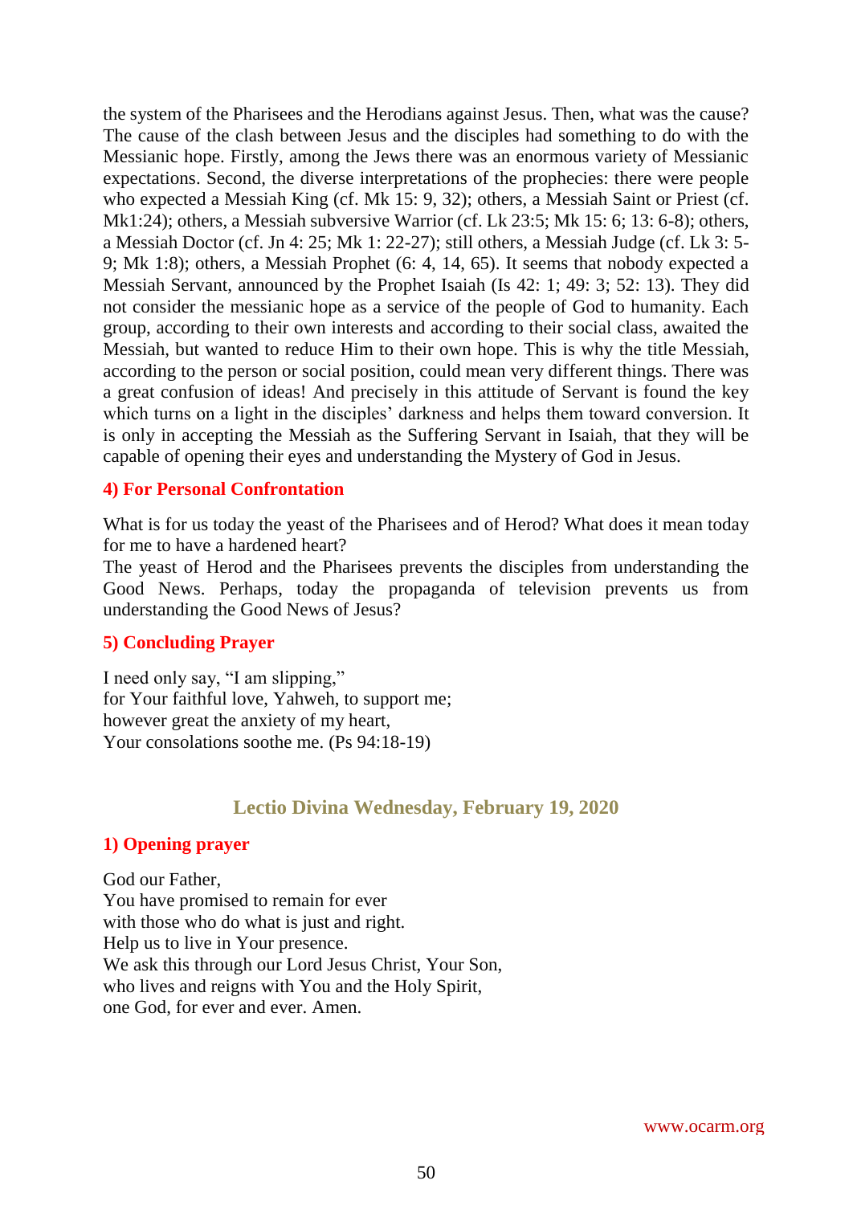the system of the Pharisees and the Herodians against Jesus. Then, what was the cause? The cause of the clash between Jesus and the disciples had something to do with the Messianic hope. Firstly, among the Jews there was an enormous variety of Messianic expectations. Second, the diverse interpretations of the prophecies: there were people who expected a Messiah King (cf. Mk 15: 9, 32); others, a Messiah Saint or Priest (cf. Mk1:24); others, a Messiah subversive Warrior (cf. Lk 23:5; Mk 15: 6; 13: 6-8); others, a Messiah Doctor (cf. Jn 4: 25; Mk 1: 22-27); still others, a Messiah Judge (cf. Lk 3: 5-9; Mk 1:8); others, a Messiah Prophet (6: 4, 14, 65). It seems that nobody expected a Messiah Servant, announced by the Prophet Isaiah (Is 42: 1; 49: 3; 52: 13). They did not consider the messianic hope as a service of the people of God to humanity. Each group, according to their own interests and according to their social class, awaited the Messiah, but wanted to reduce Him to their own hope. This is why the title Messiah, according to the person or social position, could mean very different things. There was a great confusion of ideas! And precisely in this attitude of Servant is found the key which turns on a light in the disciples' darkness and helps them toward conversion. It is only in accepting the Messiah as the Suffering Servant in Isaiah, that they will be capable of opening their eyes and understanding the Mystery of God in Jesus.

### 4) For Personal Confrontation

What is for us today the yeast of the Pharisees and of Herod? What does it mean today for me to have a hardened heart?
The yeast of Herod and the Pharisees prevents the disciples from understanding the Good News. Perhaps, today the propaganda of television prevents us from understanding the Good News of Jesus?

### 5) Concluding Prayer

I need only say, "I am slipping,"
for Your faithful love, Yahweh, to support me;
however great the anxiety of my heart,
Your consolations soothe me. (Ps 94:18-19)

## Lectio Divina Wednesday, February 19, 2020

### 1) Opening prayer

God our Father,
You have promised to remain for ever
with those who do what is just and right.
Help us to live in Your presence.
We ask this through our Lord Jesus Christ, Your Son,
who lives and reigns with You and the Holy Spirit,
one God, for ever and ever. Amen.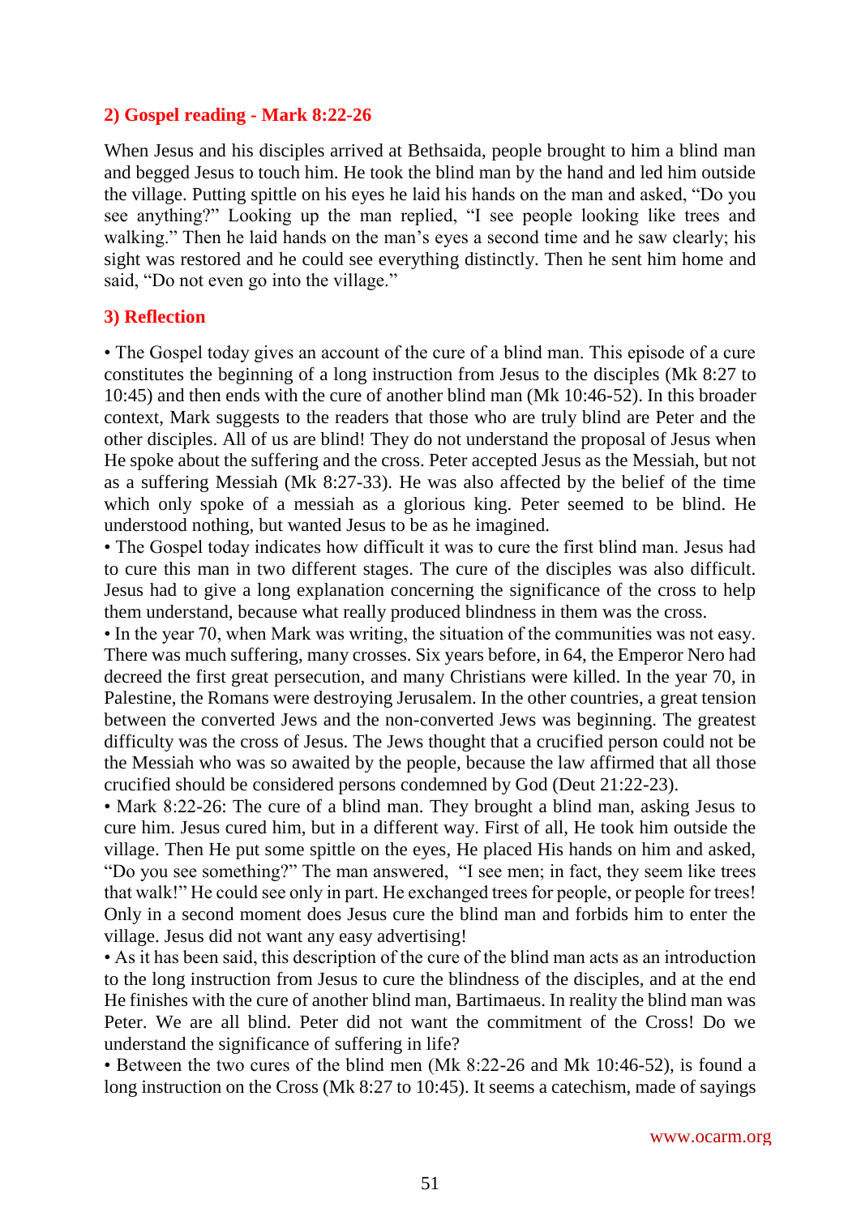## 2) Gospel reading - Mark 8:22-26

When Jesus and his disciples arrived at Bethsaida, people brought to him a blind man and begged Jesus to touch him. He took the blind man by the hand and led him outside the village. Putting spittle on his eyes he laid his hands on the man and asked, "Do you see anything?" Looking up the man replied, "I see people looking like trees and walking." Then he laid hands on the man's eyes a second time and he saw clearly; his sight was restored and he could see everything distinctly. Then he sent him home and said, "Do not even go into the village."

## 3) Reflection

• The Gospel today gives an account of the cure of a blind man. This episode of a cure constitutes the beginning of a long instruction from Jesus to the disciples (Mk 8:27 to 10:45) and then ends with the cure of another blind man (Mk 10:46-52). In this broader context, Mark suggests to the readers that those who are truly blind are Peter and the other disciples. All of us are blind! They do not understand the proposal of Jesus when He spoke about the suffering and the cross. Peter accepted Jesus as the Messiah, but not as a suffering Messiah (Mk 8:27-33). He was also affected by the belief of the time which only spoke of a messiah as a glorious king. Peter seemed to be blind. He understood nothing, but wanted Jesus to be as he imagined.

• The Gospel today indicates how difficult it was to cure the first blind man. Jesus had to cure this man in two different stages. The cure of the disciples was also difficult. Jesus had to give a long explanation concerning the significance of the cross to help them understand, because what really produced blindness in them was the cross.

• In the year 70, when Mark was writing, the situation of the communities was not easy. There was much suffering, many crosses. Six years before, in 64, the Emperor Nero had decreed the first great persecution, and many Christians were killed. In the year 70, in Palestine, the Romans were destroying Jerusalem. In the other countries, a great tension between the converted Jews and the non-converted Jews was beginning. The greatest difficulty was the cross of Jesus. The Jews thought that a crucified person could not be the Messiah who was so awaited by the people, because the law affirmed that all those crucified should be considered persons condemned by God (Deut 21:22-23).

• Mark 8:22-26: The cure of a blind man. They brought a blind man, asking Jesus to cure him. Jesus cured him, but in a different way. First of all, He took him outside the village. Then He put some spittle on the eyes, He placed His hands on him and asked, "Do you see something?" The man answered, "I see men; in fact, they seem like trees that walk!" He could see only in part. He exchanged trees for people, or people for trees! Only in a second moment does Jesus cure the blind man and forbids him to enter the village. Jesus did not want any easy advertising!

• As it has been said, this description of the cure of the blind man acts as an introduction to the long instruction from Jesus to cure the blindness of the disciples, and at the end He finishes with the cure of another blind man, Bartimaeus. In reality the blind man was Peter. We are all blind. Peter did not want the commitment of the Cross! Do we understand the significance of suffering in life?

• Between the two cures of the blind men (Mk 8:22-26 and Mk 10:46-52), is found a long instruction on the Cross (Mk 8:27 to 10:45). It seems a catechism, made of sayings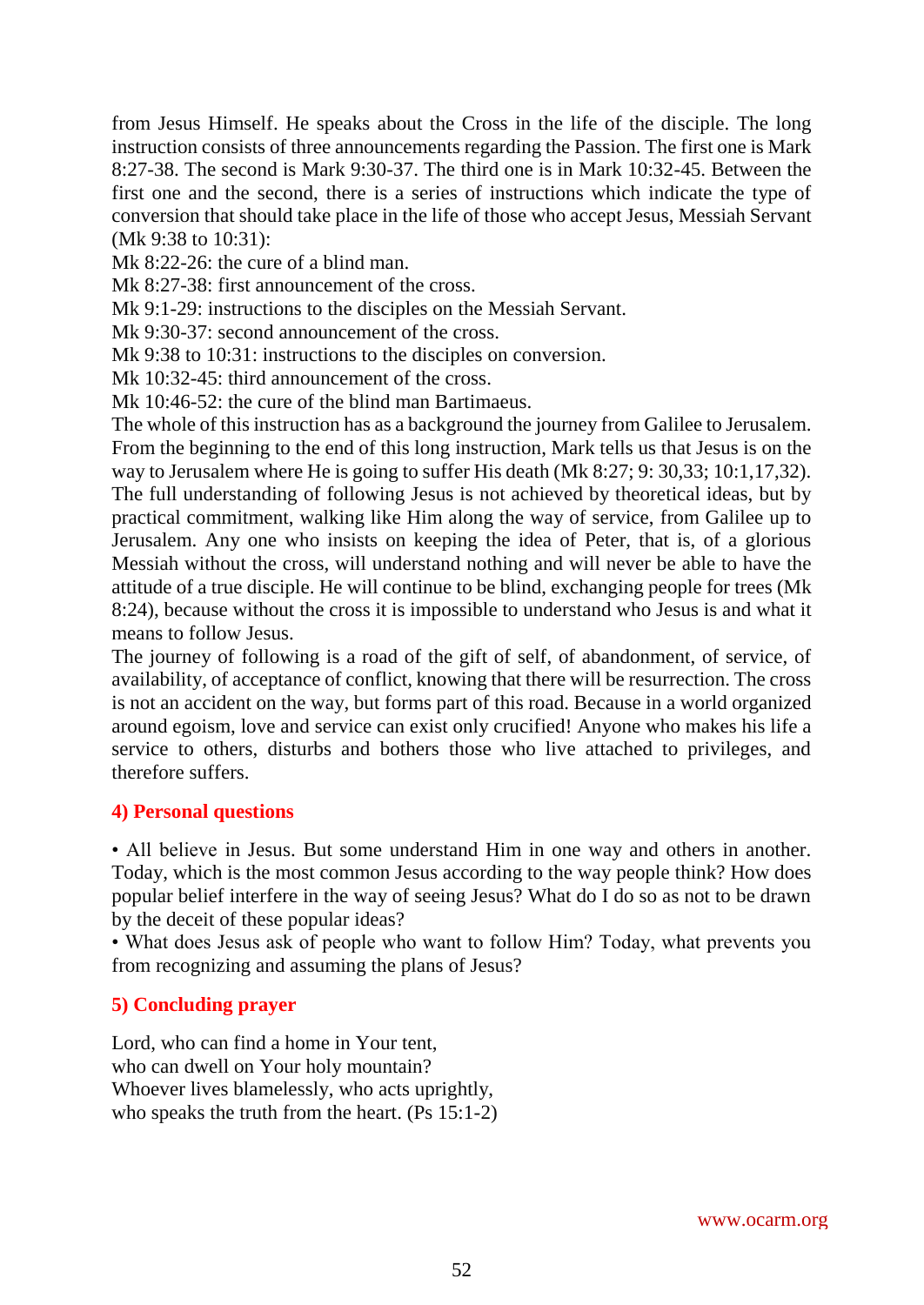from Jesus Himself. He speaks about the Cross in the life of the disciple. The long instruction consists of three announcements regarding the Passion. The first one is Mark 8:27-38. The second is Mark 9:30-37. The third one is in Mark 10:32-45. Between the first one and the second, there is a series of instructions which indicate the type of conversion that should take place in the life of those who accept Jesus, Messiah Servant (Mk 9:38 to 10:31):

Mk 8:22-26: the cure of a blind man.  
Mk 8:27-38: first announcement of the cross.  
Mk 9:1-29: instructions to the disciples on the Messiah Servant.  
Mk 9:30-37: second announcement of the cross.  
Mk 9:38 to 10:31: instructions to the disciples on conversion.  
Mk 10:32-45: third announcement of the cross.  
Mk 10:46-52: the cure of the blind man Bartimaeus.

The whole of this instruction has as a background the journey from Galilee to Jerusalem. From the beginning to the end of this long instruction, Mark tells us that Jesus is on the way to Jerusalem where He is going to suffer His death (Mk 8:27; 9: 30,33; 10:1,17,32). The full understanding of following Jesus is not achieved by theoretical ideas, but by practical commitment, walking like Him along the way of service, from Galilee up to Jerusalem. Any one who insists on keeping the idea of Peter, that is, of a glorious Messiah without the cross, will understand nothing and will never be able to have the attitude of a true disciple. He will continue to be blind, exchanging people for trees (Mk 8:24), because without the cross it is impossible to understand who Jesus is and what it means to follow Jesus.

The journey of following is a road of the gift of self, of abandonment, of service, of availability, of acceptance of conflict, knowing that there will be resurrection. The cross is not an accident on the way, but forms part of this road. Because in a world organized around egoism, love and service can exist only crucified! Anyone who makes his life a service to others, disturbs and bothers those who live attached to privileges, and therefore suffers.

## 4) Personal questions

• All believe in Jesus. But some understand Him in one way and others in another. Today, which is the most common Jesus according to the way people think? How does popular belief interfere in the way of seeing Jesus? What do I do so as not to be drawn by the deceit of these popular ideas?

• What does Jesus ask of people who want to follow Him? Today, what prevents you from recognizing and assuming the plans of Jesus?

## 5) Concluding prayer

Lord, who can find a home in Your tent,  
who can dwell on Your holy mountain?  
Whoever lives blamelessly, who acts uprightly,  
who speaks the truth from the heart. (Ps 15:1-2)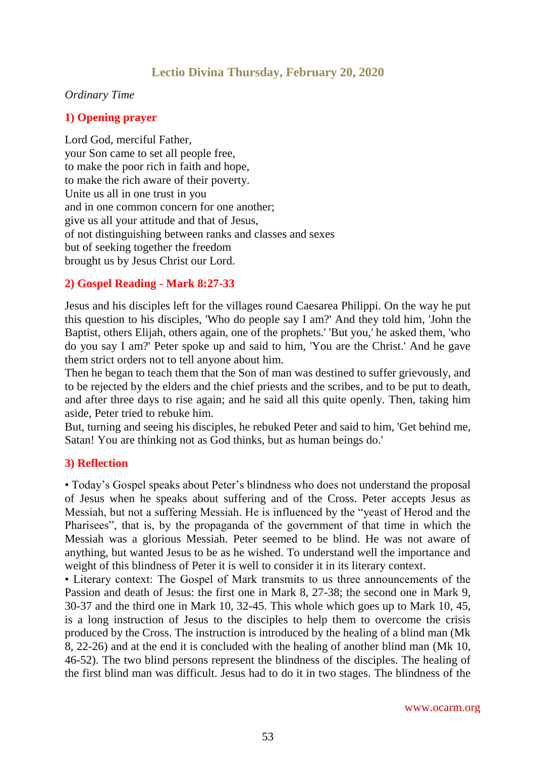## Lectio Divina Thursday, February 20, 2020

*Ordinary Time*

### 1) Opening prayer

Lord God, merciful Father,
your Son came to set all people free,
to make the poor rich in faith and hope,
to make the rich aware of their poverty.
Unite us all in one trust in you
and in one common concern for one another;
give us all your attitude and that of Jesus,
of not distinguishing between ranks and classes and sexes
but of seeking together the freedom
brought us by Jesus Christ our Lord.

### 2) Gospel Reading - Mark 8:27-33

Jesus and his disciples left for the villages round Caesarea Philippi. On the way he put this question to his disciples, 'Who do people say I am?' And they told him, 'John the Baptist, others Elijah, others again, one of the prophets.' 'But you,' he asked them, 'who do you say I am?' Peter spoke up and said to him, 'You are the Christ.' And he gave them strict orders not to tell anyone about him.
Then he began to teach them that the Son of man was destined to suffer grievously, and to be rejected by the elders and the chief priests and the scribes, and to be put to death, and after three days to rise again; and he said all this quite openly. Then, taking him aside, Peter tried to rebuke him.
But, turning and seeing his disciples, he rebuked Peter and said to him, 'Get behind me, Satan! You are thinking not as God thinks, but as human beings do.'

### 3) Reflection

• Today's Gospel speaks about Peter's blindness who does not understand the proposal of Jesus when he speaks about suffering and of the Cross. Peter accepts Jesus as Messiah, but not a suffering Messiah. He is influenced by the "yeast of Herod and the Pharisees", that is, by the propaganda of the government of that time in which the Messiah was a glorious Messiah. Peter seemed to be blind. He was not aware of anything, but wanted Jesus to be as he wished. To understand well the importance and weight of this blindness of Peter it is well to consider it in its literary context.
• Literary context: The Gospel of Mark transmits to us three announcements of the Passion and death of Jesus: the first one in Mark 8, 27-38; the second one in Mark 9, 30-37 and the third one in Mark 10, 32-45. This whole which goes up to Mark 10, 45, is a long instruction of Jesus to the disciples to help them to overcome the crisis produced by the Cross. The instruction is introduced by the healing of a blind man (Mk 8, 22-26) and at the end it is concluded with the healing of another blind man (Mk 10, 46-52). The two blind persons represent the blindness of the disciples. The healing of the first blind man was difficult. Jesus had to do it in two stages. The blindness of the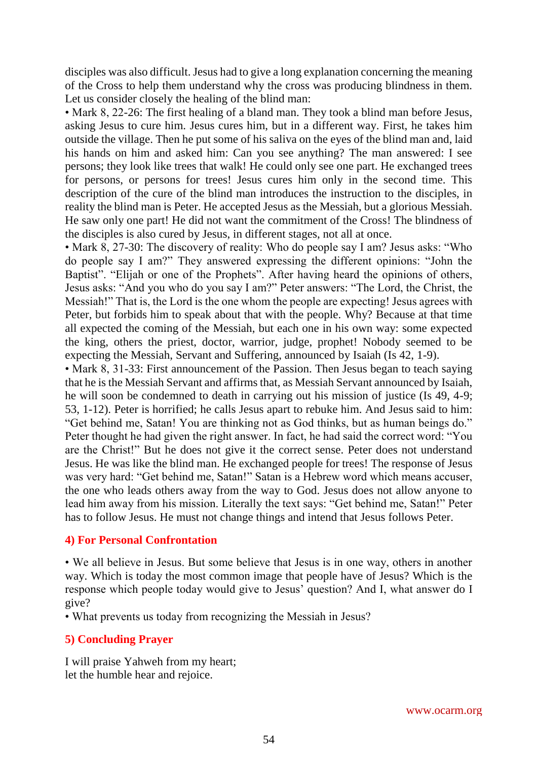disciples was also difficult. Jesus had to give a long explanation concerning the meaning of the Cross to help them understand why the cross was producing blindness in them. Let us consider closely the healing of the blind man:

• Mark 8, 22-26: The first healing of a bland man. They took a blind man before Jesus, asking Jesus to cure him. Jesus cures him, but in a different way. First, he takes him outside the village. Then he put some of his saliva on the eyes of the blind man and, laid his hands on him and asked him: Can you see anything? The man answered: I see persons; they look like trees that walk! He could only see one part. He exchanged trees for persons, or persons for trees! Jesus cures him only in the second time. This description of the cure of the blind man introduces the instruction to the disciples, in reality the blind man is Peter. He accepted Jesus as the Messiah, but a glorious Messiah. He saw only one part! He did not want the commitment of the Cross! The blindness of the disciples is also cured by Jesus, in different stages, not all at once.

• Mark 8, 27-30: The discovery of reality: Who do people say I am? Jesus asks: "Who do people say I am?" They answered expressing the different opinions: "John the Baptist". "Elijah or one of the Prophets". After having heard the opinions of others, Jesus asks: "And you who do you say I am?" Peter answers: "The Lord, the Christ, the Messiah!" That is, the Lord is the one whom the people are expecting! Jesus agrees with Peter, but forbids him to speak about that with the people. Why? Because at that time all expected the coming of the Messiah, but each one in his own way: some expected the king, others the priest, doctor, warrior, judge, prophet! Nobody seemed to be expecting the Messiah, Servant and Suffering, announced by Isaiah (Is 42, 1-9).

• Mark 8, 31-33: First announcement of the Passion. Then Jesus began to teach saying that he is the Messiah Servant and affirms that, as Messiah Servant announced by Isaiah, he will soon be condemned to death in carrying out his mission of justice (Is 49, 4-9; 53, 1-12). Peter is horrified; he calls Jesus apart to rebuke him. And Jesus said to him: "Get behind me, Satan! You are thinking not as God thinks, but as human beings do." Peter thought he had given the right answer. In fact, he had said the correct word: "You are the Christ!" But he does not give it the correct sense. Peter does not understand Jesus. He was like the blind man. He exchanged people for trees! The response of Jesus was very hard: "Get behind me, Satan!" Satan is a Hebrew word which means accuser, the one who leads others away from the way to God. Jesus does not allow anyone to lead him away from his mission. Literally the text says: "Get behind me, Satan!" Peter has to follow Jesus. He must not change things and intend that Jesus follows Peter.

## 4) For Personal Confrontation

• We all believe in Jesus. But some believe that Jesus is in one way, others in another way. Which is today the most common image that people have of Jesus? Which is the response which people today would give to Jesus' question? And I, what answer do I give?

• What prevents us today from recognizing the Messiah in Jesus?

## 5) Concluding Prayer

I will praise Yahweh from my heart;
let the humble hear and rejoice.

www.ocarm.org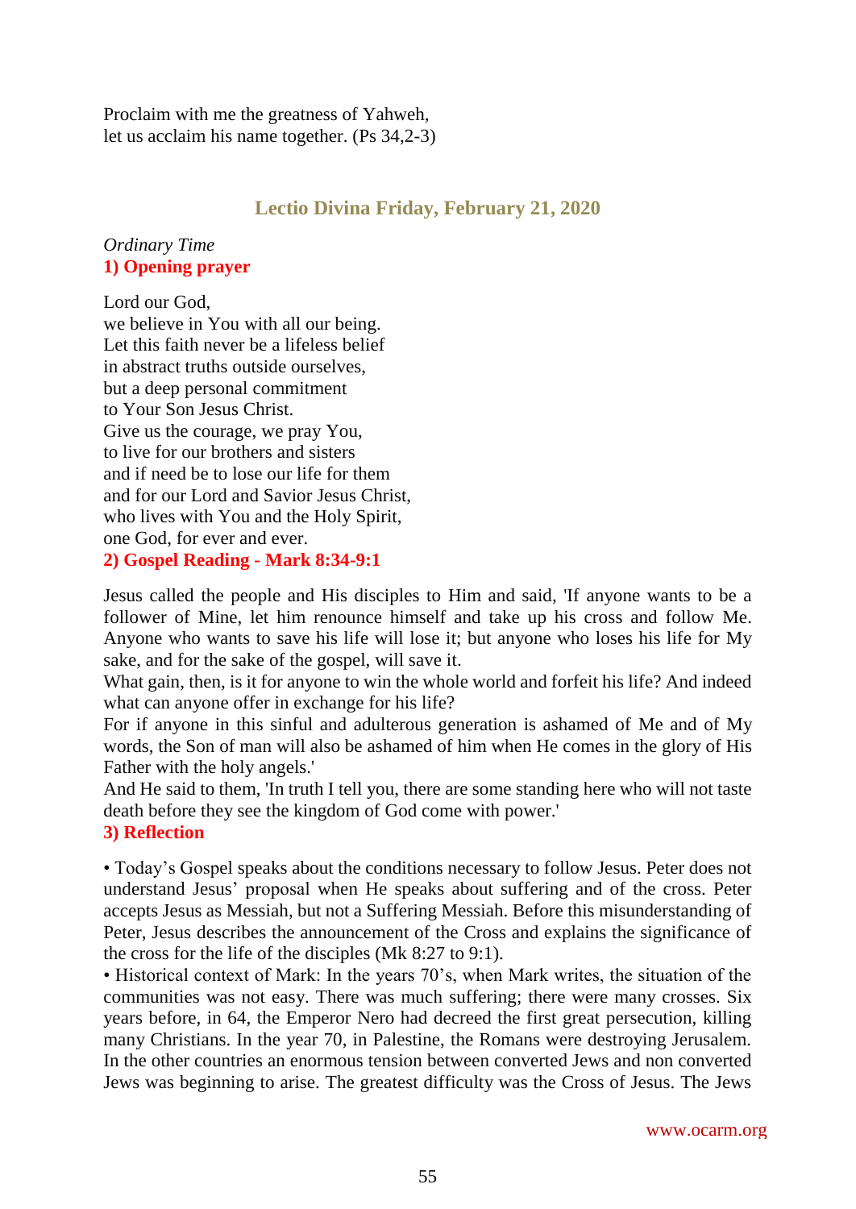Proclaim with me the greatness of Yahweh,
let us acclaim his name together. (Ps 34,2-3)

## Lectio Divina Friday, February 21, 2020

*Ordinary Time*

### 1) Opening prayer

Lord our God,
we believe in You with all our being.
Let this faith never be a lifeless belief
in abstract truths outside ourselves,
but a deep personal commitment
to Your Son Jesus Christ.
Give us the courage, we pray You,
to live for our brothers and sisters
and if need be to lose our life for them
and for our Lord and Savior Jesus Christ,
who lives with You and the Holy Spirit,
one God, for ever and ever.

### 2) Gospel Reading - Mark 8:34-9:1

Jesus called the people and His disciples to Him and said, 'If anyone wants to be a follower of Mine, let him renounce himself and take up his cross and follow Me. Anyone who wants to save his life will lose it; but anyone who loses his life for My sake, and for the sake of the gospel, will save it.

What gain, then, is it for anyone to win the whole world and forfeit his life? And indeed what can anyone offer in exchange for his life?

For if anyone in this sinful and adulterous generation is ashamed of Me and of My words, the Son of man will also be ashamed of him when He comes in the glory of His Father with the holy angels.'

And He said to them, 'In truth I tell you, there are some standing here who will not taste death before they see the kingdom of God come with power.'

### 3) Reflection

• Today's Gospel speaks about the conditions necessary to follow Jesus. Peter does not understand Jesus' proposal when He speaks about suffering and of the cross. Peter accepts Jesus as Messiah, but not a Suffering Messiah. Before this misunderstanding of Peter, Jesus describes the announcement of the Cross and explains the significance of the cross for the life of the disciples (Mk 8:27 to 9:1).

• Historical context of Mark: In the years 70's, when Mark writes, the situation of the communities was not easy. There was much suffering; there were many crosses. Six years before, in 64, the Emperor Nero had decreed the first great persecution, killing many Christians. In the year 70, in Palestine, the Romans were destroying Jerusalem. In the other countries an enormous tension between converted Jews and non converted Jews was beginning to arise. The greatest difficulty was the Cross of Jesus. The Jews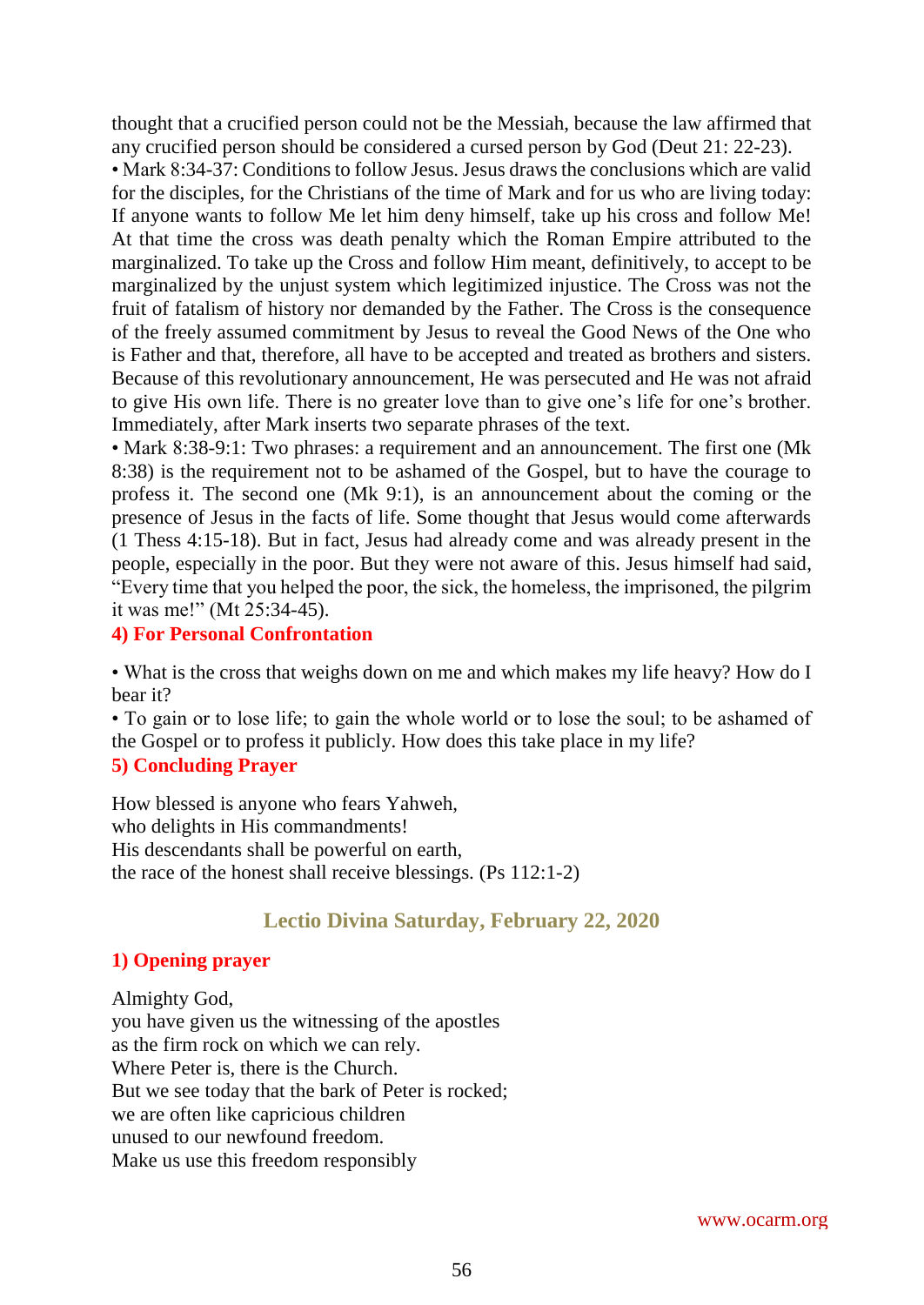thought that a crucified person could not be the Messiah, because the law affirmed that any crucified person should be considered a cursed person by God (Deut 21: 22-23).

• Mark 8:34-37: Conditions to follow Jesus. Jesus draws the conclusions which are valid for the disciples, for the Christians of the time of Mark and for us who are living today: If anyone wants to follow Me let him deny himself, take up his cross and follow Me! At that time the cross was death penalty which the Roman Empire attributed to the marginalized. To take up the Cross and follow Him meant, definitively, to accept to be marginalized by the unjust system which legitimized injustice. The Cross was not the fruit of fatalism of history nor demanded by the Father. The Cross is the consequence of the freely assumed commitment by Jesus to reveal the Good News of the One who is Father and that, therefore, all have to be accepted and treated as brothers and sisters. Because of this revolutionary announcement, He was persecuted and He was not afraid to give His own life. There is no greater love than to give one's life for one's brother. Immediately, after Mark inserts two separate phrases of the text.

• Mark 8:38-9:1: Two phrases: a requirement and an announcement. The first one (Mk 8:38) is the requirement not to be ashamed of the Gospel, but to have the courage to profess it. The second one (Mk 9:1), is an announcement about the coming or the presence of Jesus in the facts of life. Some thought that Jesus would come afterwards (1 Thess 4:15-18). But in fact, Jesus had already come and was already present in the people, especially in the poor. But they were not aware of this. Jesus himself had said, "Every time that you helped the poor, the sick, the homeless, the imprisoned, the pilgrim it was me!" (Mt 25:34-45).

### 4) For Personal Confrontation

• What is the cross that weighs down on me and which makes my life heavy? How do I bear it?

• To gain or to lose life; to gain the whole world or to lose the soul; to be ashamed of the Gospel or to profess it publicly. How does this take place in my life?

### 5) Concluding Prayer

How blessed is anyone who fears Yahweh,
who delights in His commandments!
His descendants shall be powerful on earth,
the race of the honest shall receive blessings. (Ps 112:1-2)

## Lectio Divina Saturday, February 22, 2020

### 1) Opening prayer

Almighty God,
you have given us the witnessing of the apostles
as the firm rock on which we can rely.
Where Peter is, there is the Church.
But we see today that the bark of Peter is rocked;
we are often like capricious children
unused to our newfound freedom.
Make us use this freedom responsibly

www.ocarm.org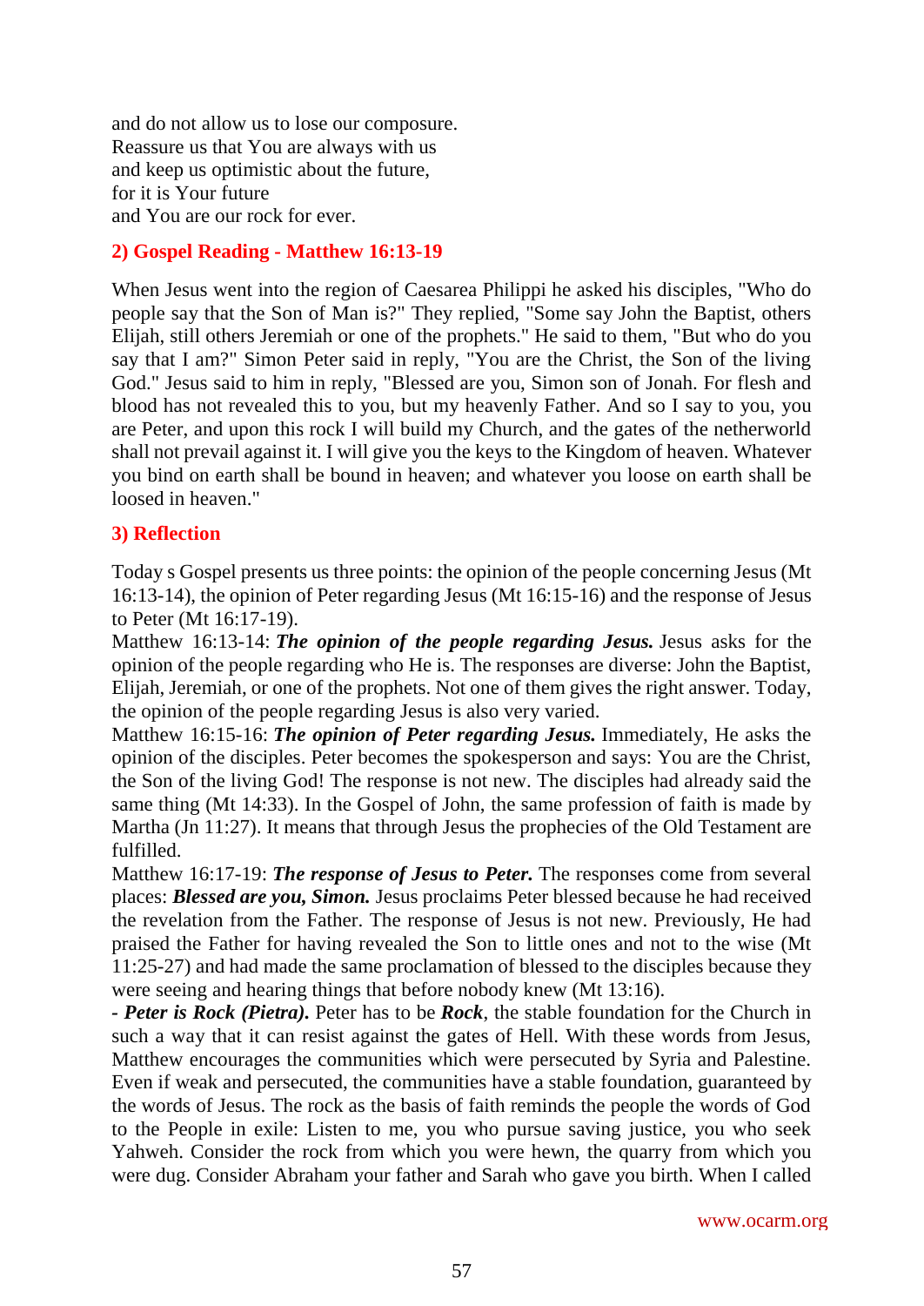and do not allow us to lose our composure.
Reassure us that You are always with us
and keep us optimistic about the future,
for it is Your future
and You are our rock for ever.

## 2) Gospel Reading - Matthew 16:13-19

When Jesus went into the region of Caesarea Philippi he asked his disciples, "Who do people say that the Son of Man is?" They replied, "Some say John the Baptist, others Elijah, still others Jeremiah or one of the prophets." He said to them, "But who do you say that I am?" Simon Peter said in reply, "You are the Christ, the Son of the living God." Jesus said to him in reply, "Blessed are you, Simon son of Jonah. For flesh and blood has not revealed this to you, but my heavenly Father. And so I say to you, you are Peter, and upon this rock I will build my Church, and the gates of the netherworld shall not prevail against it. I will give you the keys to the Kingdom of heaven. Whatever you bind on earth shall be bound in heaven; and whatever you loose on earth shall be loosed in heaven."

## 3) Reflection

Today s Gospel presents us three points: the opinion of the people concerning Jesus (Mt 16:13-14), the opinion of Peter regarding Jesus (Mt 16:15-16) and the response of Jesus to Peter (Mt 16:17-19).

Matthew 16:13-14: ***The opinion of the people regarding Jesus.*** Jesus asks for the opinion of the people regarding who He is. The responses are diverse: John the Baptist, Elijah, Jeremiah, or one of the prophets. Not one of them gives the right answer. Today, the opinion of the people regarding Jesus is also very varied.

Matthew 16:15-16: ***The opinion of Peter regarding Jesus.*** Immediately, He asks the opinion of the disciples. Peter becomes the spokesperson and says: You are the Christ, the Son of the living God! The response is not new. The disciples had already said the same thing (Mt 14:33). In the Gospel of John, the same profession of faith is made by Martha (Jn 11:27). It means that through Jesus the prophecies of the Old Testament are fulfilled.

Matthew 16:17-19: ***The response of Jesus to Peter.*** The responses come from several places: ***Blessed are you, Simon.*** Jesus proclaims Peter blessed because he had received the revelation from the Father. The response of Jesus is not new. Previously, He had praised the Father for having revealed the Son to little ones and not to the wise (Mt 11:25-27) and had made the same proclamation of blessed to the disciples because they were seeing and hearing things that before nobody knew (Mt 13:16).

***- Peter is Rock (Pietra).*** Peter has to be ***Rock***, the stable foundation for the Church in such a way that it can resist against the gates of Hell. With these words from Jesus, Matthew encourages the communities which were persecuted by Syria and Palestine. Even if weak and persecuted, the communities have a stable foundation, guaranteed by the words of Jesus. The rock as the basis of faith reminds the people the words of God to the People in exile: Listen to me, you who pursue saving justice, you who seek Yahweh. Consider the rock from which you were hewn, the quarry from which you were dug. Consider Abraham your father and Sarah who gave you birth. When I called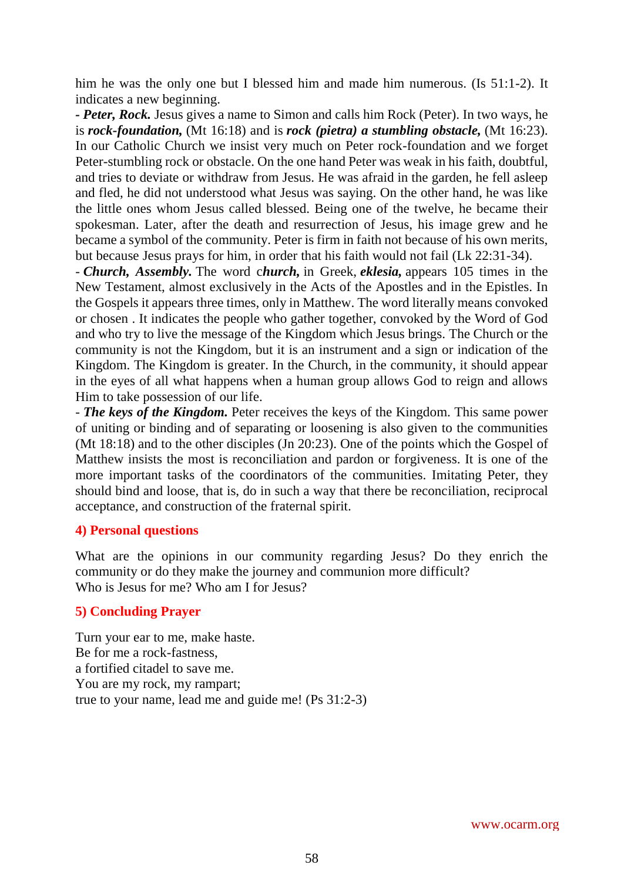him he was the only one but I blessed him and made him numerous. (Is 51:1-2). It indicates a new beginning.

***- Peter, Rock.*** Jesus gives a name to Simon and calls him Rock (Peter). In two ways, he is ***rock-foundation,*** (Mt 16:18) and is ***rock (pietra) a stumbling obstacle,*** (Mt 16:23). In our Catholic Church we insist very much on Peter rock-foundation and we forget Peter-stumbling rock or obstacle. On the one hand Peter was weak in his faith, doubtful, and tries to deviate or withdraw from Jesus. He was afraid in the garden, he fell asleep and fled, he did not understood what Jesus was saying. On the other hand, he was like the little ones whom Jesus called blessed. Being one of the twelve, he became their spokesman. Later, after the death and resurrection of Jesus, his image grew and he became a symbol of the community. Peter is firm in faith not because of his own merits, but because Jesus prays for him, in order that his faith would not fail (Lk 22:31-34).

- ***Church, Assembly.*** The word c***hurch,*** in Greek, ***eklesia,*** appears 105 times in the New Testament, almost exclusively in the Acts of the Apostles and in the Epistles. In the Gospels it appears three times, only in Matthew. The word literally means convoked or chosen . It indicates the people who gather together, convoked by the Word of God and who try to live the message of the Kingdom which Jesus brings. The Church or the community is not the Kingdom, but it is an instrument and a sign or indication of the Kingdom. The Kingdom is greater. In the Church, in the community, it should appear in the eyes of all what happens when a human group allows God to reign and allows Him to take possession of our life.

- ***The keys of the Kingdom.*** Peter receives the keys of the Kingdom. This same power of uniting or binding and of separating or loosening is also given to the communities (Mt 18:18) and to the other disciples (Jn 20:23). One of the points which the Gospel of Matthew insists the most is reconciliation and pardon or forgiveness. It is one of the more important tasks of the coordinators of the communities. Imitating Peter, they should bind and loose, that is, do in such a way that there be reconciliation, reciprocal acceptance, and construction of the fraternal spirit.

### 4) Personal questions

What are the opinions in our community regarding Jesus? Do they enrich the community or do they make the journey and communion more difficult?
Who is Jesus for me? Who am I for Jesus?

### 5) Concluding Prayer

Turn your ear to me, make haste.
Be for me a rock-fastness,
a fortified citadel to save me.
You are my rock, my rampart;
true to your name, lead me and guide me! (Ps 31:2-3)

www.ocarm.org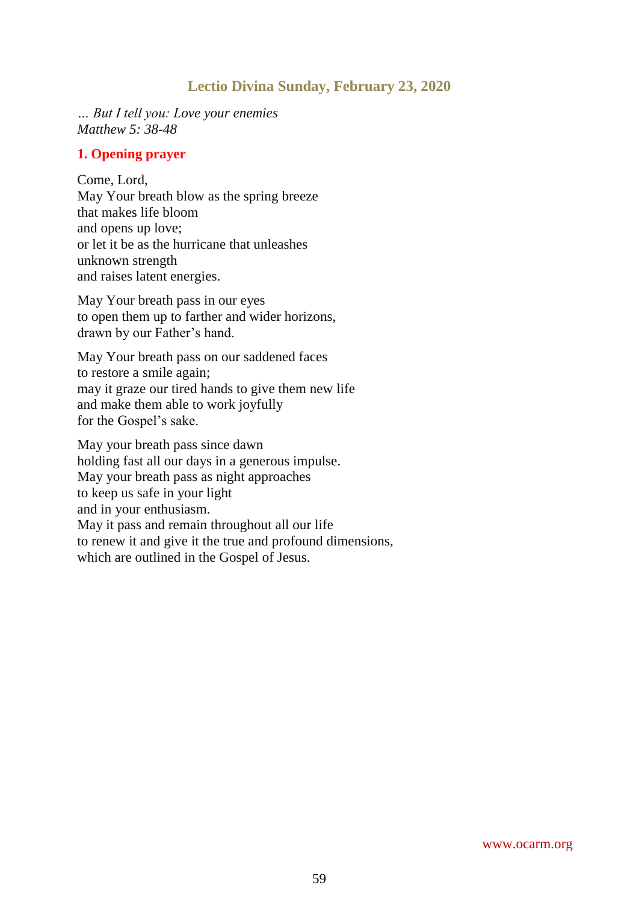## Lectio Divina Sunday, February 23, 2020

*... But I tell you: Love your enemies*
*Matthew 5: 38-48*

### 1. Opening prayer

Come, Lord,
May Your breath blow as the spring breeze
that makes life bloom
and opens up love;
or let it be as the hurricane that unleashes
unknown strength
and raises latent energies.

May Your breath pass in our eyes
to open them up to farther and wider horizons,
drawn by our Father's hand.

May Your breath pass on our saddened faces
to restore a smile again;
may it graze our tired hands to give them new life
and make them able to work joyfully
for the Gospel's sake.

May your breath pass since dawn
holding fast all our days in a generous impulse.
May your breath pass as night approaches
to keep us safe in your light
and in your enthusiasm.
May it pass and remain throughout all our life
to renew it and give it the true and profound dimensions,
which are outlined in the Gospel of Jesus.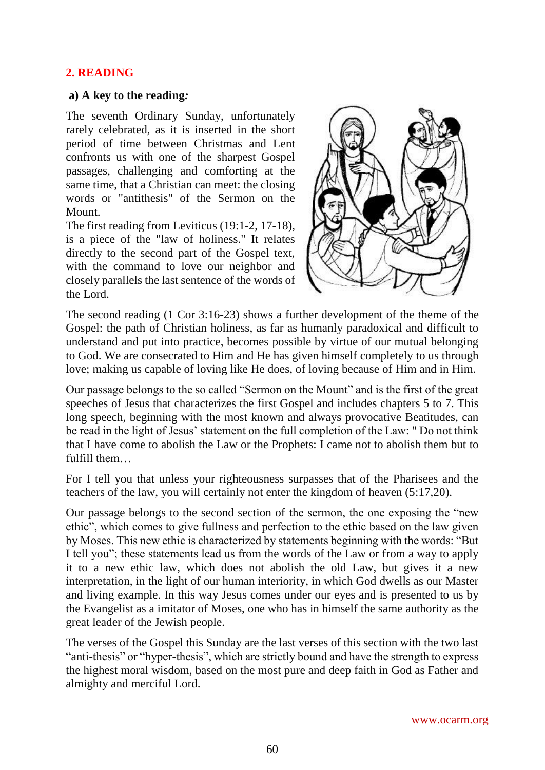## 2. READING

### a) A key to the reading*:*

The seventh Ordinary Sunday, unfortunately rarely celebrated, as it is inserted in the short period of time between Christmas and Lent confronts us with one of the sharpest Gospel passages, challenging and comforting at the same time, that a Christian can meet: the closing words or "antithesis" of the Sermon on the Mount.

The first reading from Leviticus (19:1-2, 17-18), is a piece of the "law of holiness." It relates directly to the second part of the Gospel text, with the command to love our neighbor and closely parallels the last sentence of the words of the Lord.

The second reading (1 Cor 3:16-23) shows a further development of the theme of the Gospel: the path of Christian holiness, as far as humanly paradoxical and difficult to understand and put into practice, becomes possible by virtue of our mutual belonging to God. We are consecrated to Him and He has given himself completely to us through love; making us capable of loving like He does, of loving because of Him and in Him.

Our passage belongs to the so called "Sermon on the Mount" and is the first of the great speeches of Jesus that characterizes the first Gospel and includes chapters 5 to 7. This long speech, beginning with the most known and always provocative Beatitudes, can be read in the light of Jesus' statement on the full completion of the Law: " Do not think that I have come to abolish the Law or the Prophets: I came not to abolish them but to fulfill them…

For I tell you that unless your righteousness surpasses that of the Pharisees and the teachers of the law, you will certainly not enter the kingdom of heaven (5:17,20).

Our passage belongs to the second section of the sermon, the one exposing the "new ethic", which comes to give fullness and perfection to the ethic based on the law given by Moses. This new ethic is characterized by statements beginning with the words: "But I tell you"; these statements lead us from the words of the Law or from a way to apply it to a new ethic law, which does not abolish the old Law, but gives it a new interpretation, in the light of our human interiority, in which God dwells as our Master and living example. In this way Jesus comes under our eyes and is presented to us by the Evangelist as a imitator of Moses, one who has in himself the same authority as the great leader of the Jewish people.

The verses of the Gospel this Sunday are the last verses of this section with the two last "anti-thesis" or "hyper-thesis", which are strictly bound and have the strength to express the highest moral wisdom, based on the most pure and deep faith in God as Father and almighty and merciful Lord.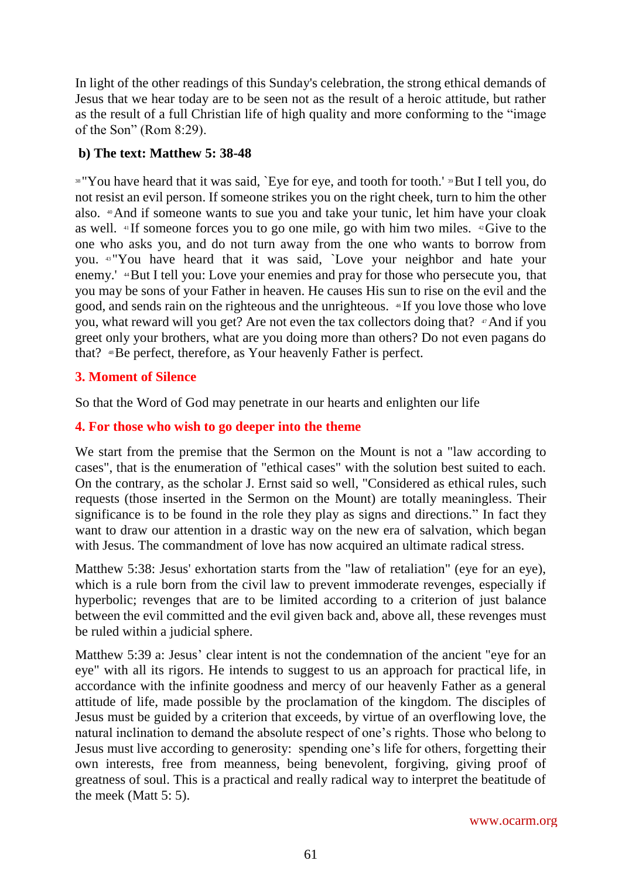In light of the other readings of this Sunday's celebration, the strong ethical demands of Jesus that we hear today are to be seen not as the result of a heroic attitude, but rather as the result of a full Christian life of high quality and more conforming to the "image of the Son" (Rom 8:29).

**b) The text: Matthew 5: 38-48**

[38] "You have heard that it was said, `Eye for eye, and tooth for tooth.' [39] But I tell you, do not resist an evil person. If someone strikes you on the right cheek, turn to him the other also. [40] And if someone wants to sue you and take your tunic, let him have your cloak as well. [41] If someone forces you to go one mile, go with him two miles. [42] Give to the one who asks you, and do not turn away from the one who wants to borrow from you. [43] "You have heard that it was said, `Love your neighbor and hate your enemy.' [44] But I tell you: Love your enemies and pray for those who persecute you, that you may be sons of your Father in heaven. He causes His sun to rise on the evil and the good, and sends rain on the righteous and the unrighteous. [46] If you love those who love you, what reward will you get? Are not even the tax collectors doing that? [47] And if you greet only your brothers, what are you doing more than others? Do not even pagans do that? [48] Be perfect, therefore, as Your heavenly Father is perfect.

**3. Moment of Silence**

So that the Word of God may penetrate in our hearts and enlighten our life

**4. For those who wish to go deeper into the theme**

We start from the premise that the Sermon on the Mount is not a "law according to cases", that is the enumeration of "ethical cases" with the solution best suited to each. On the contrary, as the scholar J. Ernst said so well, "Considered as ethical rules, such requests (those inserted in the Sermon on the Mount) are totally meaningless. Their significance is to be found in the role they play as signs and directions." In fact they want to draw our attention in a drastic way on the new era of salvation, which began with Jesus. The commandment of love has now acquired an ultimate radical stress.

Matthew 5:38: Jesus' exhortation starts from the "law of retaliation" (eye for an eye), which is a rule born from the civil law to prevent immoderate revenges, especially if hyperbolic; revenges that are to be limited according to a criterion of just balance between the evil committed and the evil given back and, above all, these revenges must be ruled within a judicial sphere.

Matthew 5:39 a: Jesus' clear intent is not the condemnation of the ancient "eye for an eye" with all its rigors. He intends to suggest to us an approach for practical life, in accordance with the infinite goodness and mercy of our heavenly Father as a general attitude of life, made possible by the proclamation of the kingdom. The disciples of Jesus must be guided by a criterion that exceeds, by virtue of an overflowing love, the natural inclination to demand the absolute respect of one's rights. Those who belong to Jesus must live according to generosity: spending one's life for others, forgetting their own interests, free from meanness, being benevolent, forgiving, giving proof of greatness of soul. This is a practical and really radical way to interpret the beatitude of the meek (Matt 5: 5).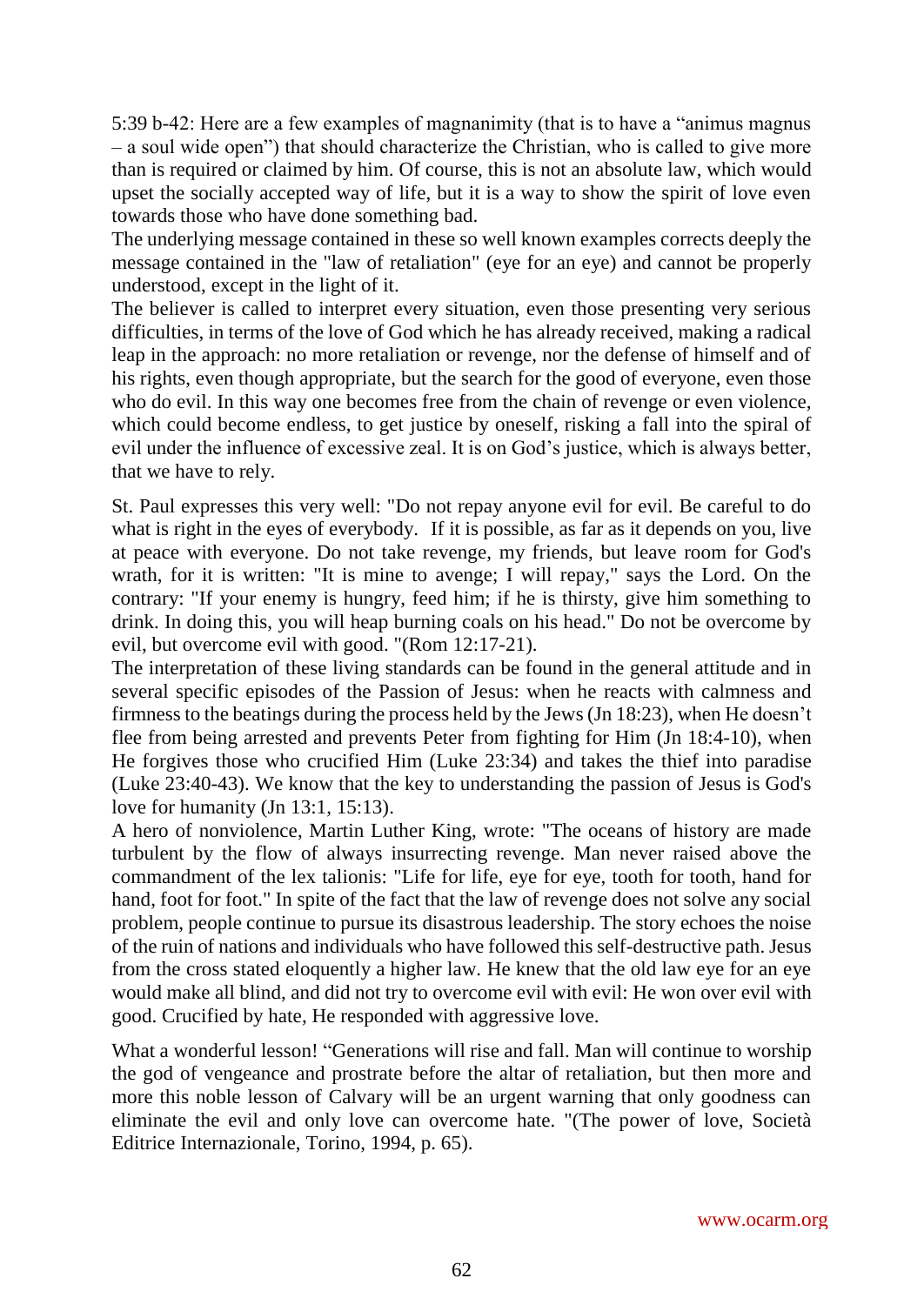5:39 b-42: Here are a few examples of magnanimity (that is to have a "animus magnus – a soul wide open") that should characterize the Christian, who is called to give more than is required or claimed by him. Of course, this is not an absolute law, which would upset the socially accepted way of life, but it is a way to show the spirit of love even towards those who have done something bad.

The underlying message contained in these so well known examples corrects deeply the message contained in the "law of retaliation" (eye for an eye) and cannot be properly understood, except in the light of it.

The believer is called to interpret every situation, even those presenting very serious difficulties, in terms of the love of God which he has already received, making a radical leap in the approach: no more retaliation or revenge, nor the defense of himself and of his rights, even though appropriate, but the search for the good of everyone, even those who do evil. In this way one becomes free from the chain of revenge or even violence, which could become endless, to get justice by oneself, risking a fall into the spiral of evil under the influence of excessive zeal. It is on God's justice, which is always better, that we have to rely.

St. Paul expresses this very well: "Do not repay anyone evil for evil. Be careful to do what is right in the eyes of everybody. If it is possible, as far as it depends on you, live at peace with everyone. Do not take revenge, my friends, but leave room for God's wrath, for it is written: "It is mine to avenge; I will repay," says the Lord. On the contrary: "If your enemy is hungry, feed him; if he is thirsty, give him something to drink. In doing this, you will heap burning coals on his head." Do not be overcome by evil, but overcome evil with good. "(Rom 12:17-21).

The interpretation of these living standards can be found in the general attitude and in several specific episodes of the Passion of Jesus: when he reacts with calmness and firmness to the beatings during the process held by the Jews (Jn 18:23), when He doesn't flee from being arrested and prevents Peter from fighting for Him (Jn 18:4-10), when He forgives those who crucified Him (Luke 23:34) and takes the thief into paradise (Luke 23:40-43). We know that the key to understanding the passion of Jesus is God's love for humanity (Jn 13:1, 15:13).

A hero of nonviolence, Martin Luther King, wrote: "The oceans of history are made turbulent by the flow of always insurrecting revenge. Man never raised above the commandment of the lex talionis: "Life for life, eye for eye, tooth for tooth, hand for hand, foot for foot." In spite of the fact that the law of revenge does not solve any social problem, people continue to pursue its disastrous leadership. The story echoes the noise of the ruin of nations and individuals who have followed this self-destructive path. Jesus from the cross stated eloquently a higher law. He knew that the old law eye for an eye would make all blind, and did not try to overcome evil with evil: He won over evil with good. Crucified by hate, He responded with aggressive love.

What a wonderful lesson! "Generations will rise and fall. Man will continue to worship the god of vengeance and prostrate before the altar of retaliation, but then more and more this noble lesson of Calvary will be an urgent warning that only goodness can eliminate the evil and only love can overcome hate. "(The power of love, Società Editrice Internazionale, Torino, 1994, p. 65).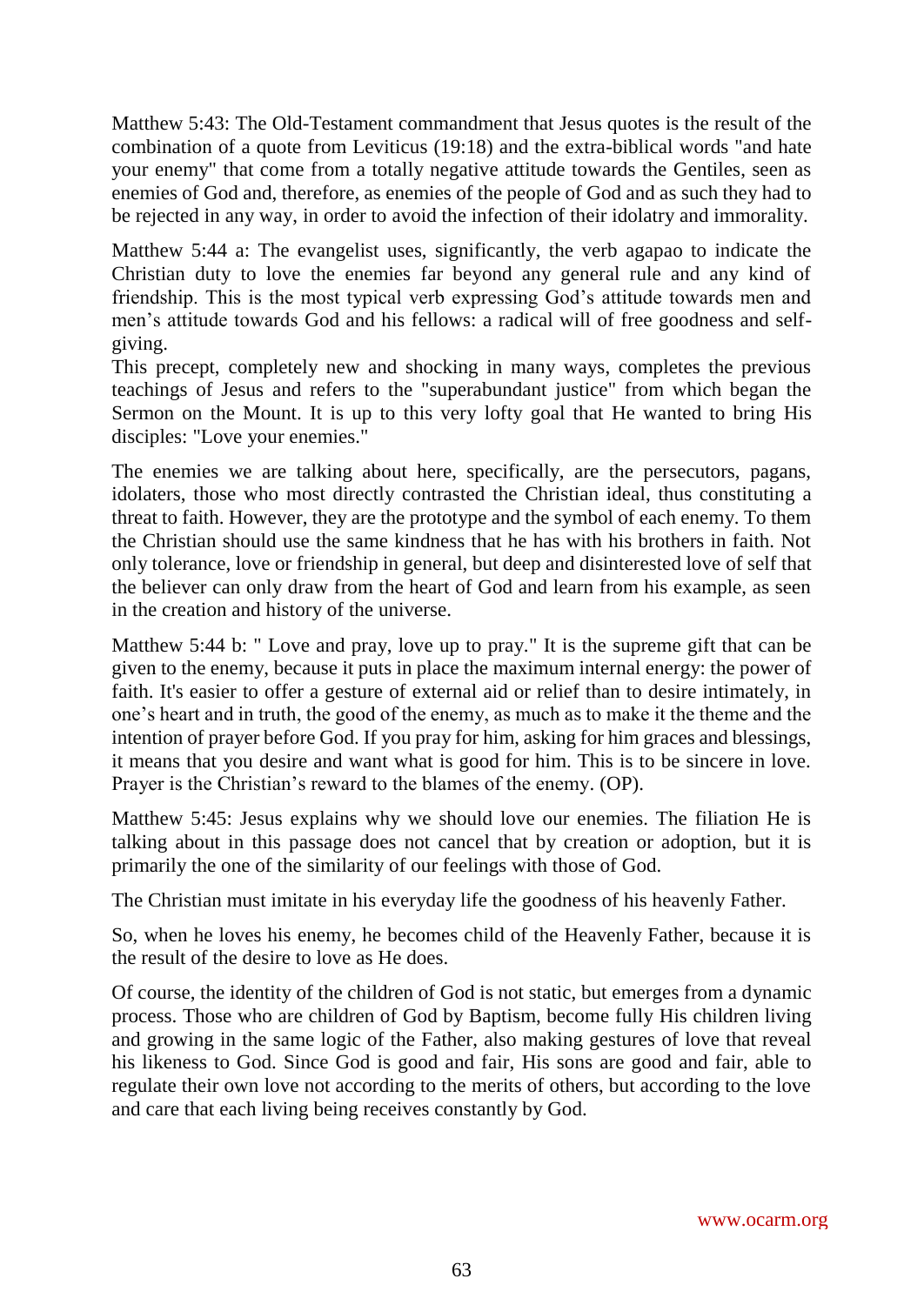Matthew 5:43: The Old-Testament commandment that Jesus quotes is the result of the combination of a quote from Leviticus (19:18) and the extra-biblical words "and hate your enemy" that come from a totally negative attitude towards the Gentiles, seen as enemies of God and, therefore, as enemies of the people of God and as such they had to be rejected in any way, in order to avoid the infection of their idolatry and immorality.

Matthew 5:44 a: The evangelist uses, significantly, the verb agapao to indicate the Christian duty to love the enemies far beyond any general rule and any kind of friendship. This is the most typical verb expressing God's attitude towards men and men's attitude towards God and his fellows: a radical will of free goodness and self-giving.

This precept, completely new and shocking in many ways, completes the previous teachings of Jesus and refers to the "superabundant justice" from which began the Sermon on the Mount. It is up to this very lofty goal that He wanted to bring His disciples: "Love your enemies."

The enemies we are talking about here, specifically, are the persecutors, pagans, idolaters, those who most directly contrasted the Christian ideal, thus constituting a threat to faith. However, they are the prototype and the symbol of each enemy. To them the Christian should use the same kindness that he has with his brothers in faith. Not only tolerance, love or friendship in general, but deep and disinterested love of self that the believer can only draw from the heart of God and learn from his example, as seen in the creation and history of the universe.

Matthew 5:44 b: " Love and pray, love up to pray." It is the supreme gift that can be given to the enemy, because it puts in place the maximum internal energy: the power of faith. It's easier to offer a gesture of external aid or relief than to desire intimately, in one's heart and in truth, the good of the enemy, as much as to make it the theme and the intention of prayer before God. If you pray for him, asking for him graces and blessings, it means that you desire and want what is good for him. This is to be sincere in love. Prayer is the Christian's reward to the blames of the enemy. (OP).

Matthew 5:45: Jesus explains why we should love our enemies. The filiation He is talking about in this passage does not cancel that by creation or adoption, but it is primarily the one of the similarity of our feelings with those of God.

The Christian must imitate in his everyday life the goodness of his heavenly Father.

So, when he loves his enemy, he becomes child of the Heavenly Father, because it is the result of the desire to love as He does.

Of course, the identity of the children of God is not static, but emerges from a dynamic process. Those who are children of God by Baptism, become fully His children living and growing in the same logic of the Father, also making gestures of love that reveal his likeness to God. Since God is good and fair, His sons are good and fair, able to regulate their own love not according to the merits of others, but according to the love and care that each living being receives constantly by God.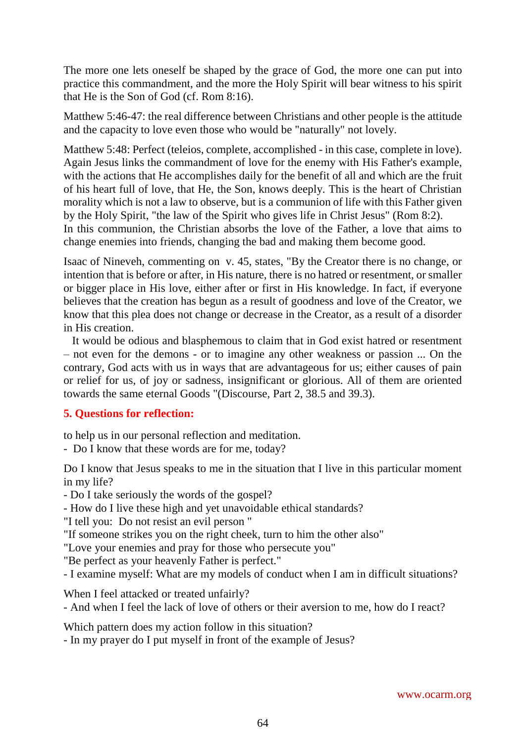The more one lets oneself be shaped by the grace of God, the more one can put into practice this commandment, and the more the Holy Spirit will bear witness to his spirit that He is the Son of God (cf. Rom 8:16).

Matthew 5:46-47: the real difference between Christians and other people is the attitude and the capacity to love even those who would be "naturally" not lovely.

Matthew 5:48: Perfect (teleios, complete, accomplished - in this case, complete in love). Again Jesus links the commandment of love for the enemy with His Father's example, with the actions that He accomplishes daily for the benefit of all and which are the fruit of his heart full of love, that He, the Son, knows deeply. This is the heart of Christian morality which is not a law to observe, but is a communion of life with this Father given by the Holy Spirit, "the law of the Spirit who gives life in Christ Jesus" (Rom 8:2).
In this communion, the Christian absorbs the love of the Father, a love that aims to change enemies into friends, changing the bad and making them become good.

Isaac of Nineveh, commenting on v. 45, states, "By the Creator there is no change, or intention that is before or after, in His nature, there is no hatred or resentment, or smaller or bigger place in His love, either after or first in His knowledge. In fact, if everyone believes that the creation has begun as a result of goodness and love of the Creator, we know that this plea does not change or decrease in the Creator, as a result of a disorder in His creation.
It would be odious and blasphemous to claim that in God exist hatred or resentment – not even for the demons - or to imagine any other weakness or passion ... On the contrary, God acts with us in ways that are advantageous for us; either causes of pain or relief for us, of joy or sadness, insignificant or glorious. All of them are oriented towards the same eternal Goods "(Discourse, Part 2, 38.5 and 39.3).

### 5. Questions for reflection:

to help us in our personal reflection and meditation.
- Do I know that these words are for me, today?

Do I know that Jesus speaks to me in the situation that I live in this particular moment in my life?
- Do I take seriously the words of the gospel?
- How do I live these high and yet unavoidable ethical standards?
"I tell you: Do not resist an evil person "
"If someone strikes you on the right cheek, turn to him the other also"
"Love your enemies and pray for those who persecute you"
"Be perfect as your heavenly Father is perfect."
- I examine myself: What are my models of conduct when I am in difficult situations?

When I feel attacked or treated unfairly?
- And when I feel the lack of love of others or their aversion to me, how do I react?

Which pattern does my action follow in this situation?
- In my prayer do I put myself in front of the example of Jesus?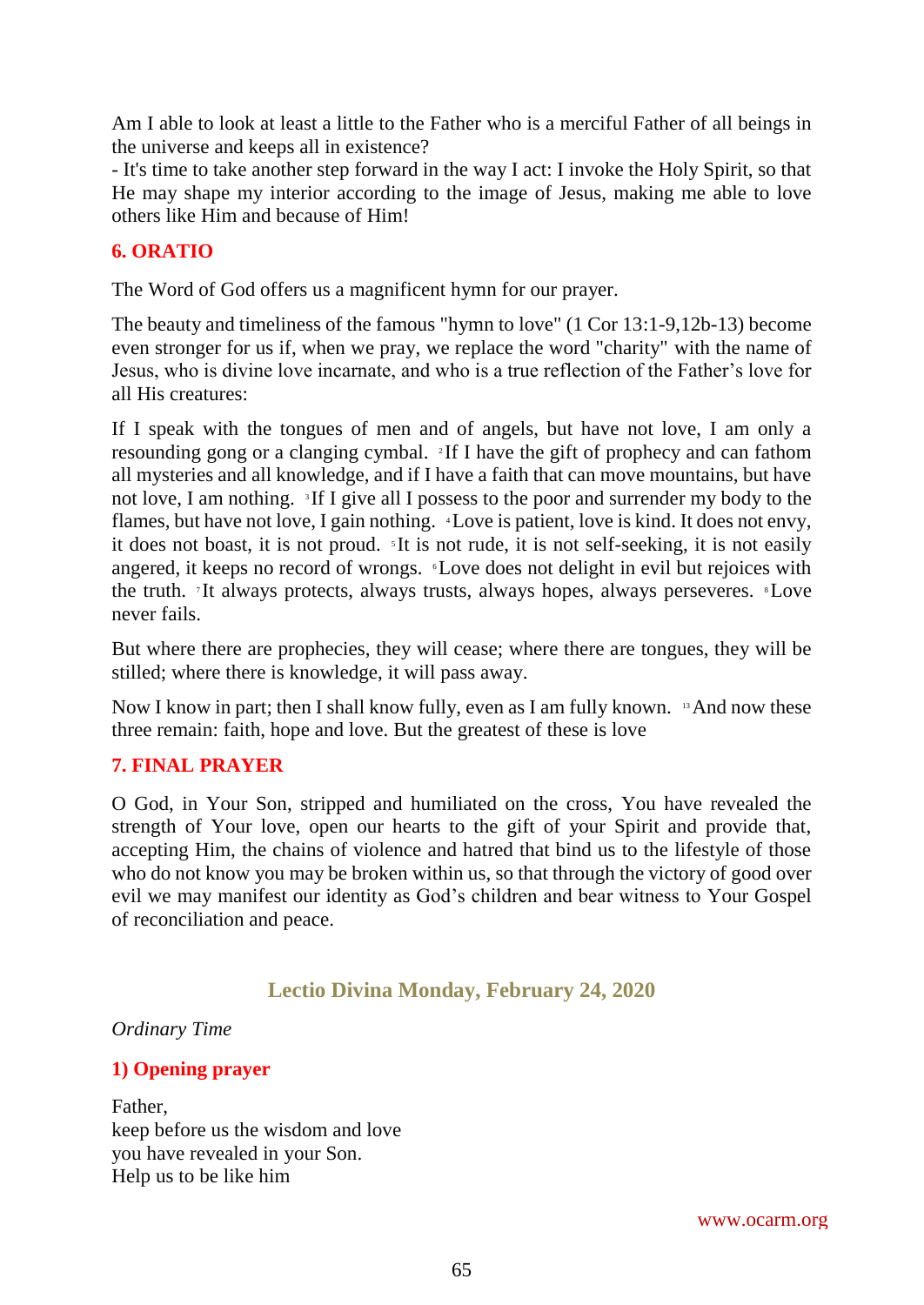Am I able to look at least a little to the Father who is a merciful Father of all beings in the universe and keeps all in existence?

- It's time to take another step forward in the way I act: I invoke the Holy Spirit, so that He may shape my interior according to the image of Jesus, making me able to love others like Him and because of Him!

## 6. ORATIO

The Word of God offers us a magnificent hymn for our prayer.

The beauty and timeliness of the famous "hymn to love" (1 Cor 13:1-9,12b-13) become even stronger for us if, when we pray, we replace the word "charity" with the name of Jesus, who is divine love incarnate, and who is a true reflection of the Father's love for all His creatures:

If I speak with the tongues of men and of angels, but have not love, I am only a resounding gong or a clanging cymbal. [2]If I have the gift of prophecy and can fathom all mysteries and all knowledge, and if I have a faith that can move mountains, but have not love, I am nothing. [3]If I give all I possess to the poor and surrender my body to the flames, but have not love, I gain nothing. [4]Love is patient, love is kind. It does not envy, it does not boast, it is not proud. [5]It is not rude, it is not self-seeking, it is not easily angered, it keeps no record of wrongs. [6]Love does not delight in evil but rejoices with the truth. [7]It always protects, always trusts, always hopes, always perseveres. [8]Love never fails.

But where there are prophecies, they will cease; where there are tongues, they will be stilled; where there is knowledge, it will pass away.

Now I know in part; then I shall know fully, even as I am fully known. [13]And now these three remain: faith, hope and love. But the greatest of these is love

## 7. FINAL PRAYER

O God, in Your Son, stripped and humiliated on the cross, You have revealed the strength of Your love, open our hearts to the gift of your Spirit and provide that, accepting Him, the chains of violence and hatred that bind us to the lifestyle of those who do not know you may be broken within us, so that through the victory of good over evil we may manifest our identity as God's children and bear witness to Your Gospel of reconciliation and peace.

# Lectio Divina Monday, February 24, 2020

*Ordinary Time*

## 1) Opening prayer

Father,
keep before us the wisdom and love
you have revealed in your Son.
Help us to be like him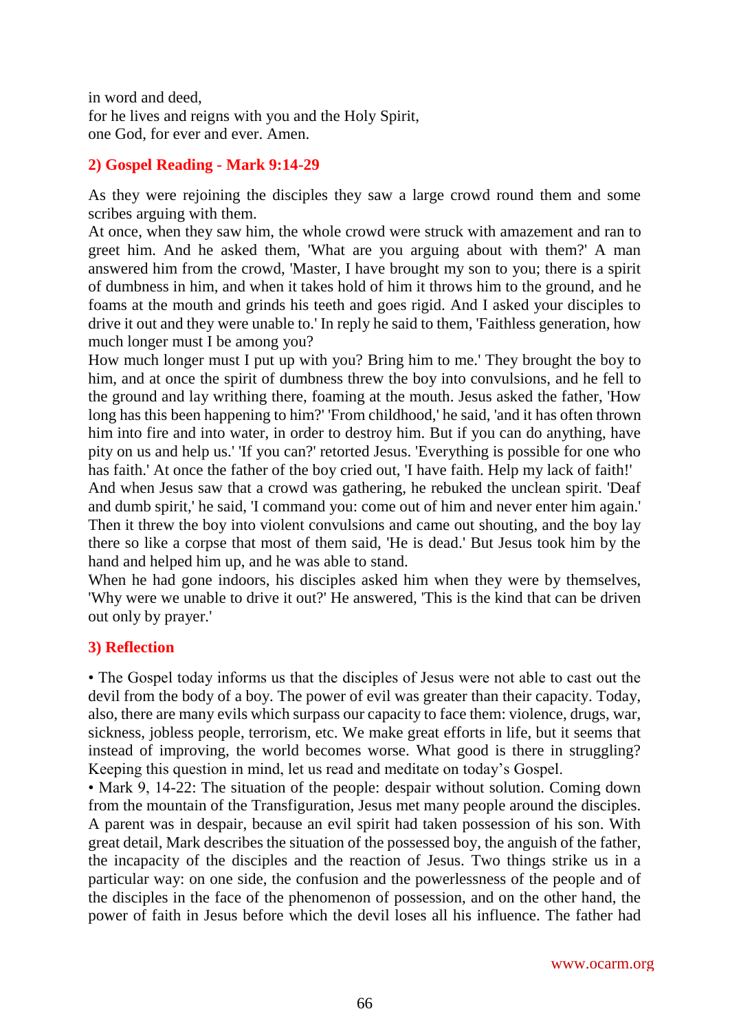in word and deed,
for he lives and reigns with you and the Holy Spirit,
one God, for ever and ever. Amen.

## 2) Gospel Reading - Mark 9:14-29

As they were rejoining the disciples they saw a large crowd round them and some scribes arguing with them.
At once, when they saw him, the whole crowd were struck with amazement and ran to greet him. And he asked them, 'What are you arguing about with them?' A man answered him from the crowd, 'Master, I have brought my son to you; there is a spirit of dumbness in him, and when it takes hold of him it throws him to the ground, and he foams at the mouth and grinds his teeth and goes rigid. And I asked your disciples to drive it out and they were unable to.' In reply he said to them, 'Faithless generation, how much longer must I be among you?
How much longer must I put up with you? Bring him to me.' They brought the boy to him, and at once the spirit of dumbness threw the boy into convulsions, and he fell to the ground and lay writhing there, foaming at the mouth. Jesus asked the father, 'How long has this been happening to him?' 'From childhood,' he said, 'and it has often thrown him into fire and into water, in order to destroy him. But if you can do anything, have pity on us and help us.' 'If you can?' retorted Jesus. 'Everything is possible for one who has faith.' At once the father of the boy cried out, 'I have faith. Help my lack of faith!'
And when Jesus saw that a crowd was gathering, he rebuked the unclean spirit. 'Deaf and dumb spirit,' he said, 'I command you: come out of him and never enter him again.' Then it threw the boy into violent convulsions and came out shouting, and the boy lay there so like a corpse that most of them said, 'He is dead.' But Jesus took him by the hand and helped him up, and he was able to stand.
When he had gone indoors, his disciples asked him when they were by themselves, 'Why were we unable to drive it out?' He answered, 'This is the kind that can be driven out only by prayer.'

## 3) Reflection

• The Gospel today informs us that the disciples of Jesus were not able to cast out the devil from the body of a boy. The power of evil was greater than their capacity. Today, also, there are many evils which surpass our capacity to face them: violence, drugs, war, sickness, jobless people, terrorism, etc. We make great efforts in life, but it seems that instead of improving, the world becomes worse. What good is there in struggling? Keeping this question in mind, let us read and meditate on today's Gospel.
• Mark 9, 14-22: The situation of the people: despair without solution. Coming down from the mountain of the Transfiguration, Jesus met many people around the disciples. A parent was in despair, because an evil spirit had taken possession of his son. With great detail, Mark describes the situation of the possessed boy, the anguish of the father, the incapacity of the disciples and the reaction of Jesus. Two things strike us in a particular way: on one side, the confusion and the powerlessness of the people and of the disciples in the face of the phenomenon of possession, and on the other hand, the power of faith in Jesus before which the devil loses all his influence. The father had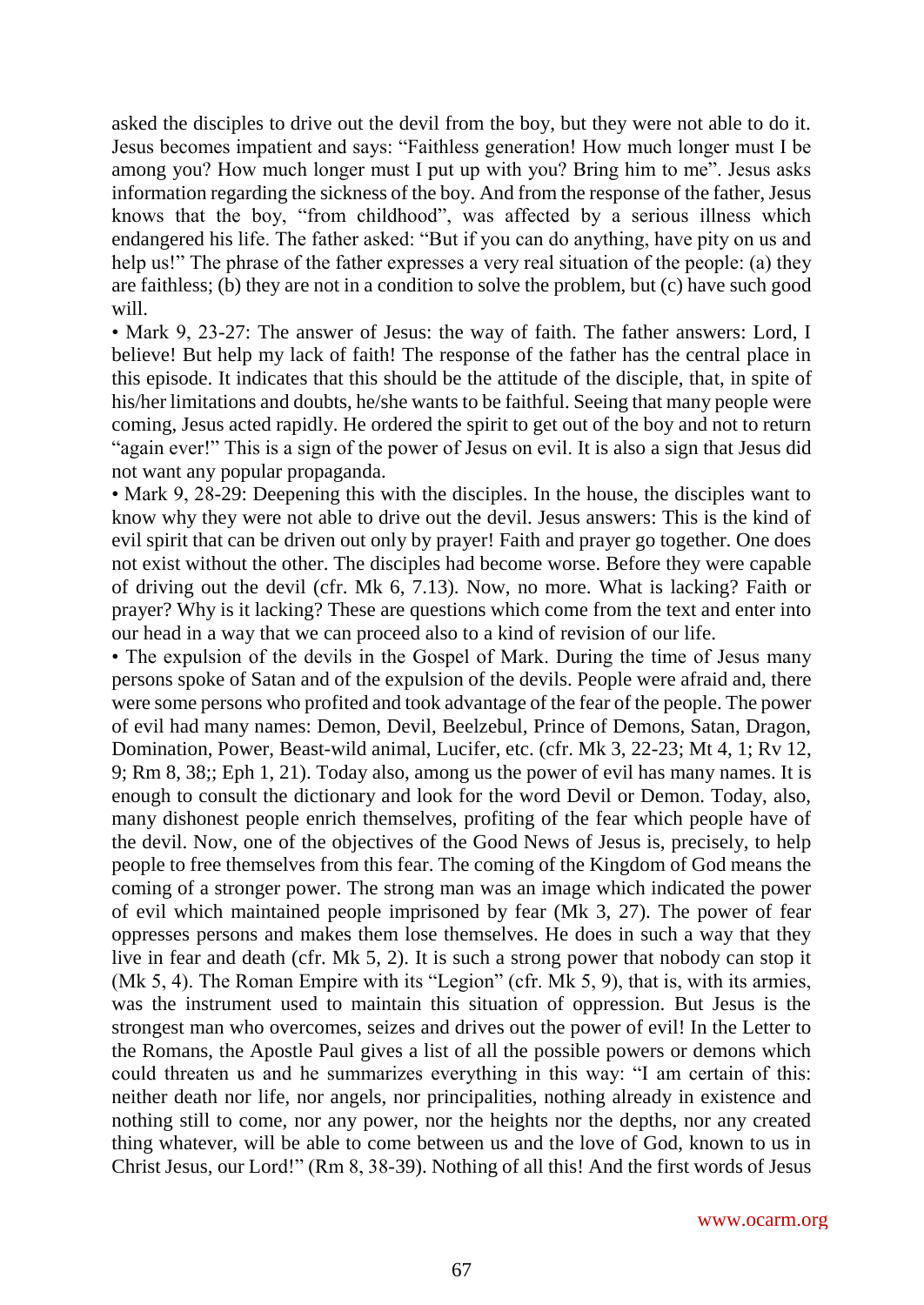asked the disciples to drive out the devil from the boy, but they were not able to do it. Jesus becomes impatient and says: "Faithless generation! How much longer must I be among you? How much longer must I put up with you? Bring him to me". Jesus asks information regarding the sickness of the boy. And from the response of the father, Jesus knows that the boy, "from childhood", was affected by a serious illness which endangered his life. The father asked: "But if you can do anything, have pity on us and help us!" The phrase of the father expresses a very real situation of the people: (a) they are faithless; (b) they are not in a condition to solve the problem, but (c) have such good will.

• Mark 9, 23-27: The answer of Jesus: the way of faith. The father answers: Lord, I believe! But help my lack of faith! The response of the father has the central place in this episode. It indicates that this should be the attitude of the disciple, that, in spite of his/her limitations and doubts, he/she wants to be faithful. Seeing that many people were coming, Jesus acted rapidly. He ordered the spirit to get out of the boy and not to return "again ever!" This is a sign of the power of Jesus on evil. It is also a sign that Jesus did not want any popular propaganda.

• Mark 9, 28-29: Deepening this with the disciples. In the house, the disciples want to know why they were not able to drive out the devil. Jesus answers: This is the kind of evil spirit that can be driven out only by prayer! Faith and prayer go together. One does not exist without the other. The disciples had become worse. Before they were capable of driving out the devil (cfr. Mk 6, 7.13). Now, no more. What is lacking? Faith or prayer? Why is it lacking? These are questions which come from the text and enter into our head in a way that we can proceed also to a kind of revision of our life.

• The expulsion of the devils in the Gospel of Mark. During the time of Jesus many persons spoke of Satan and of the expulsion of the devils. People were afraid and, there were some persons who profited and took advantage of the fear of the people. The power of evil had many names: Demon, Devil, Beelzebul, Prince of Demons, Satan, Dragon, Domination, Power, Beast-wild animal, Lucifer, etc. (cfr. Mk 3, 22-23; Mt 4, 1; Rv 12, 9; Rm 8, 38;; Eph 1, 21). Today also, among us the power of evil has many names. It is enough to consult the dictionary and look for the word Devil or Demon. Today, also, many dishonest people enrich themselves, profiting of the fear which people have of the devil. Now, one of the objectives of the Good News of Jesus is, precisely, to help people to free themselves from this fear. The coming of the Kingdom of God means the coming of a stronger power. The strong man was an image which indicated the power of evil which maintained people imprisoned by fear (Mk 3, 27). The power of fear oppresses persons and makes them lose themselves. He does in such a way that they live in fear and death (cfr. Mk 5, 2). It is such a strong power that nobody can stop it (Mk 5, 4). The Roman Empire with its "Legion" (cfr. Mk 5, 9), that is, with its armies, was the instrument used to maintain this situation of oppression. But Jesus is the strongest man who overcomes, seizes and drives out the power of evil! In the Letter to the Romans, the Apostle Paul gives a list of all the possible powers or demons which could threaten us and he summarizes everything in this way: "I am certain of this: neither death nor life, nor angels, nor principalities, nothing already in existence and nothing still to come, nor any power, nor the heights nor the depths, nor any created thing whatever, will be able to come between us and the love of God, known to us in Christ Jesus, our Lord!" (Rm 8, 38-39). Nothing of all this! And the first words of Jesus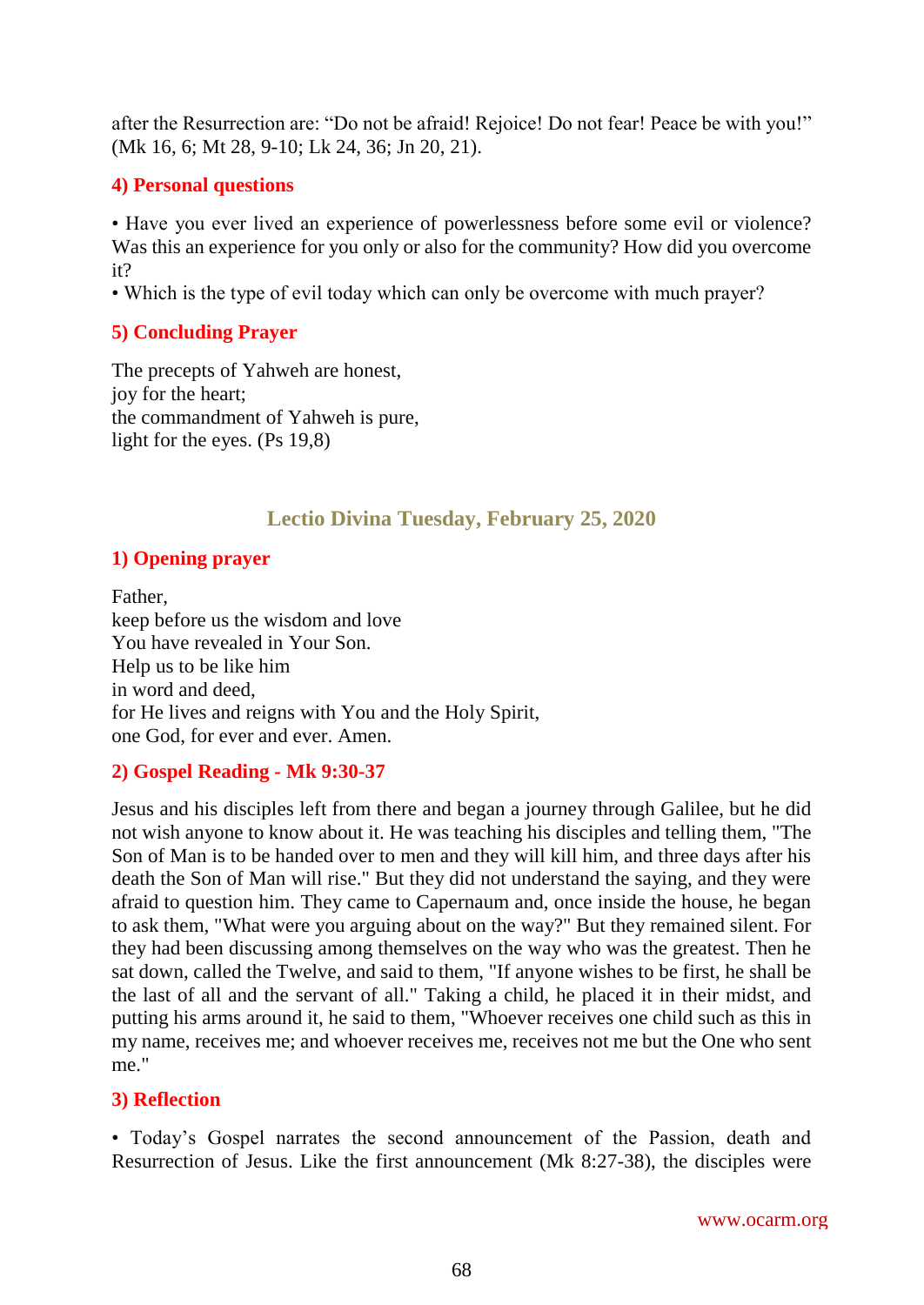after the Resurrection are: “Do not be afraid! Rejoice! Do not fear! Peace be with you!” (Mk 16, 6; Mt 28, 9-10; Lk 24, 36; Jn 20, 21).

### 4) Personal questions

• Have you ever lived an experience of powerlessness before some evil or violence? Was this an experience for you only or also for the community? How did you overcome it?
• Which is the type of evil today which can only be overcome with much prayer?

### 5) Concluding Prayer

The precepts of Yahweh are honest,
joy for the heart;
the commandment of Yahweh is pure,
light for the eyes. (Ps 19,8)

## Lectio Divina Tuesday, February 25, 2020

### 1) Opening prayer

Father,
keep before us the wisdom and love
You have revealed in Your Son.
Help us to be like him
in word and deed,
for He lives and reigns with You and the Holy Spirit,
one God, for ever and ever. Amen.

### 2) Gospel Reading - Mk 9:30-37

Jesus and his disciples left from there and began a journey through Galilee, but he did not wish anyone to know about it. He was teaching his disciples and telling them, "The Son of Man is to be handed over to men and they will kill him, and three days after his death the Son of Man will rise." But they did not understand the saying, and they were afraid to question him. They came to Capernaum and, once inside the house, he began to ask them, "What were you arguing about on the way?" But they remained silent. For they had been discussing among themselves on the way who was the greatest. Then he sat down, called the Twelve, and said to them, "If anyone wishes to be first, he shall be the last of all and the servant of all." Taking a child, he placed it in their midst, and putting his arms around it, he said to them, "Whoever receives one child such as this in my name, receives me; and whoever receives me, receives not me but the One who sent me."

### 3) Reflection

• Today’s Gospel narrates the second announcement of the Passion, death and Resurrection of Jesus. Like the first announcement (Mk 8:27-38), the disciples were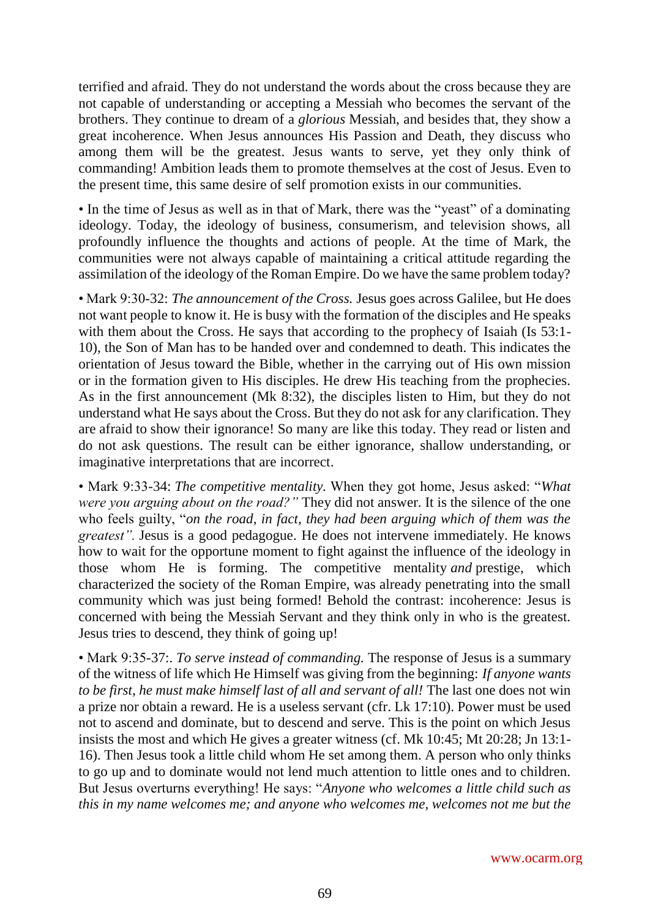terrified and afraid. They do not understand the words about the cross because they are not capable of understanding or accepting a Messiah who becomes the servant of the brothers. They continue to dream of a *glorious* Messiah, and besides that, they show a great incoherence. When Jesus announces His Passion and Death, they discuss who among them will be the greatest. Jesus wants to serve, yet they only think of commanding! Ambition leads them to promote themselves at the cost of Jesus. Even to the present time, this same desire of self promotion exists in our communities.

• In the time of Jesus as well as in that of Mark, there was the "yeast" of a dominating ideology. Today, the ideology of business, consumerism, and television shows, all profoundly influence the thoughts and actions of people. At the time of Mark, the communities were not always capable of maintaining a critical attitude regarding the assimilation of the ideology of the Roman Empire. Do we have the same problem today?

• Mark 9:30-32: *The announcement of the Cross.* Jesus goes across Galilee, but He does not want people to know it. He is busy with the formation of the disciples and He speaks with them about the Cross. He says that according to the prophecy of Isaiah (Is 53:1-10), the Son of Man has to be handed over and condemned to death. This indicates the orientation of Jesus toward the Bible, whether in the carrying out of His own mission or in the formation given to His disciples. He drew His teaching from the prophecies. As in the first announcement (Mk 8:32), the disciples listen to Him, but they do not understand what He says about the Cross. But they do not ask for any clarification. They are afraid to show their ignorance! So many are like this today. They read or listen and do not ask questions. The result can be either ignorance, shallow understanding, or imaginative interpretations that are incorrect.

• Mark 9:33-34: *The competitive mentality.* When they got home, Jesus asked: "*What were you arguing about on the road?"* They did not answer. It is the silence of the one who feels guilty, "*on the road, in fact, they had been arguing which of them was the greatest".* Jesus is a good pedagogue. He does not intervene immediately. He knows how to wait for the opportune moment to fight against the influence of the ideology in those whom He is forming. The competitive mentality *and* prestige, which characterized the society of the Roman Empire, was already penetrating into the small community which was just being formed! Behold the contrast: incoherence: Jesus is concerned with being the Messiah Servant and they think only in who is the greatest. Jesus tries to descend, they think of going up!

• Mark 9:35-37:. *To serve instead of commanding.* The response of Jesus is a summary of the witness of life which He Himself was giving from the beginning: *If anyone wants to be first, he must make himself last of all and servant of all!* The last one does not win a prize nor obtain a reward. He is a useless servant (cfr. Lk 17:10). Power must be used not to ascend and dominate, but to descend and serve. This is the point on which Jesus insists the most and which He gives a greater witness (cf. Mk 10:45; Mt 20:28; Jn 13:1-16). Then Jesus took a little child whom He set among them. A person who only thinks to go up and to dominate would not lend much attention to little ones and to children. But Jesus overturns everything! He says: "*Anyone who welcomes a little child such as this in my name welcomes me; and anyone who welcomes me, welcomes not me but the*

www.ocarm.org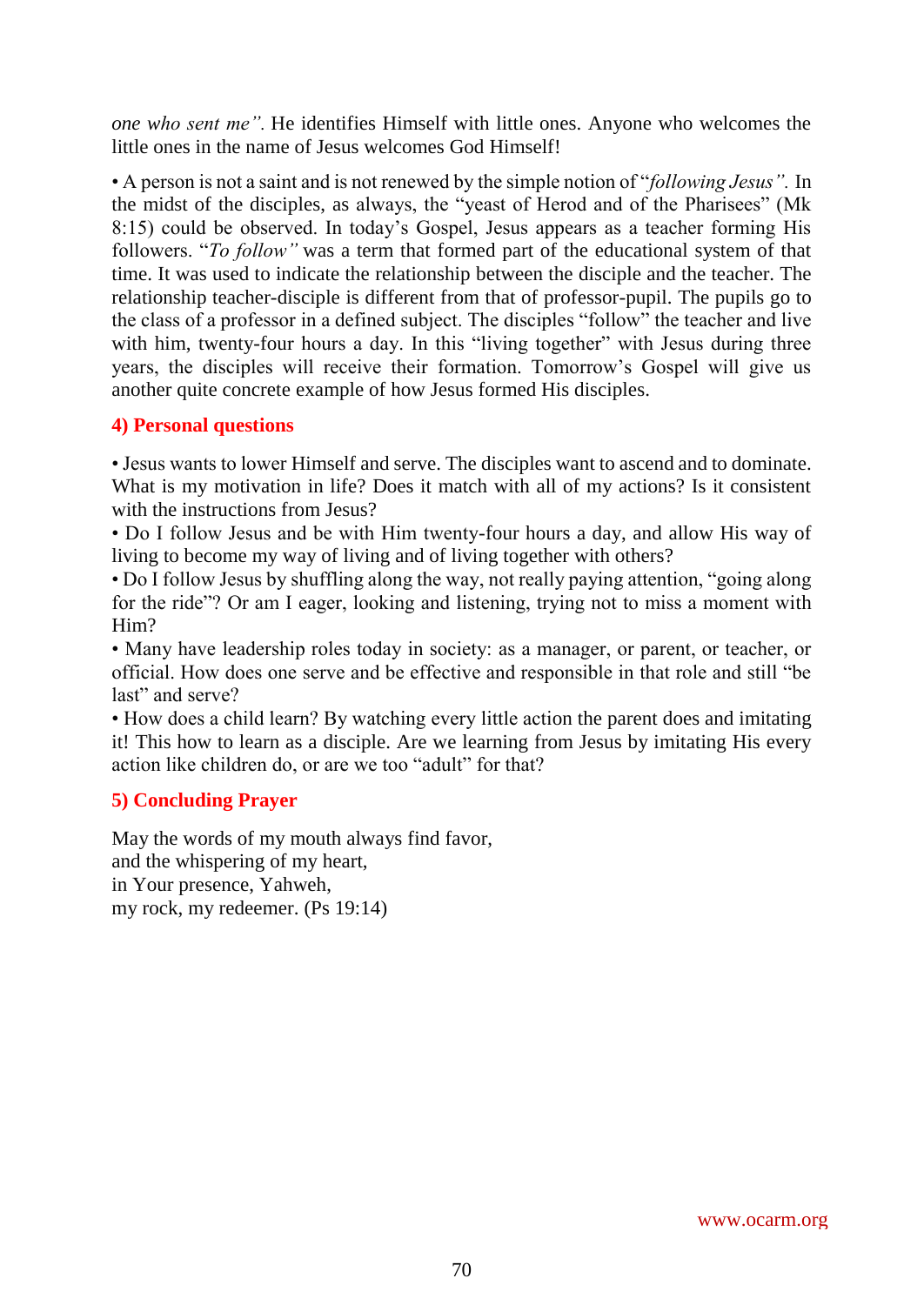*one who sent me".* He identifies Himself with little ones. Anyone who welcomes the little ones in the name of Jesus welcomes God Himself!

• A person is not a saint and is not renewed by the simple notion of "*following Jesus".* In the midst of the disciples, as always, the "yeast of Herod and of the Pharisees" (Mk 8:15) could be observed. In today's Gospel, Jesus appears as a teacher forming His followers. "*To follow"* was a term that formed part of the educational system of that time. It was used to indicate the relationship between the disciple and the teacher. The relationship teacher-disciple is different from that of professor-pupil. The pupils go to the class of a professor in a defined subject. The disciples "follow" the teacher and live with him, twenty-four hours a day. In this "living together" with Jesus during three years, the disciples will receive their formation. Tomorrow's Gospel will give us another quite concrete example of how Jesus formed His disciples.

## 4) Personal questions

• Jesus wants to lower Himself and serve. The disciples want to ascend and to dominate. What is my motivation in life? Does it match with all of my actions? Is it consistent with the instructions from Jesus?
• Do I follow Jesus and be with Him twenty-four hours a day, and allow His way of living to become my way of living and of living together with others?
• Do I follow Jesus by shuffling along the way, not really paying attention, "going along for the ride"? Or am I eager, looking and listening, trying not to miss a moment with Him?
• Many have leadership roles today in society: as a manager, or parent, or teacher, or official. How does one serve and be effective and responsible in that role and still "be last" and serve?
• How does a child learn? By watching every little action the parent does and imitating it! This how to learn as a disciple. Are we learning from Jesus by imitating His every action like children do, or are we too "adult" for that?

## 5) Concluding Prayer

May the words of my mouth always find favor,
and the whispering of my heart,
in Your presence, Yahweh,
my rock, my redeemer. (Ps 19:14)

www.ocarm.org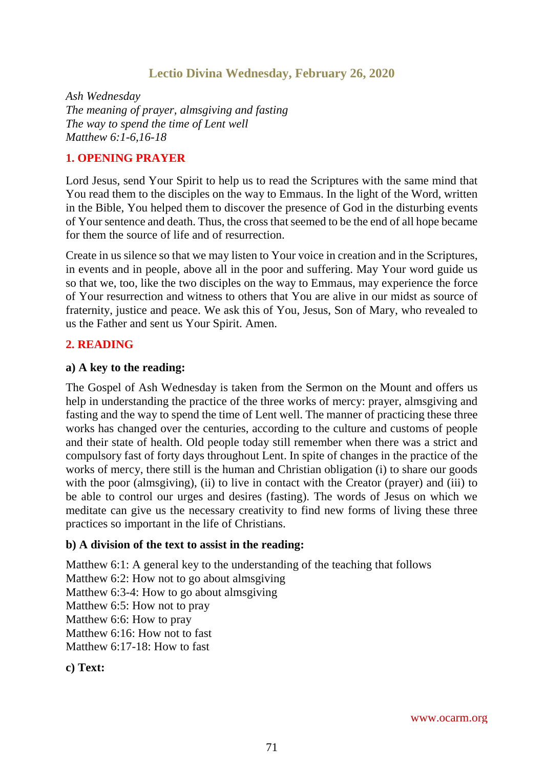# Lectio Divina Wednesday, February 26, 2020

*Ash Wednesday*
*The meaning of prayer, almsgiving and fasting*
*The way to spend the time of Lent well*
*Matthew 6:1-6,16-18*

## 1. OPENING PRAYER

Lord Jesus, send Your Spirit to help us to read the Scriptures with the same mind that You read them to the disciples on the way to Emmaus. In the light of the Word, written in the Bible, You helped them to discover the presence of God in the disturbing events of Your sentence and death. Thus, the cross that seemed to be the end of all hope became for them the source of life and of resurrection.

Create in us silence so that we may listen to Your voice in creation and in the Scriptures, in events and in people, above all in the poor and suffering. May Your word guide us so that we, too, like the two disciples on the way to Emmaus, may experience the force of Your resurrection and witness to others that You are alive in our midst as source of fraternity, justice and peace. We ask this of You, Jesus, Son of Mary, who revealed to us the Father and sent us Your Spirit. Amen.

## 2. READING

### a) A key to the reading:

The Gospel of Ash Wednesday is taken from the Sermon on the Mount and offers us help in understanding the practice of the three works of mercy: prayer, almsgiving and fasting and the way to spend the time of Lent well. The manner of practicing these three works has changed over the centuries, according to the culture and customs of people and their state of health. Old people today still remember when there was a strict and compulsory fast of forty days throughout Lent. In spite of changes in the practice of the works of mercy, there still is the human and Christian obligation (i) to share our goods with the poor (almsgiving), (ii) to live in contact with the Creator (prayer) and (iii) to be able to control our urges and desires (fasting). The words of Jesus on which we meditate can give us the necessary creativity to find new forms of living these three practices so important in the life of Christians.

### b) A division of the text to assist in the reading:

Matthew 6:1: A general key to the understanding of the teaching that follows
Matthew 6:2: How not to go about almsgiving
Matthew 6:3-4: How to go about almsgiving
Matthew 6:5: How not to pray
Matthew 6:6: How to pray
Matthew 6:16: How not to fast
Matthew 6:17-18: How to fast

### c) Text: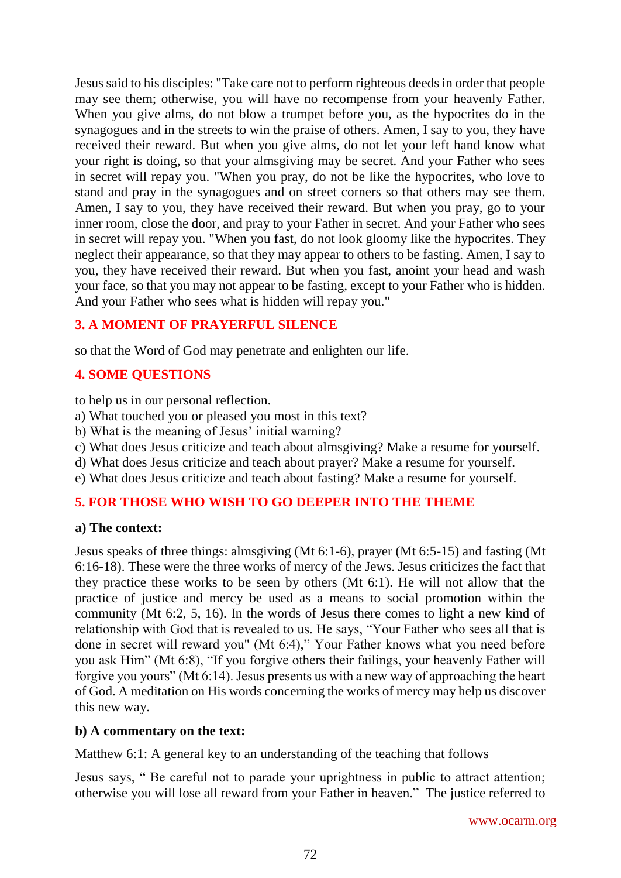Jesus said to his disciples: "Take care not to perform righteous deeds in order that people may see them; otherwise, you will have no recompense from your heavenly Father. When you give alms, do not blow a trumpet before you, as the hypocrites do in the synagogues and in the streets to win the praise of others. Amen, I say to you, they have received their reward. But when you give alms, do not let your left hand know what your right is doing, so that your almsgiving may be secret. And your Father who sees in secret will repay you. "When you pray, do not be like the hypocrites, who love to stand and pray in the synagogues and on street corners so that others may see them. Amen, I say to you, they have received their reward. But when you pray, go to your inner room, close the door, and pray to your Father in secret. And your Father who sees in secret will repay you. "When you fast, do not look gloomy like the hypocrites. They neglect their appearance, so that they may appear to others to be fasting. Amen, I say to you, they have received their reward. But when you fast, anoint your head and wash your face, so that you may not appear to be fasting, except to your Father who is hidden. And your Father who sees what is hidden will repay you."

## 3. A MOMENT OF PRAYERFUL SILENCE

so that the Word of God may penetrate and enlighten our life.

## 4. SOME QUESTIONS

to help us in our personal reflection.

a) What touched you or pleased you most in this text?
b) What is the meaning of Jesus' initial warning?
c) What does Jesus criticize and teach about almsgiving? Make a resume for yourself.
d) What does Jesus criticize and teach about prayer? Make a resume for yourself.
e) What does Jesus criticize and teach about fasting? Make a resume for yourself.

## 5. FOR THOSE WHO WISH TO GO DEEPER INTO THE THEME

**a) The context:**

Jesus speaks of three things: almsgiving (Mt 6:1-6), prayer (Mt 6:5-15) and fasting (Mt 6:16-18). These were the three works of mercy of the Jews. Jesus criticizes the fact that they practice these works to be seen by others (Mt 6:1). He will not allow that the practice of justice and mercy be used as a means to social promotion within the community (Mt 6:2, 5, 16). In the words of Jesus there comes to light a new kind of relationship with God that is revealed to us. He says, "Your Father who sees all that is done in secret will reward you" (Mt 6:4)," Your Father knows what you need before you ask Him" (Mt 6:8), "If you forgive others their failings, your heavenly Father will forgive you yours" (Mt 6:14). Jesus presents us with a new way of approaching the heart of God. A meditation on His words concerning the works of mercy may help us discover this new way.

**b) A commentary on the text:**

Matthew 6:1: A general key to an understanding of the teaching that follows

Jesus says, " Be careful not to parade your uprightness in public to attract attention; otherwise you will lose all reward from your Father in heaven." The justice referred to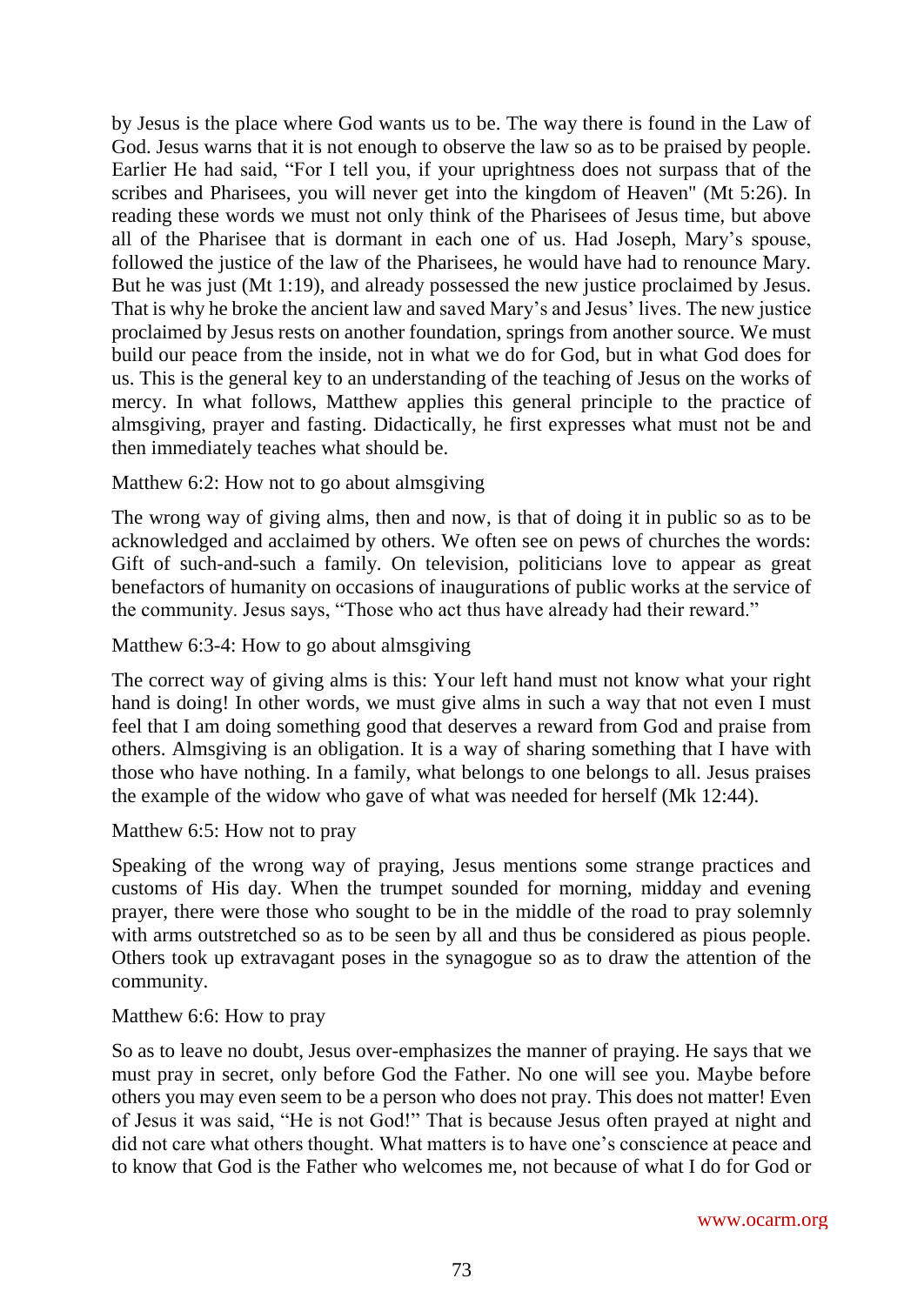by Jesus is the place where God wants us to be. The way there is found in the Law of God. Jesus warns that it is not enough to observe the law so as to be praised by people. Earlier He had said, "For I tell you, if your uprightness does not surpass that of the scribes and Pharisees, you will never get into the kingdom of Heaven" (Mt 5:26). In reading these words we must not only think of the Pharisees of Jesus time, but above all of the Pharisee that is dormant in each one of us. Had Joseph, Mary's spouse, followed the justice of the law of the Pharisees, he would have had to renounce Mary. But he was just (Mt 1:19), and already possessed the new justice proclaimed by Jesus. That is why he broke the ancient law and saved Mary's and Jesus' lives. The new justice proclaimed by Jesus rests on another foundation, springs from another source. We must build our peace from the inside, not in what we do for God, but in what God does for us. This is the general key to an understanding of the teaching of Jesus on the works of mercy. In what follows, Matthew applies this general principle to the practice of almsgiving, prayer and fasting. Didactically, he first expresses what must not be and then immediately teaches what should be.

Matthew 6:2: How not to go about almsgiving

The wrong way of giving alms, then and now, is that of doing it in public so as to be acknowledged and acclaimed by others. We often see on pews of churches the words: Gift of such-and-such a family. On television, politicians love to appear as great benefactors of humanity on occasions of inaugurations of public works at the service of the community. Jesus says, "Those who act thus have already had their reward."

Matthew 6:3-4: How to go about almsgiving

The correct way of giving alms is this: Your left hand must not know what your right hand is doing! In other words, we must give alms in such a way that not even I must feel that I am doing something good that deserves a reward from God and praise from others. Almsgiving is an obligation. It is a way of sharing something that I have with those who have nothing. In a family, what belongs to one belongs to all. Jesus praises the example of the widow who gave of what was needed for herself (Mk 12:44).

Matthew 6:5: How not to pray

Speaking of the wrong way of praying, Jesus mentions some strange practices and customs of His day. When the trumpet sounded for morning, midday and evening prayer, there were those who sought to be in the middle of the road to pray solemnly with arms outstretched so as to be seen by all and thus be considered as pious people. Others took up extravagant poses in the synagogue so as to draw the attention of the community.

Matthew 6:6: How to pray

So as to leave no doubt, Jesus over-emphasizes the manner of praying. He says that we must pray in secret, only before God the Father. No one will see you. Maybe before others you may even seem to be a person who does not pray. This does not matter! Even of Jesus it was said, "He is not God!" That is because Jesus often prayed at night and did not care what others thought. What matters is to have one's conscience at peace and to know that God is the Father who welcomes me, not because of what I do for God or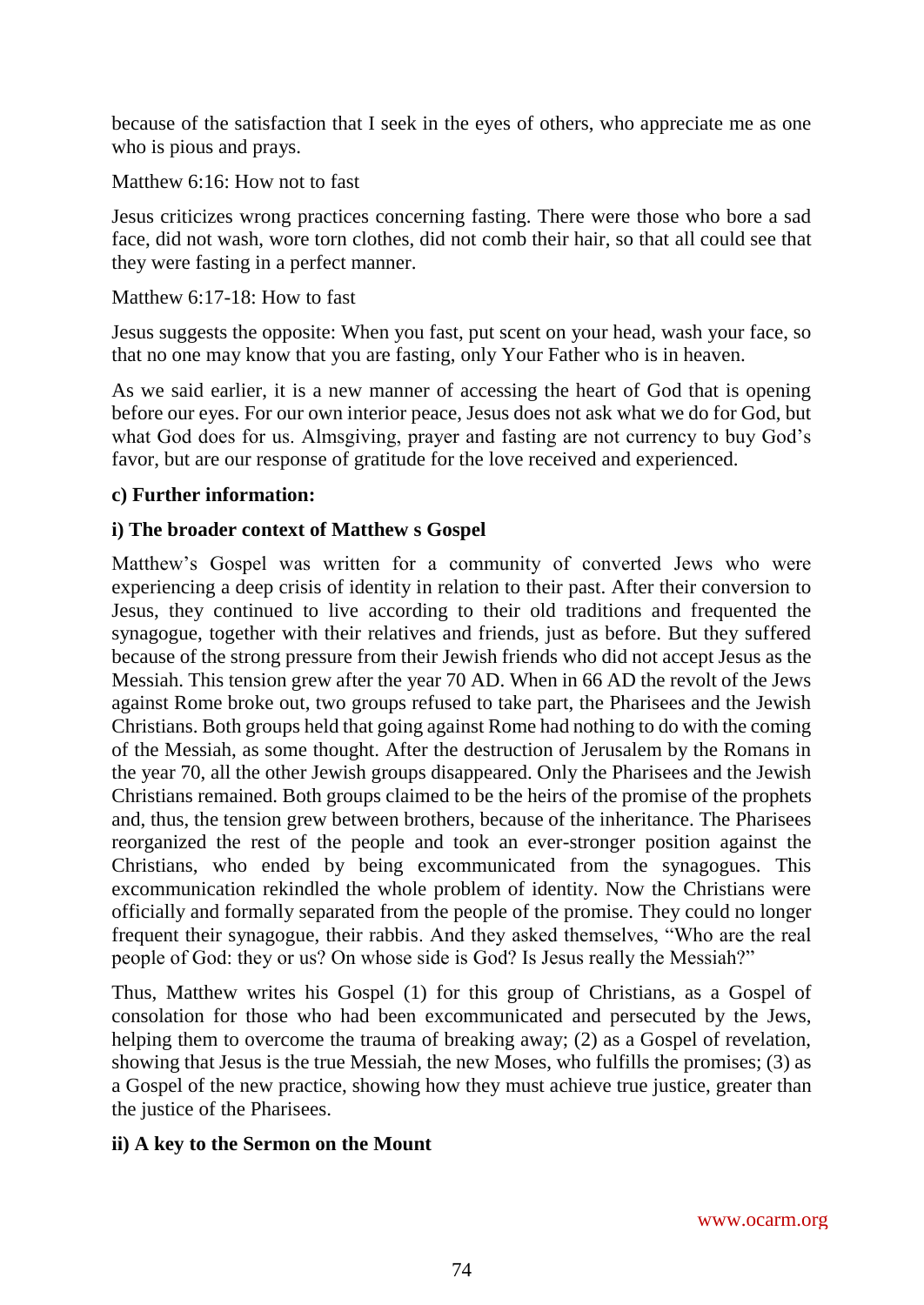because of the satisfaction that I seek in the eyes of others, who appreciate me as one who is pious and prays.

Matthew 6:16: How not to fast

Jesus criticizes wrong practices concerning fasting. There were those who bore a sad face, did not wash, wore torn clothes, did not comb their hair, so that all could see that they were fasting in a perfect manner.

Matthew 6:17-18: How to fast

Jesus suggests the opposite: When you fast, put scent on your head, wash your face, so that no one may know that you are fasting, only Your Father who is in heaven.

As we said earlier, it is a new manner of accessing the heart of God that is opening before our eyes. For our own interior peace, Jesus does not ask what we do for God, but what God does for us. Almsgiving, prayer and fasting are not currency to buy God's favor, but are our response of gratitude for the love received and experienced.

**c) Further information:**

**i) The broader context of Matthew s Gospel**

Matthew's Gospel was written for a community of converted Jews who were experiencing a deep crisis of identity in relation to their past. After their conversion to Jesus, they continued to live according to their old traditions and frequented the synagogue, together with their relatives and friends, just as before. But they suffered because of the strong pressure from their Jewish friends who did not accept Jesus as the Messiah. This tension grew after the year 70 AD. When in 66 AD the revolt of the Jews against Rome broke out, two groups refused to take part, the Pharisees and the Jewish Christians. Both groups held that going against Rome had nothing to do with the coming of the Messiah, as some thought. After the destruction of Jerusalem by the Romans in the year 70, all the other Jewish groups disappeared. Only the Pharisees and the Jewish Christians remained. Both groups claimed to be the heirs of the promise of the prophets and, thus, the tension grew between brothers, because of the inheritance. The Pharisees reorganized the rest of the people and took an ever-stronger position against the Christians, who ended by being excommunicated from the synagogues. This excommunication rekindled the whole problem of identity. Now the Christians were officially and formally separated from the people of the promise. They could no longer frequent their synagogue, their rabbis. And they asked themselves, "Who are the real people of God: they or us? On whose side is God? Is Jesus really the Messiah?"

Thus, Matthew writes his Gospel (1) for this group of Christians, as a Gospel of consolation for those who had been excommunicated and persecuted by the Jews, helping them to overcome the trauma of breaking away; (2) as a Gospel of revelation, showing that Jesus is the true Messiah, the new Moses, who fulfills the promises; (3) as a Gospel of the new practice, showing how they must achieve true justice, greater than the justice of the Pharisees.

**ii) A key to the Sermon on the Mount**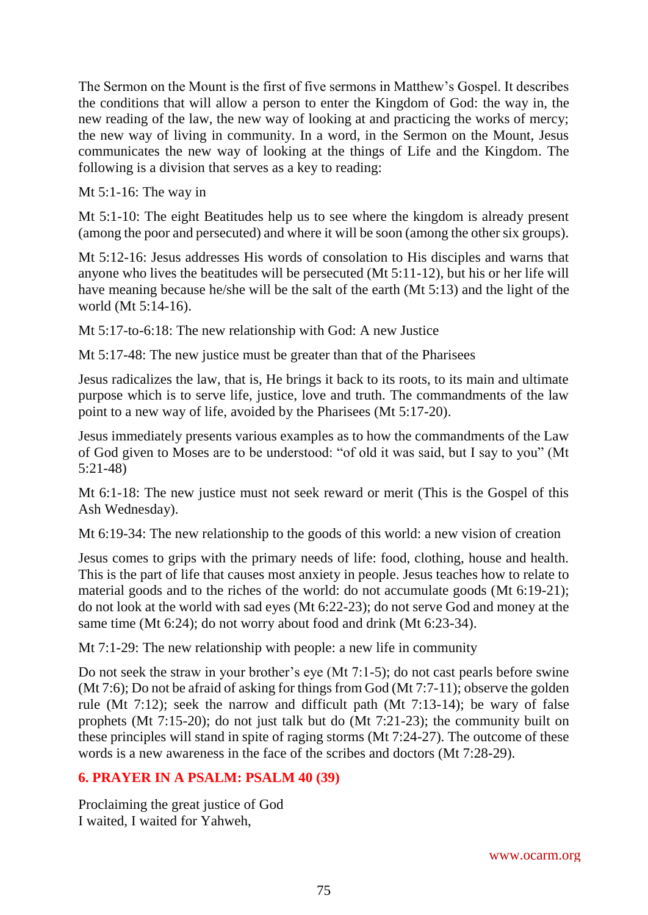The Sermon on the Mount is the first of five sermons in Matthew's Gospel. It describes the conditions that will allow a person to enter the Kingdom of God: the way in, the new reading of the law, the new way of looking at and practicing the works of mercy; the new way of living in community. In a word, in the Sermon on the Mount, Jesus communicates the new way of looking at the things of Life and the Kingdom. The following is a division that serves as a key to reading:

Mt 5:1-16: The way in

Mt 5:1-10: The eight Beatitudes help us to see where the kingdom is already present (among the poor and persecuted) and where it will be soon (among the other six groups).

Mt 5:12-16: Jesus addresses His words of consolation to His disciples and warns that anyone who lives the beatitudes will be persecuted (Mt 5:11-12), but his or her life will have meaning because he/she will be the salt of the earth (Mt 5:13) and the light of the world (Mt 5:14-16).

Mt 5:17-to-6:18: The new relationship with God: A new Justice

Mt 5:17-48: The new justice must be greater than that of the Pharisees

Jesus radicalizes the law, that is, He brings it back to its roots, to its main and ultimate purpose which is to serve life, justice, love and truth. The commandments of the law point to a new way of life, avoided by the Pharisees (Mt 5:17-20).

Jesus immediately presents various examples as to how the commandments of the Law of God given to Moses are to be understood: "of old it was said, but I say to you" (Mt 5:21-48)

Mt 6:1-18: The new justice must not seek reward or merit (This is the Gospel of this Ash Wednesday).

Mt 6:19-34: The new relationship to the goods of this world: a new vision of creation

Jesus comes to grips with the primary needs of life: food, clothing, house and health. This is the part of life that causes most anxiety in people. Jesus teaches how to relate to material goods and to the riches of the world: do not accumulate goods (Mt 6:19-21); do not look at the world with sad eyes (Mt 6:22-23); do not serve God and money at the same time (Mt 6:24); do not worry about food and drink (Mt 6:23-34).

Mt 7:1-29: The new relationship with people: a new life in community

Do not seek the straw in your brother's eye (Mt 7:1-5); do not cast pearls before swine (Mt 7:6); Do not be afraid of asking for things from God (Mt 7:7-11); observe the golden rule (Mt 7:12); seek the narrow and difficult path (Mt 7:13-14); be wary of false prophets (Mt 7:15-20); do not just talk but do (Mt 7:21-23); the community built on these principles will stand in spite of raging storms (Mt 7:24-27). The outcome of these words is a new awareness in the face of the scribes and doctors (Mt 7:28-29).

## 6. PRAYER IN A PSALM: PSALM 40 (39)

Proclaiming the great justice of God
I waited, I waited for Yahweh,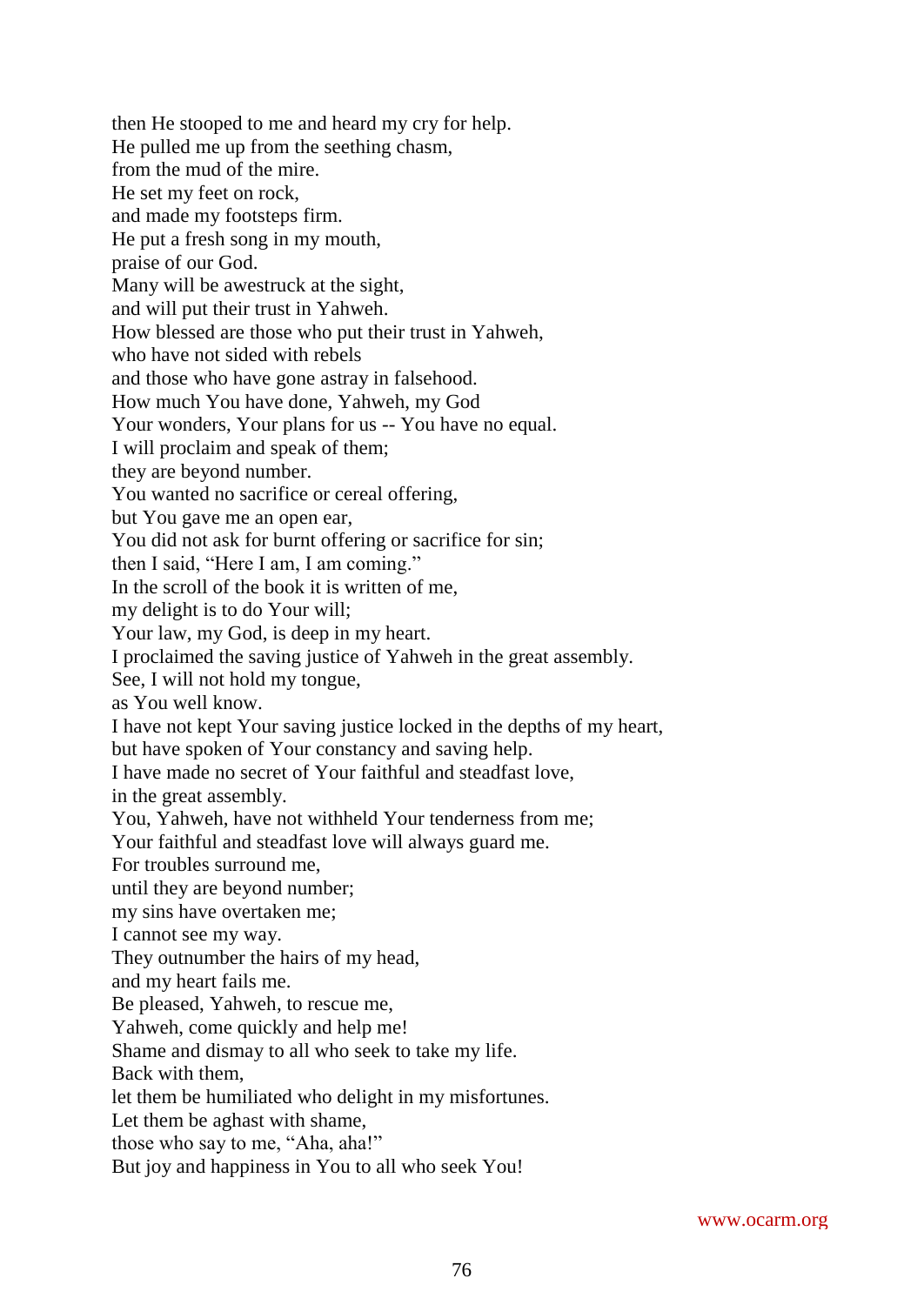then He stooped to me and heard my cry for help.  
He pulled me up from the seething chasm,  
from the mud of the mire.  
He set my feet on rock,  
and made my footsteps firm.  
He put a fresh song in my mouth,  
praise of our God.  
Many will be awestruck at the sight,  
and will put their trust in Yahweh.  
How blessed are those who put their trust in Yahweh,  
who have not sided with rebels  
and those who have gone astray in falsehood.  
How much You have done, Yahweh, my God  
Your wonders, Your plans for us -- You have no equal.  
I will proclaim and speak of them;  
they are beyond number.  
You wanted no sacrifice or cereal offering,  
but You gave me an open ear,  
You did not ask for burnt offering or sacrifice for sin;  
then I said, "Here I am, I am coming."  
In the scroll of the book it is written of me,  
my delight is to do Your will;  
Your law, my God, is deep in my heart.  
I proclaimed the saving justice of Yahweh in the great assembly.  
See, I will not hold my tongue,  
as You well know.  
I have not kept Your saving justice locked in the depths of my heart,  
but have spoken of Your constancy and saving help.  
I have made no secret of Your faithful and steadfast love,  
in the great assembly.  
You, Yahweh, have not withheld Your tenderness from me;  
Your faithful and steadfast love will always guard me.  
For troubles surround me,  
until they are beyond number;  
my sins have overtaken me;  
I cannot see my way.  
They outnumber the hairs of my head,  
and my heart fails me.  
Be pleased, Yahweh, to rescue me,  
Yahweh, come quickly and help me!  
Shame and dismay to all who seek to take my life.  
Back with them,  
let them be humiliated who delight in my misfortunes.  
Let them be aghast with shame,  
those who say to me, "Aha, aha!"  
But joy and happiness in You to all who seek You!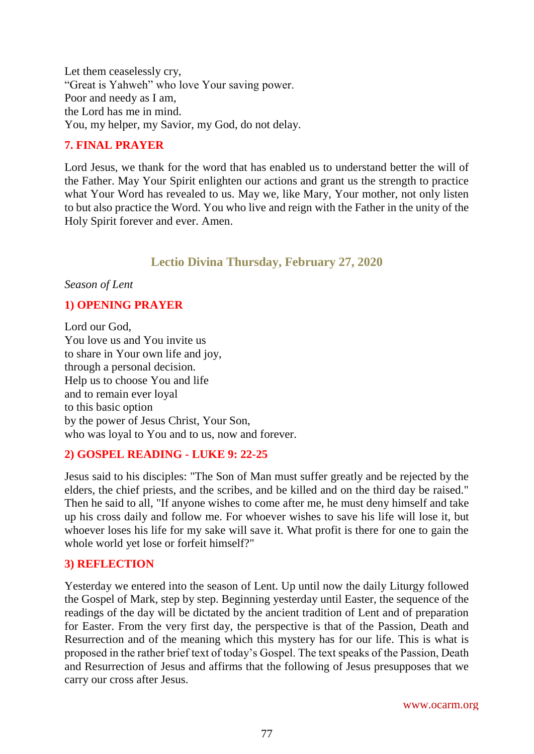Let them ceaselessly cry,
“Great is Yahweh” who love Your saving power.
Poor and needy as I am,
the Lord has me in mind.
You, my helper, my Savior, my God, do not delay.

### 7. FINAL PRAYER

Lord Jesus, we thank for the word that has enabled us to understand better the will of the Father. May Your Spirit enlighten our actions and grant us the strength to practice what Your Word has revealed to us. May we, like Mary, Your mother, not only listen to but also practice the Word. You who live and reign with the Father in the unity of the Holy Spirit forever and ever. Amen.

## Lectio Divina Thursday, February 27, 2020

*Season of Lent*

### 1) OPENING PRAYER

Lord our God,
You love us and You invite us
to share in Your own life and joy,
through a personal decision.
Help us to choose You and life
and to remain ever loyal
to this basic option
by the power of Jesus Christ, Your Son,
who was loyal to You and to us, now and forever.

### 2) GOSPEL READING - LUKE 9: 22-25

Jesus said to his disciples: "The Son of Man must suffer greatly and be rejected by the elders, the chief priests, and the scribes, and be killed and on the third day be raised." Then he said to all, "If anyone wishes to come after me, he must deny himself and take up his cross daily and follow me. For whoever wishes to save his life will lose it, but whoever loses his life for my sake will save it. What profit is there for one to gain the whole world yet lose or forfeit himself?"

### 3) REFLECTION

Yesterday we entered into the season of Lent. Up until now the daily Liturgy followed the Gospel of Mark, step by step. Beginning yesterday until Easter, the sequence of the readings of the day will be dictated by the ancient tradition of Lent and of preparation for Easter. From the very first day, the perspective is that of the Passion, Death and Resurrection and of the meaning which this mystery has for our life. This is what is proposed in the rather brief text of today’s Gospel. The text speaks of the Passion, Death and Resurrection of Jesus and affirms that the following of Jesus presupposes that we carry our cross after Jesus.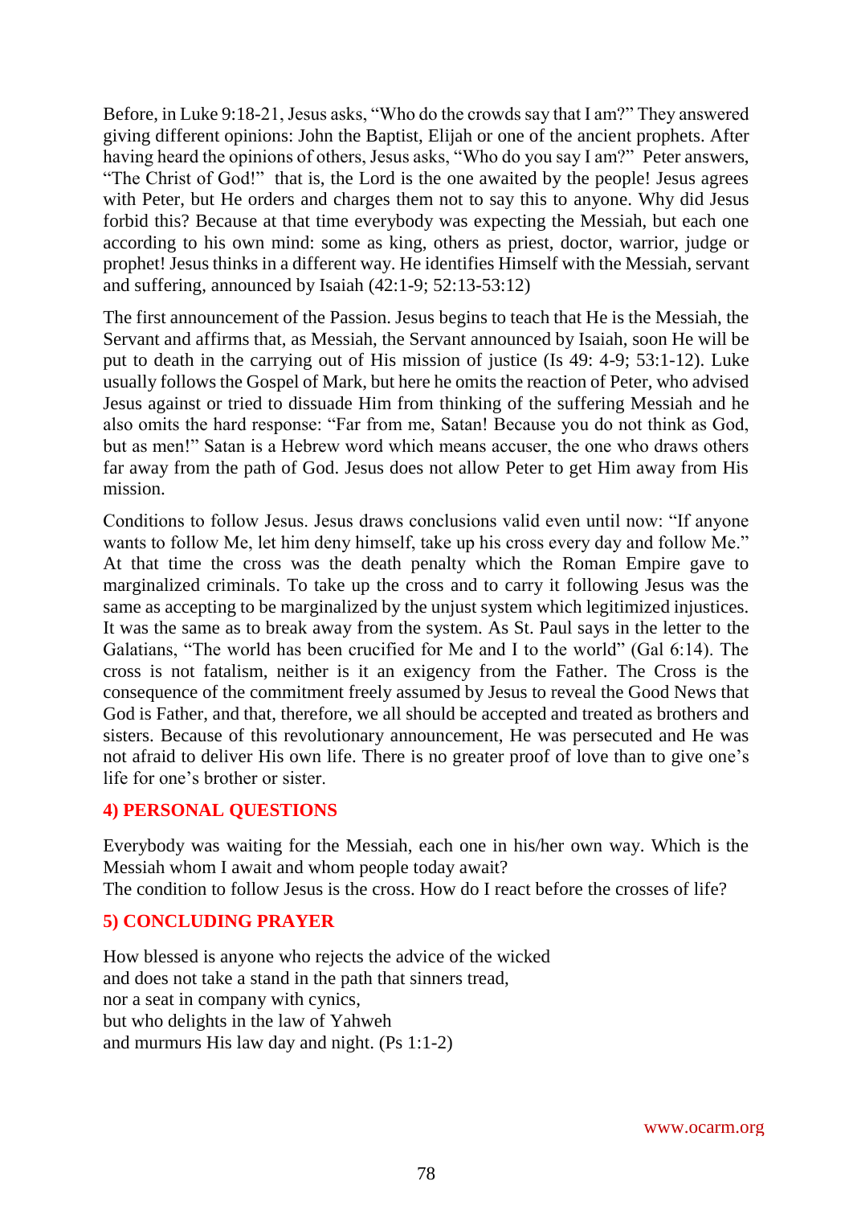Before, in Luke 9:18-21, Jesus asks, "Who do the crowds say that I am?" They answered giving different opinions: John the Baptist, Elijah or one of the ancient prophets. After having heard the opinions of others, Jesus asks, "Who do you say I am?" Peter answers, "The Christ of God!" that is, the Lord is the one awaited by the people! Jesus agrees with Peter, but He orders and charges them not to say this to anyone. Why did Jesus forbid this? Because at that time everybody was expecting the Messiah, but each one according to his own mind: some as king, others as priest, doctor, warrior, judge or prophet! Jesus thinks in a different way. He identifies Himself with the Messiah, servant and suffering, announced by Isaiah (42:1-9; 52:13-53:12)

The first announcement of the Passion. Jesus begins to teach that He is the Messiah, the Servant and affirms that, as Messiah, the Servant announced by Isaiah, soon He will be put to death in the carrying out of His mission of justice (Is 49: 4-9; 53:1-12). Luke usually follows the Gospel of Mark, but here he omits the reaction of Peter, who advised Jesus against or tried to dissuade Him from thinking of the suffering Messiah and he also omits the hard response: "Far from me, Satan! Because you do not think as God, but as men!" Satan is a Hebrew word which means accuser, the one who draws others far away from the path of God. Jesus does not allow Peter to get Him away from His mission.

Conditions to follow Jesus. Jesus draws conclusions valid even until now: "If anyone wants to follow Me, let him deny himself, take up his cross every day and follow Me." At that time the cross was the death penalty which the Roman Empire gave to marginalized criminals. To take up the cross and to carry it following Jesus was the same as accepting to be marginalized by the unjust system which legitimized injustices. It was the same as to break away from the system. As St. Paul says in the letter to the Galatians, "The world has been crucified for Me and I to the world" (Gal 6:14). The cross is not fatalism, neither is it an exigency from the Father. The Cross is the consequence of the commitment freely assumed by Jesus to reveal the Good News that God is Father, and that, therefore, we all should be accepted and treated as brothers and sisters. Because of this revolutionary announcement, He was persecuted and He was not afraid to deliver His own life. There is no greater proof of love than to give one's life for one's brother or sister.

## 4) PERSONAL QUESTIONS

Everybody was waiting for the Messiah, each one in his/her own way. Which is the Messiah whom I await and whom people today await?
The condition to follow Jesus is the cross. How do I react before the crosses of life?

## 5) CONCLUDING PRAYER

How blessed is anyone who rejects the advice of the wicked
and does not take a stand in the path that sinners tread,
nor a seat in company with cynics,
but who delights in the law of Yahweh
and murmurs His law day and night. (Ps 1:1-2)

www.ocarm.org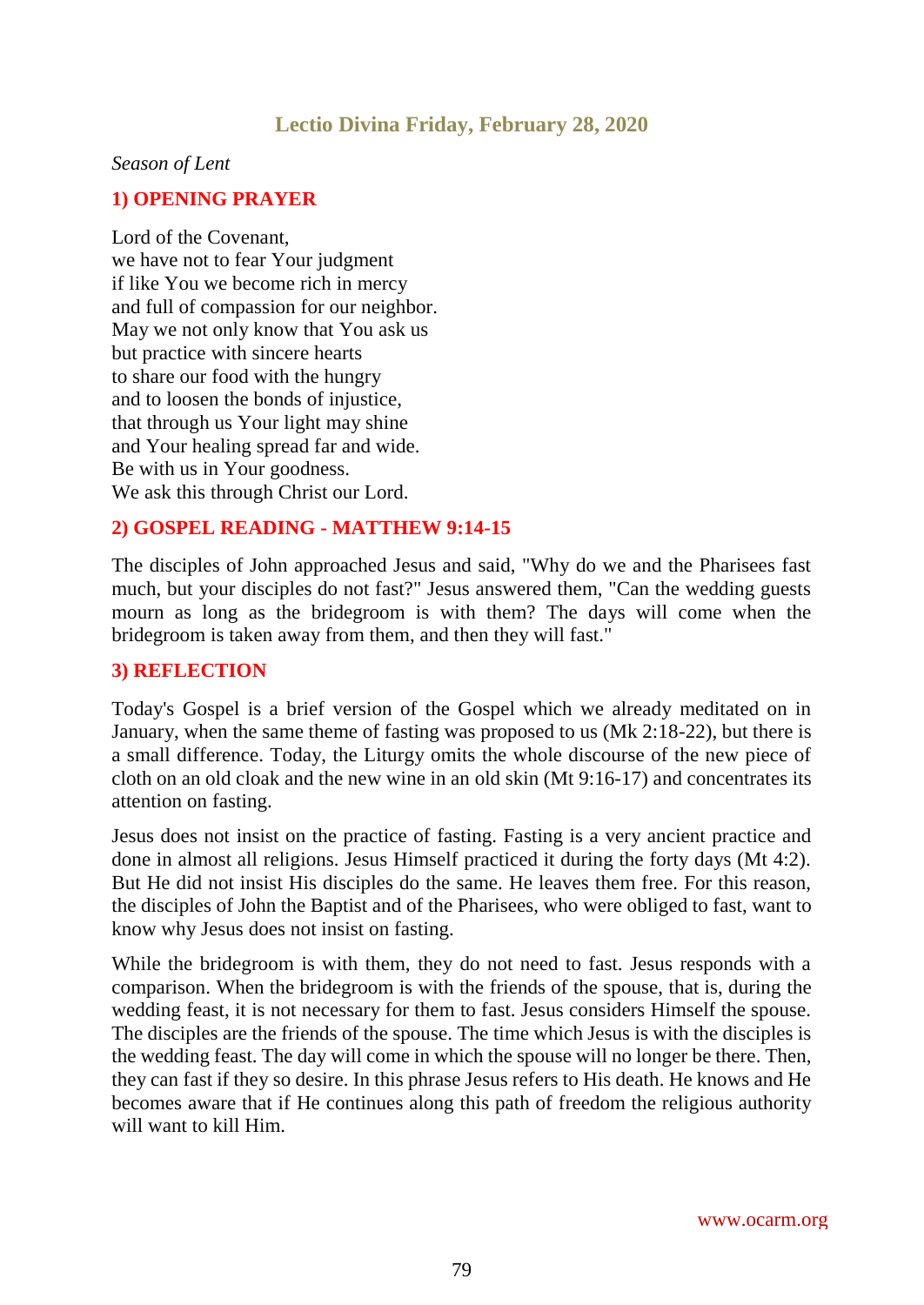## Lectio Divina Friday, February 28, 2020

*Season of Lent*

### 1) OPENING PRAYER

Lord of the Covenant,
we have not to fear Your judgment
if like You we become rich in mercy
and full of compassion for our neighbor.
May we not only know that You ask us
but practice with sincere hearts
to share our food with the hungry
and to loosen the bonds of injustice,
that through us Your light may shine
and Your healing spread far and wide.
Be with us in Your goodness.
We ask this through Christ our Lord.

### 2) GOSPEL READING - MATTHEW 9:14-15

The disciples of John approached Jesus and said, "Why do we and the Pharisees fast much, but your disciples do not fast?" Jesus answered them, "Can the wedding guests mourn as long as the bridegroom is with them? The days will come when the bridegroom is taken away from them, and then they will fast."

### 3) REFLECTION

Today's Gospel is a brief version of the Gospel which we already meditated on in January, when the same theme of fasting was proposed to us (Mk 2:18-22), but there is a small difference. Today, the Liturgy omits the whole discourse of the new piece of cloth on an old cloak and the new wine in an old skin (Mt 9:16-17) and concentrates its attention on fasting.

Jesus does not insist on the practice of fasting. Fasting is a very ancient practice and done in almost all religions. Jesus Himself practiced it during the forty days (Mt 4:2). But He did not insist His disciples do the same. He leaves them free. For this reason, the disciples of John the Baptist and of the Pharisees, who were obliged to fast, want to know why Jesus does not insist on fasting.

While the bridegroom is with them, they do not need to fast. Jesus responds with a comparison. When the bridegroom is with the friends of the spouse, that is, during the wedding feast, it is not necessary for them to fast. Jesus considers Himself the spouse. The disciples are the friends of the spouse. The time which Jesus is with the disciples is the wedding feast. The day will come in which the spouse will no longer be there. Then, they can fast if they so desire. In this phrase Jesus refers to His death. He knows and He becomes aware that if He continues along this path of freedom the religious authority will want to kill Him.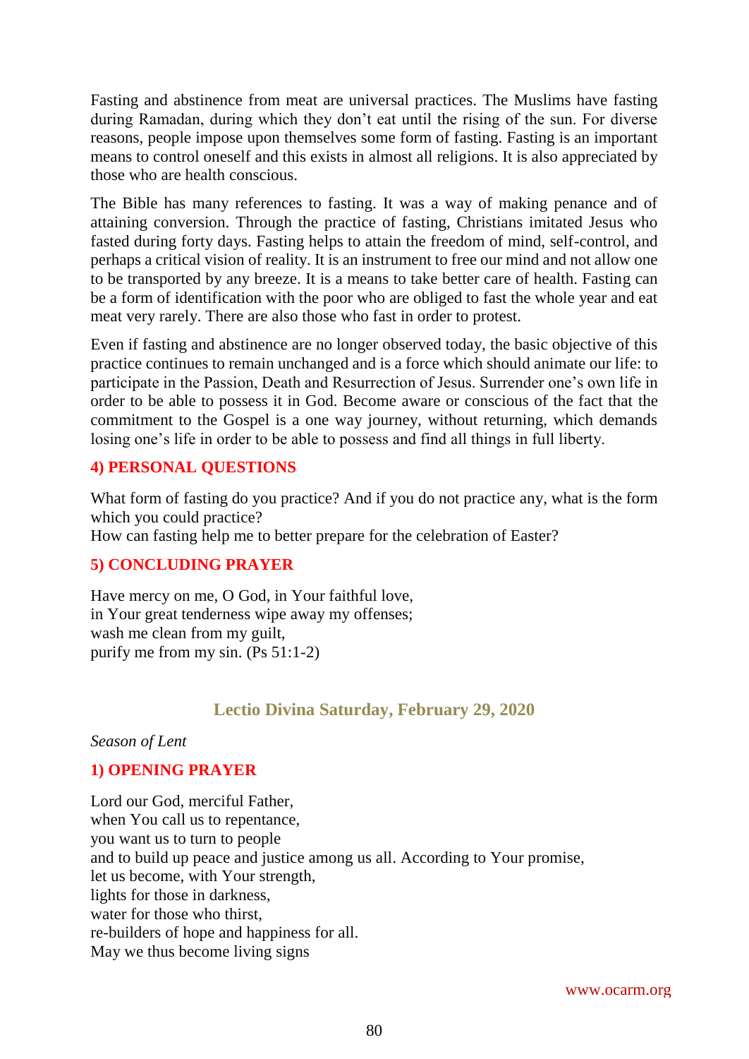Fasting and abstinence from meat are universal practices. The Muslims have fasting during Ramadan, during which they don't eat until the rising of the sun. For diverse reasons, people impose upon themselves some form of fasting. Fasting is an important means to control oneself and this exists in almost all religions. It is also appreciated by those who are health conscious.

The Bible has many references to fasting. It was a way of making penance and of attaining conversion. Through the practice of fasting, Christians imitated Jesus who fasted during forty days. Fasting helps to attain the freedom of mind, self-control, and perhaps a critical vision of reality. It is an instrument to free our mind and not allow one to be transported by any breeze. It is a means to take better care of health. Fasting can be a form of identification with the poor who are obliged to fast the whole year and eat meat very rarely. There are also those who fast in order to protest.

Even if fasting and abstinence are no longer observed today, the basic objective of this practice continues to remain unchanged and is a force which should animate our life: to participate in the Passion, Death and Resurrection of Jesus. Surrender one's own life in order to be able to possess it in God. Become aware or conscious of the fact that the commitment to the Gospel is a one way journey, without returning, which demands losing one's life in order to be able to possess and find all things in full liberty.

### 4) PERSONAL QUESTIONS

What form of fasting do you practice? And if you do not practice any, what is the form which you could practice?
How can fasting help me to better prepare for the celebration of Easter?

### 5) CONCLUDING PRAYER

Have mercy on me, O God, in Your faithful love,
in Your great tenderness wipe away my offenses;
wash me clean from my guilt,
purify me from my sin. (Ps 51:1-2)

## Lectio Divina Saturday, February 29, 2020

*Season of Lent*

### 1) OPENING PRAYER

Lord our God, merciful Father,
when You call us to repentance,
you want us to turn to people
and to build up peace and justice among us all. According to Your promise,
let us become, with Your strength,
lights for those in darkness,
water for those who thirst,
re-builders of hope and happiness for all.
May we thus become living signs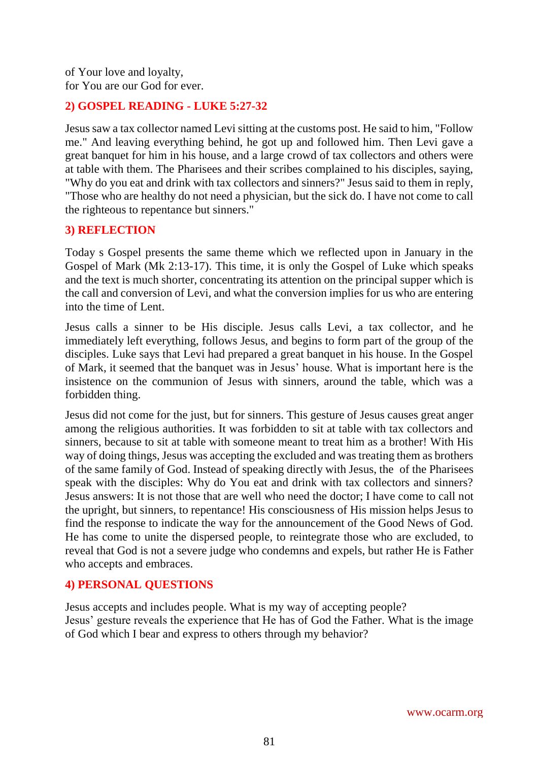of Your love and loyalty,
for You are our God for ever.

## 2) GOSPEL READING - LUKE 5:27-32

Jesus saw a tax collector named Levi sitting at the customs post. He said to him, "Follow me." And leaving everything behind, he got up and followed him. Then Levi gave a great banquet for him in his house, and a large crowd of tax collectors and others were at table with them. The Pharisees and their scribes complained to his disciples, saying, "Why do you eat and drink with tax collectors and sinners?" Jesus said to them in reply, "Those who are healthy do not need a physician, but the sick do. I have not come to call the righteous to repentance but sinners."

## 3) REFLECTION

Today s Gospel presents the same theme which we reflected upon in January in the Gospel of Mark (Mk 2:13-17). This time, it is only the Gospel of Luke which speaks and the text is much shorter, concentrating its attention on the principal supper which is the call and conversion of Levi, and what the conversion implies for us who are entering into the time of Lent.

Jesus calls a sinner to be His disciple. Jesus calls Levi, a tax collector, and he immediately left everything, follows Jesus, and begins to form part of the group of the disciples. Luke says that Levi had prepared a great banquet in his house. In the Gospel of Mark, it seemed that the banquet was in Jesus' house. What is important here is the insistence on the communion of Jesus with sinners, around the table, which was a forbidden thing.

Jesus did not come for the just, but for sinners. This gesture of Jesus causes great anger among the religious authorities. It was forbidden to sit at table with tax collectors and sinners, because to sit at table with someone meant to treat him as a brother! With His way of doing things, Jesus was accepting the excluded and was treating them as brothers of the same family of God. Instead of speaking directly with Jesus, the of the Pharisees speak with the disciples: Why do You eat and drink with tax collectors and sinners? Jesus answers: It is not those that are well who need the doctor; I have come to call not the upright, but sinners, to repentance! His consciousness of His mission helps Jesus to find the response to indicate the way for the announcement of the Good News of God. He has come to unite the dispersed people, to reintegrate those who are excluded, to reveal that God is not a severe judge who condemns and expels, but rather He is Father who accepts and embraces.

## 4) PERSONAL QUESTIONS

Jesus accepts and includes people. What is my way of accepting people?
Jesus' gesture reveals the experience that He has of God the Father. What is the image of God which I bear and express to others through my behavior?

www.ocarm.org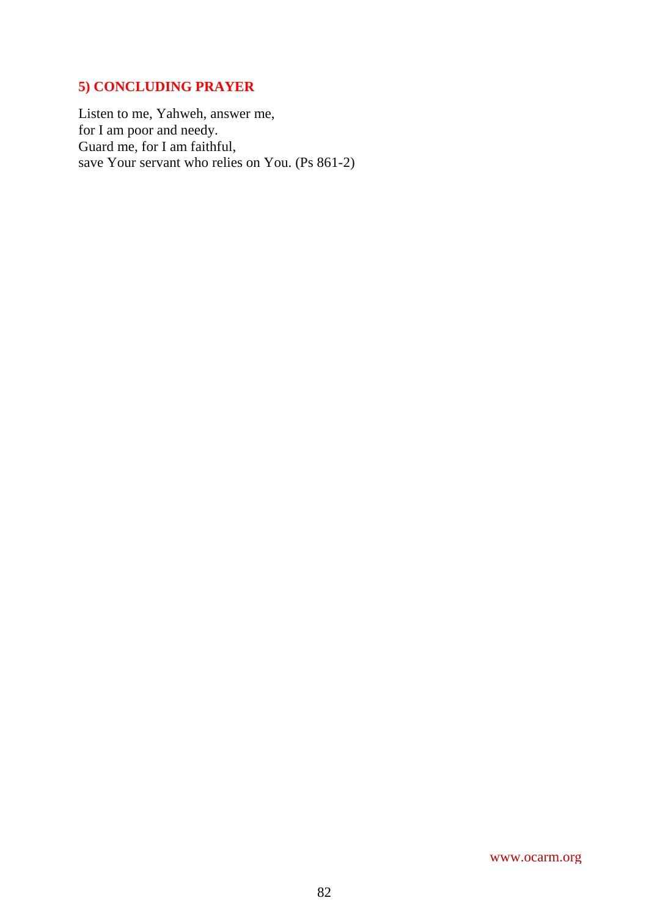## 5) CONCLUDING PRAYER

Listen to me, Yahweh, answer me,
for I am poor and needy.
Guard me, for I am faithful,
save Your servant who relies on You. (Ps 861-2)

www.ocarm.org